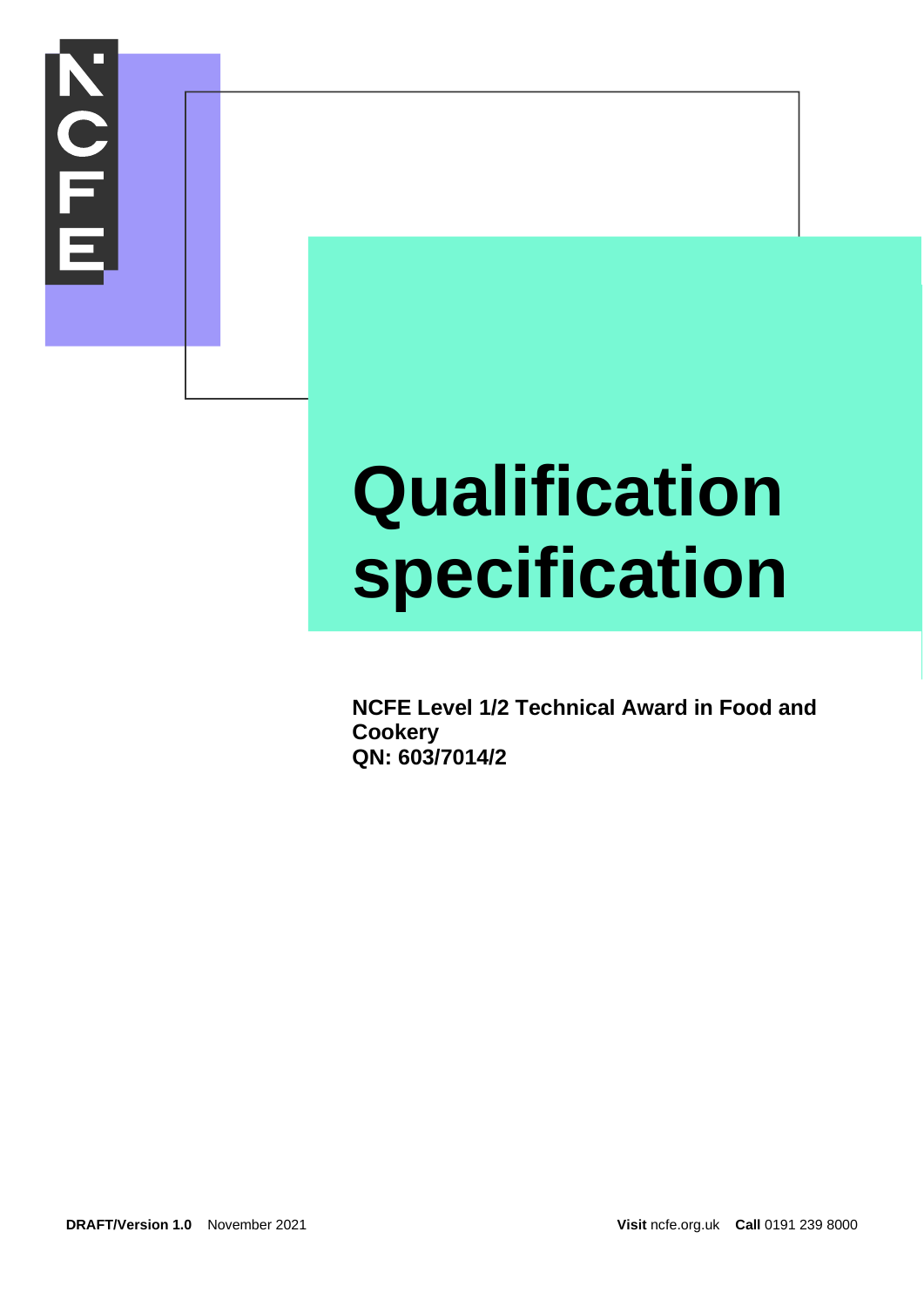# Qualification specification

**NCFE Level 1/2 Technical Award in Food and Cookery**
**QN: 603/7014/2**

**DRAFT/Version 1.0** November 2021

**Visit** ncfe.org.uk **Call** 0191 239 8000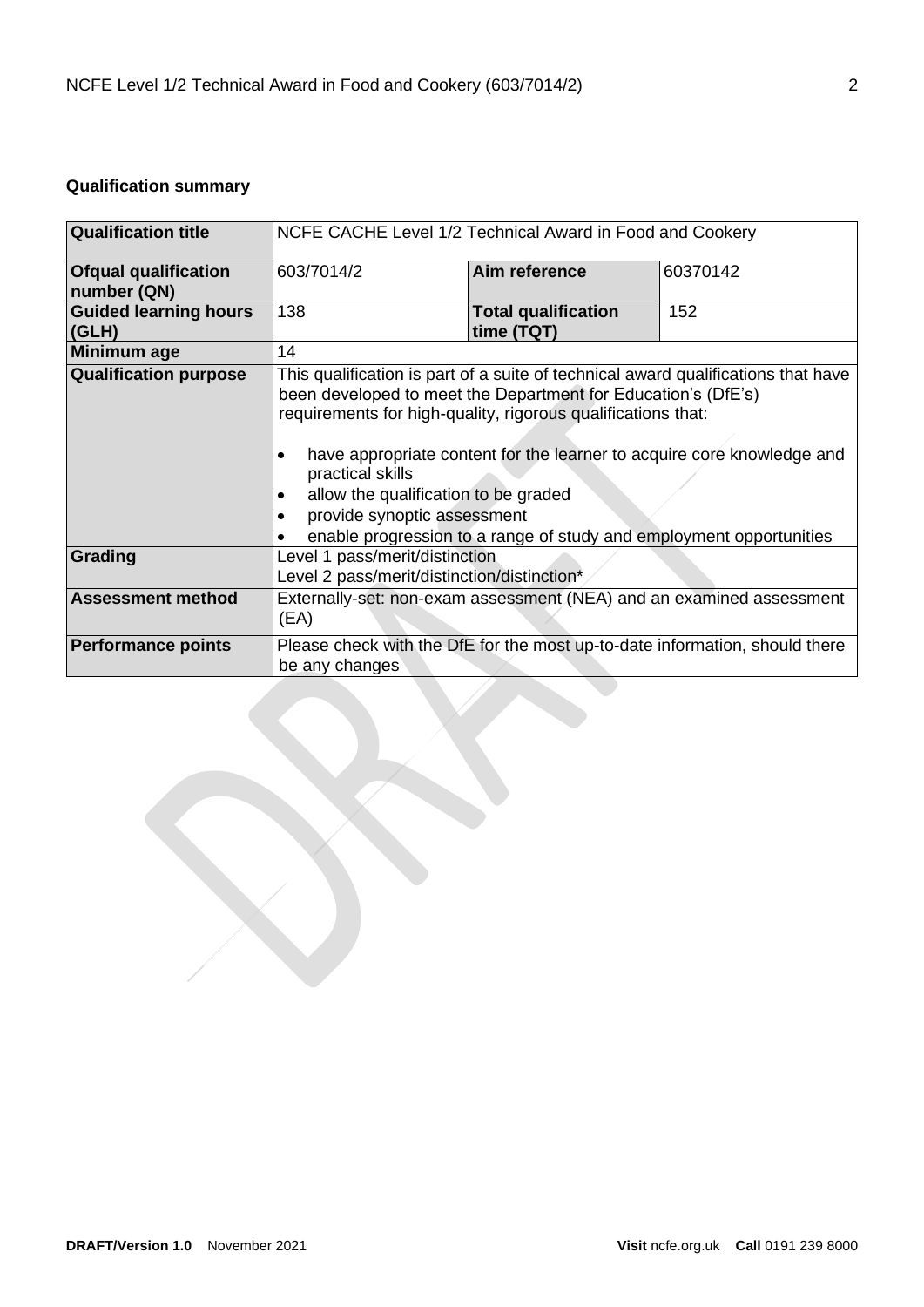**Qualification summary**

| Qualification title | NCFE CACHE Level 1/2 Technical Award in Food and Cookery | | |
|---|---|---|---|
| **Ofqual qualification number (QN)** | 603/7014/2 | **Aim reference** | 60370142 |
| **Guided learning hours (GLH)** | 138 | **Total qualification time (TQT)** | 152 |
| **Minimum age** | 14 | | |
| **Qualification purpose** | This qualification is part of a suite of technical award qualifications that have been developed to meet the Department for Education's (DfE's) requirements for high-quality, rigorous qualifications that:<br><br>• have appropriate content for the learner to acquire core knowledge and practical skills<br>• allow the qualification to be graded<br>• provide synoptic assessment<br>• enable progression to a range of study and employment opportunities | | |
| **Grading** | Level 1 pass/merit/distinction<br>Level 2 pass/merit/distinction/distinction* | | |
| **Assessment method** | Externally-set: non-exam assessment (NEA) and an examined assessment (EA) | | |
| **Performance points** | Please check with the DfE for the most up-to-date information, should there be any changes | | |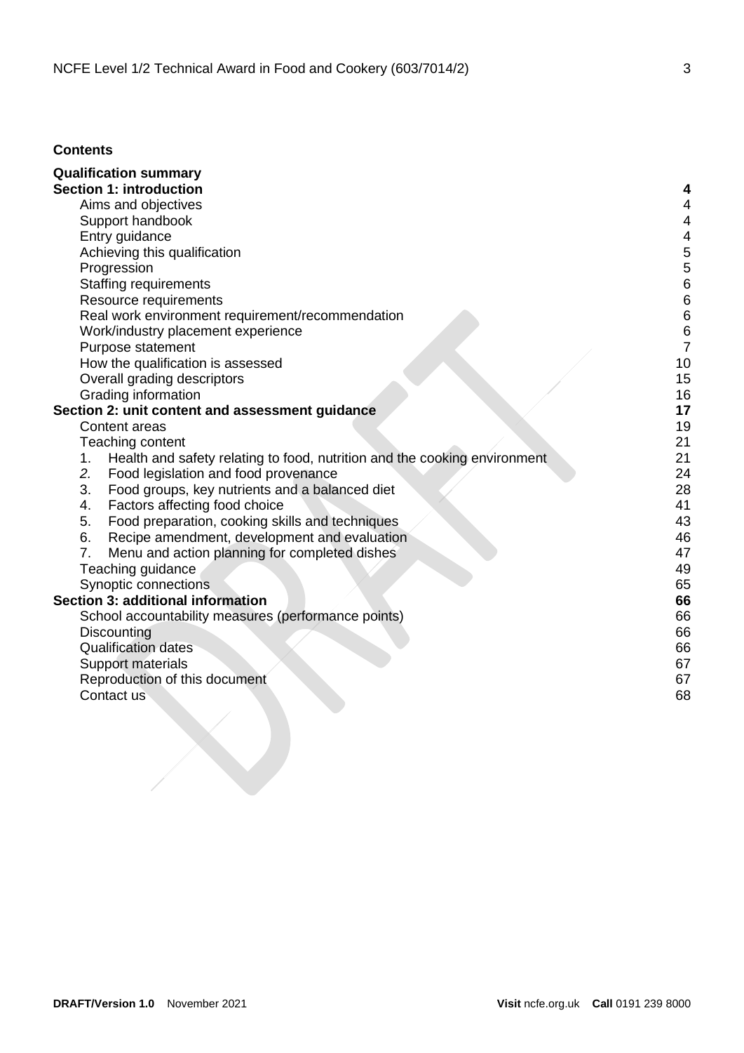**Contents**

| | |
|---|---|
| **Qualification summary** | |
| **Section 1: introduction** | **4** |
| Aims and objectives | 4 |
| Support handbook | 4 |
| Entry guidance | 4 |
| Achieving this qualification | 5 |
| Progression | 5 |
| Staffing requirements | 6 |
| Resource requirements | 6 |
| Real work environment requirement/recommendation | 6 |
| Work/industry placement experience | 6 |
| Purpose statement | 7 |
| How the qualification is assessed | 10 |
| Overall grading descriptors | 15 |
| Grading information | 16 |
| **Section 2: unit content and assessment guidance** | **17** |
| Content areas | 19 |
| Teaching content | 21 |
| 1. Health and safety relating to food, nutrition and the cooking environment | 21 |
| *2.* Food legislation and food provenance | 24 |
| 3. Food groups, key nutrients and a balanced diet | 28 |
| 4. Factors affecting food choice | 41 |
| 5. Food preparation, cooking skills and techniques | 43 |
| 6. Recipe amendment, development and evaluation | 46 |
| 7. Menu and action planning for completed dishes | 47 |
| Teaching guidance | 49 |
| Synoptic connections | 65 |
| **Section 3: additional information** | **66** |
| School accountability measures (performance points) | 66 |
| Discounting | 66 |
| Qualification dates | 66 |
| Support materials | 67 |
| Reproduction of this document | 67 |
| Contact us | 68 |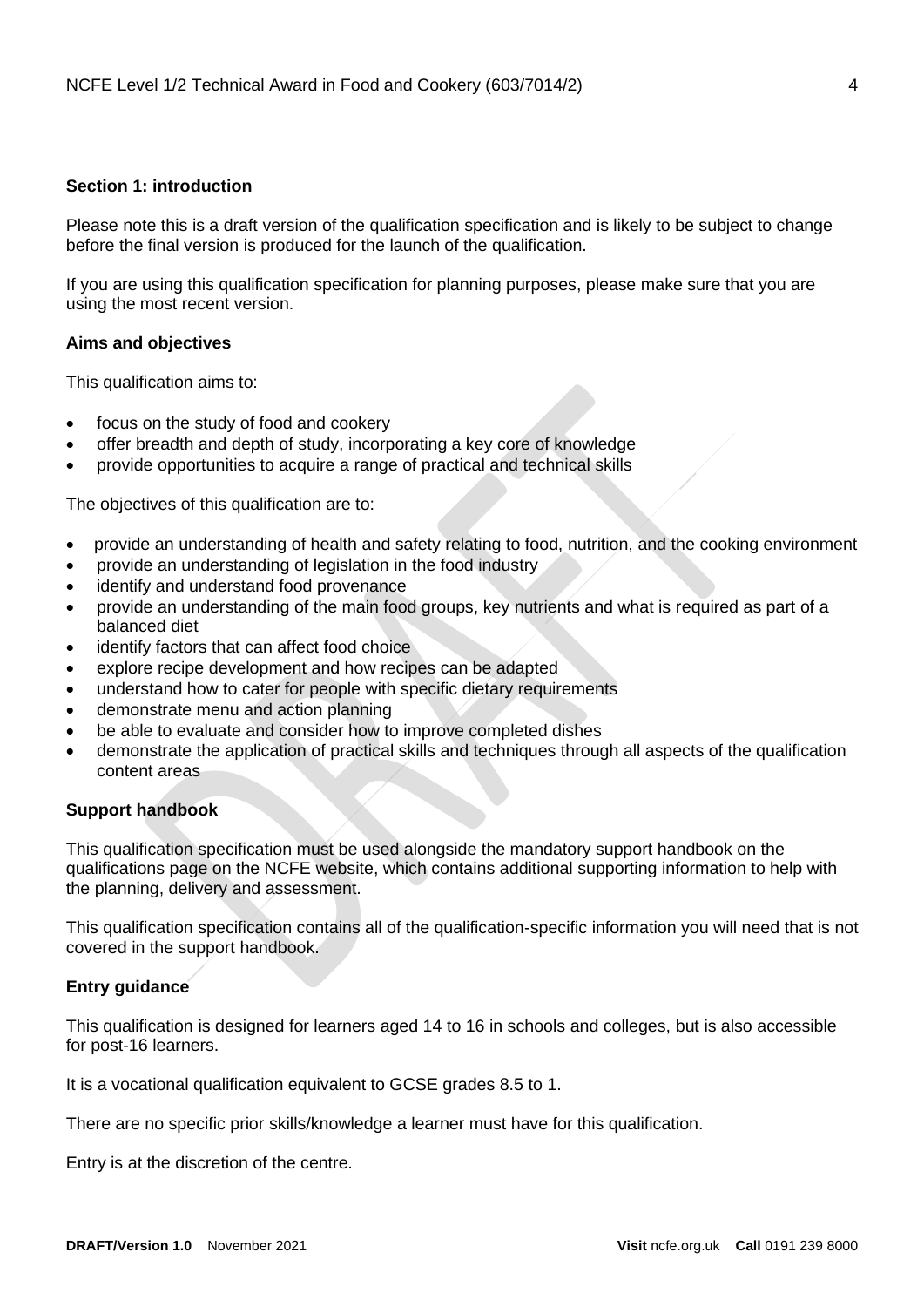## Section 1: introduction

Please note this is a draft version of the qualification specification and is likely to be subject to change before the final version is produced for the launch of the qualification.

If you are using this qualification specification for planning purposes, please make sure that you are using the most recent version.

### Aims and objectives

This qualification aims to:

- focus on the study of food and cookery
- offer breadth and depth of study, incorporating a key core of knowledge
- provide opportunities to acquire a range of practical and technical skills

The objectives of this qualification are to:

- provide an understanding of health and safety relating to food, nutrition, and the cooking environment
- provide an understanding of legislation in the food industry
- identify and understand food provenance
- provide an understanding of the main food groups, key nutrients and what is required as part of a balanced diet
- identify factors that can affect food choice
- explore recipe development and how recipes can be adapted
- understand how to cater for people with specific dietary requirements
- demonstrate menu and action planning
- be able to evaluate and consider how to improve completed dishes
- demonstrate the application of practical skills and techniques through all aspects of the qualification content areas

### Support handbook

This qualification specification must be used alongside the mandatory support handbook on the qualifications page on the NCFE website, which contains additional supporting information to help with the planning, delivery and assessment.

This qualification specification contains all of the qualification-specific information you will need that is not covered in the support handbook.

### Entry guidance

This qualification is designed for learners aged 14 to 16 in schools and colleges, but is also accessible for post-16 learners.

It is a vocational qualification equivalent to GCSE grades 8.5 to 1.

There are no specific prior skills/knowledge a learner must have for this qualification.

Entry is at the discretion of the centre.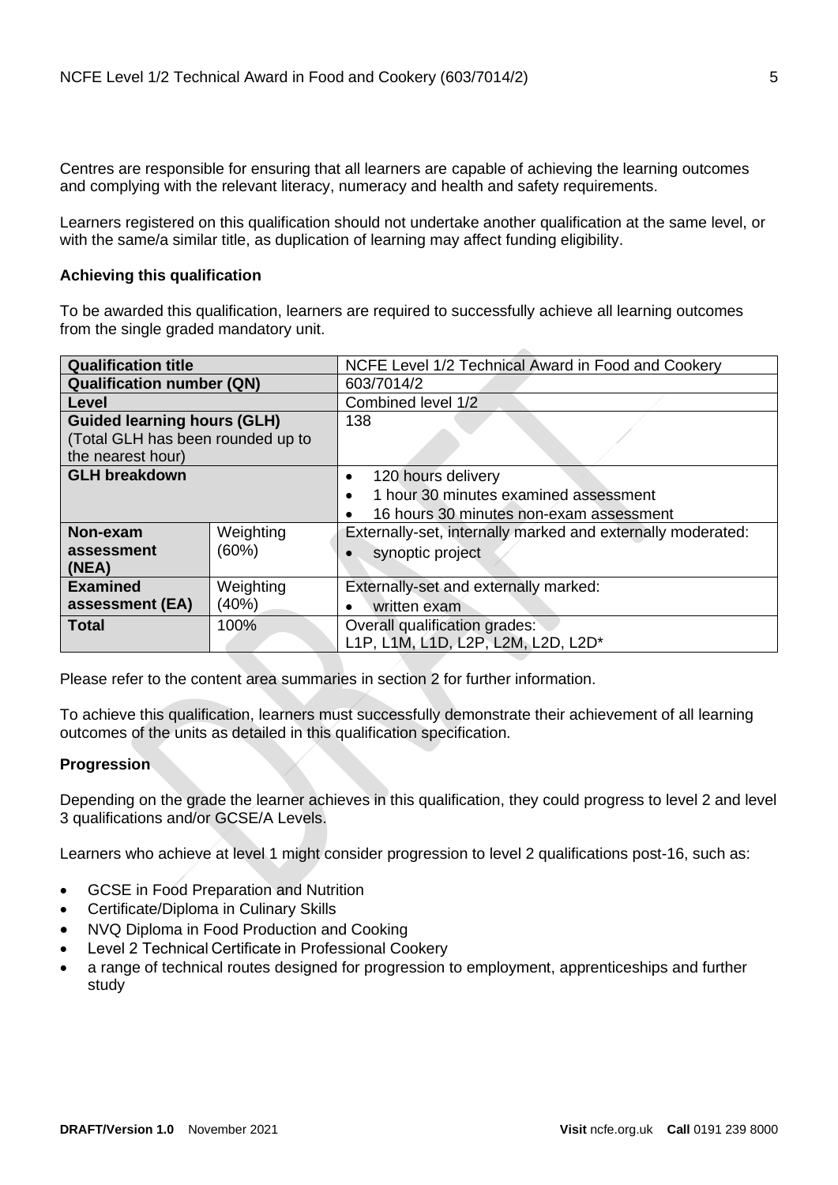Centres are responsible for ensuring that all learners are capable of achieving the learning outcomes and complying with the relevant literacy, numeracy and health and safety requirements.

Learners registered on this qualification should not undertake another qualification at the same level, or with the same/a similar title, as duplication of learning may affect funding eligibility.

**Achieving this qualification**

To be awarded this qualification, learners are required to successfully achieve all learning outcomes from the single graded mandatory unit.

| **Qualification title** | | NCFE Level 1/2 Technical Award in Food and Cookery |
|---|---|---|
| **Qualification number (QN)** | | 603/7014/2 |
| **Level** | | Combined level 1/2 |
| **Guided learning hours (GLH)** (Total GLH has been rounded up to the nearest hour) | | 138 |
| **GLH breakdown** | | • 120 hours delivery<br>• 1 hour 30 minutes examined assessment<br>• 16 hours 30 minutes non-exam assessment |
| **Non-exam assessment (NEA)** | Weighting (60%) | Externally-set, internally marked and externally moderated:<br>• synoptic project |
| **Examined assessment (EA)** | Weighting (40%) | Externally-set and externally marked:<br>• written exam |
| **Total** | 100% | Overall qualification grades:<br>L1P, L1M, L1D, L2P, L2M, L2D, L2D* |

Please refer to the content area summaries in section 2 for further information.

To achieve this qualification, learners must successfully demonstrate their achievement of all learning outcomes of the units as detailed in this qualification specification.

**Progression**

Depending on the grade the learner achieves in this qualification, they could progress to level 2 and level 3 qualifications and/or GCSE/A Levels.

Learners who achieve at level 1 might consider progression to level 2 qualifications post-16, such as:

- GCSE in Food Preparation and Nutrition
- Certificate/Diploma in Culinary Skills
- NVQ Diploma in Food Production and Cooking
- Level 2 Technical Certificate in Professional Cookery
- a range of technical routes designed for progression to employment, apprenticeships and further study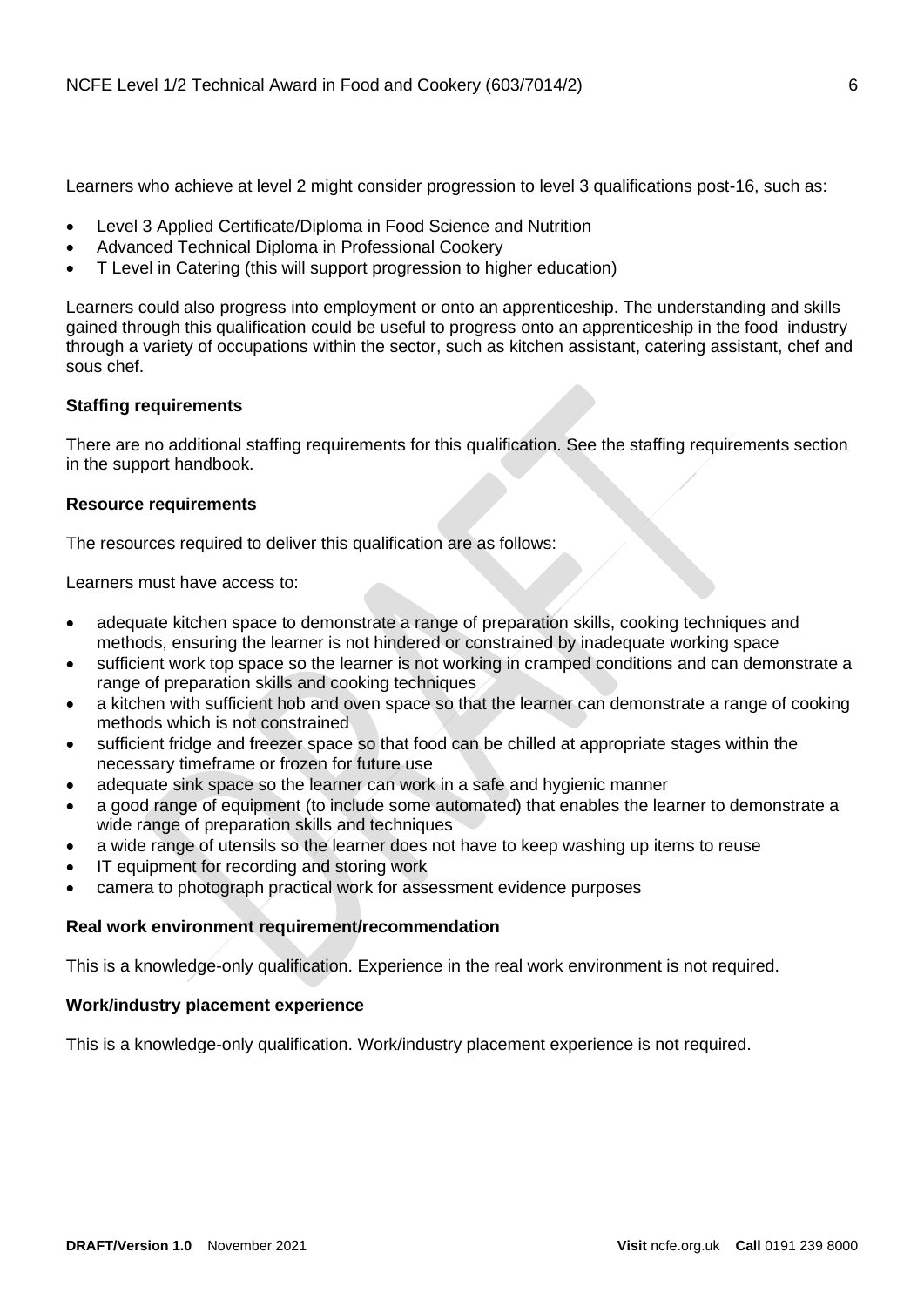Learners who achieve at level 2 might consider progression to level 3 qualifications post-16, such as:

- Level 3 Applied Certificate/Diploma in Food Science and Nutrition
- Advanced Technical Diploma in Professional Cookery
- T Level in Catering (this will support progression to higher education)

Learners could also progress into employment or onto an apprenticeship. The understanding and skills gained through this qualification could be useful to progress onto an apprenticeship in the food industry through a variety of occupations within the sector, such as kitchen assistant, catering assistant, chef and sous chef.

**Staffing requirements**

There are no additional staffing requirements for this qualification. See the staffing requirements section in the support handbook.

**Resource requirements**

The resources required to deliver this qualification are as follows:

Learners must have access to:

- adequate kitchen space to demonstrate a range of preparation skills, cooking techniques and methods, ensuring the learner is not hindered or constrained by inadequate working space
- sufficient work top space so the learner is not working in cramped conditions and can demonstrate a range of preparation skills and cooking techniques
- a kitchen with sufficient hob and oven space so that the learner can demonstrate a range of cooking methods which is not constrained
- sufficient fridge and freezer space so that food can be chilled at appropriate stages within the necessary timeframe or frozen for future use
- adequate sink space so the learner can work in a safe and hygienic manner
- a good range of equipment (to include some automated) that enables the learner to demonstrate a wide range of preparation skills and techniques
- a wide range of utensils so the learner does not have to keep washing up items to reuse
- IT equipment for recording and storing work
- camera to photograph practical work for assessment evidence purposes

**Real work environment requirement/recommendation**

This is a knowledge-only qualification. Experience in the real work environment is not required.

**Work/industry placement experience**

This is a knowledge-only qualification. Work/industry placement experience is not required.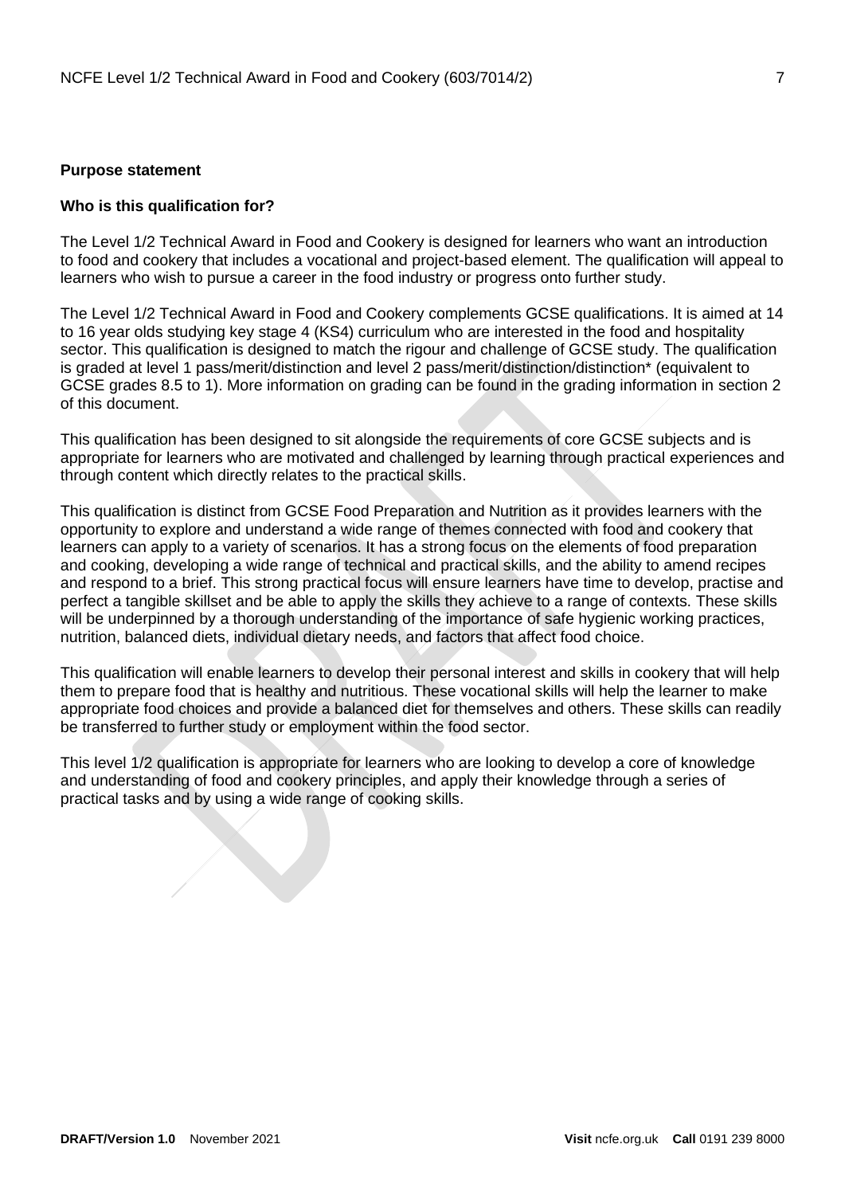## Purpose statement

### Who is this qualification for?

The Level 1/2 Technical Award in Food and Cookery is designed for learners who want an introduction to food and cookery that includes a vocational and project-based element. The qualification will appeal to learners who wish to pursue a career in the food industry or progress onto further study.

The Level 1/2 Technical Award in Food and Cookery complements GCSE qualifications. It is aimed at 14 to 16 year olds studying key stage 4 (KS4) curriculum who are interested in the food and hospitality sector. This qualification is designed to match the rigour and challenge of GCSE study. The qualification is graded at level 1 pass/merit/distinction and level 2 pass/merit/distinction/distinction* (equivalent to GCSE grades 8.5 to 1). More information on grading can be found in the grading information in section 2 of this document.

This qualification has been designed to sit alongside the requirements of core GCSE subjects and is appropriate for learners who are motivated and challenged by learning through practical experiences and through content which directly relates to the practical skills.

This qualification is distinct from GCSE Food Preparation and Nutrition as it provides learners with the opportunity to explore and understand a wide range of themes connected with food and cookery that learners can apply to a variety of scenarios. It has a strong focus on the elements of food preparation and cooking, developing a wide range of technical and practical skills, and the ability to amend recipes and respond to a brief. This strong practical focus will ensure learners have time to develop, practise and perfect a tangible skillset and be able to apply the skills they achieve to a range of contexts. These skills will be underpinned by a thorough understanding of the importance of safe hygienic working practices, nutrition, balanced diets, individual dietary needs, and factors that affect food choice.

This qualification will enable learners to develop their personal interest and skills in cookery that will help them to prepare food that is healthy and nutritious. These vocational skills will help the learner to make appropriate food choices and provide a balanced diet for themselves and others. These skills can readily be transferred to further study or employment within the food sector.

This level 1/2 qualification is appropriate for learners who are looking to develop a core of knowledge and understanding of food and cookery principles, and apply their knowledge through a series of practical tasks and by using a wide range of cooking skills.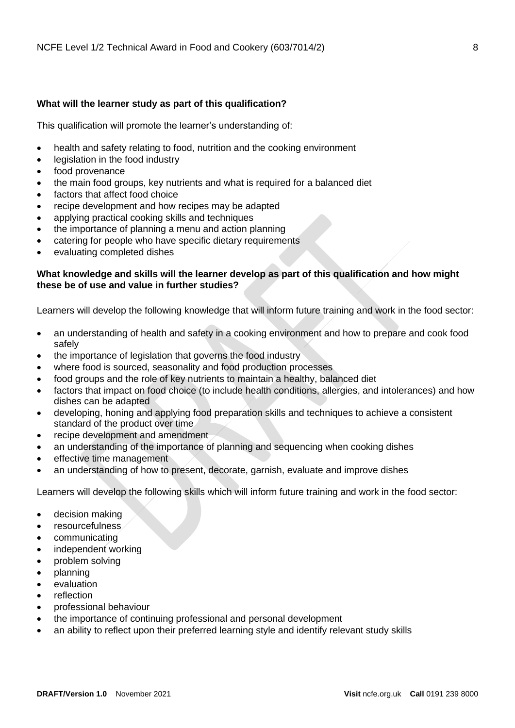**What will the learner study as part of this qualification?**

This qualification will promote the learner's understanding of:

- health and safety relating to food, nutrition and the cooking environment
- legislation in the food industry
- food provenance
- the main food groups, key nutrients and what is required for a balanced diet
- factors that affect food choice
- recipe development and how recipes may be adapted
- applying practical cooking skills and techniques
- the importance of planning a menu and action planning
- catering for people who have specific dietary requirements
- evaluating completed dishes

**What knowledge and skills will the learner develop as part of this qualification and how might these be of use and value in further studies?**

Learners will develop the following knowledge that will inform future training and work in the food sector:

- an understanding of health and safety in a cooking environment and how to prepare and cook food safely
- the importance of legislation that governs the food industry
- where food is sourced, seasonality and food production processes
- food groups and the role of key nutrients to maintain a healthy, balanced diet
- factors that impact on food choice (to include health conditions, allergies, and intolerances) and how dishes can be adapted
- developing, honing and applying food preparation skills and techniques to achieve a consistent standard of the product over time
- recipe development and amendment
- an understanding of the importance of planning and sequencing when cooking dishes
- effective time management
- an understanding of how to present, decorate, garnish, evaluate and improve dishes

Learners will develop the following skills which will inform future training and work in the food sector:

- decision making
- resourcefulness
- communicating
- independent working
- problem solving
- planning
- evaluation
- reflection
- professional behaviour
- the importance of continuing professional and personal development
- an ability to reflect upon their preferred learning style and identify relevant study skills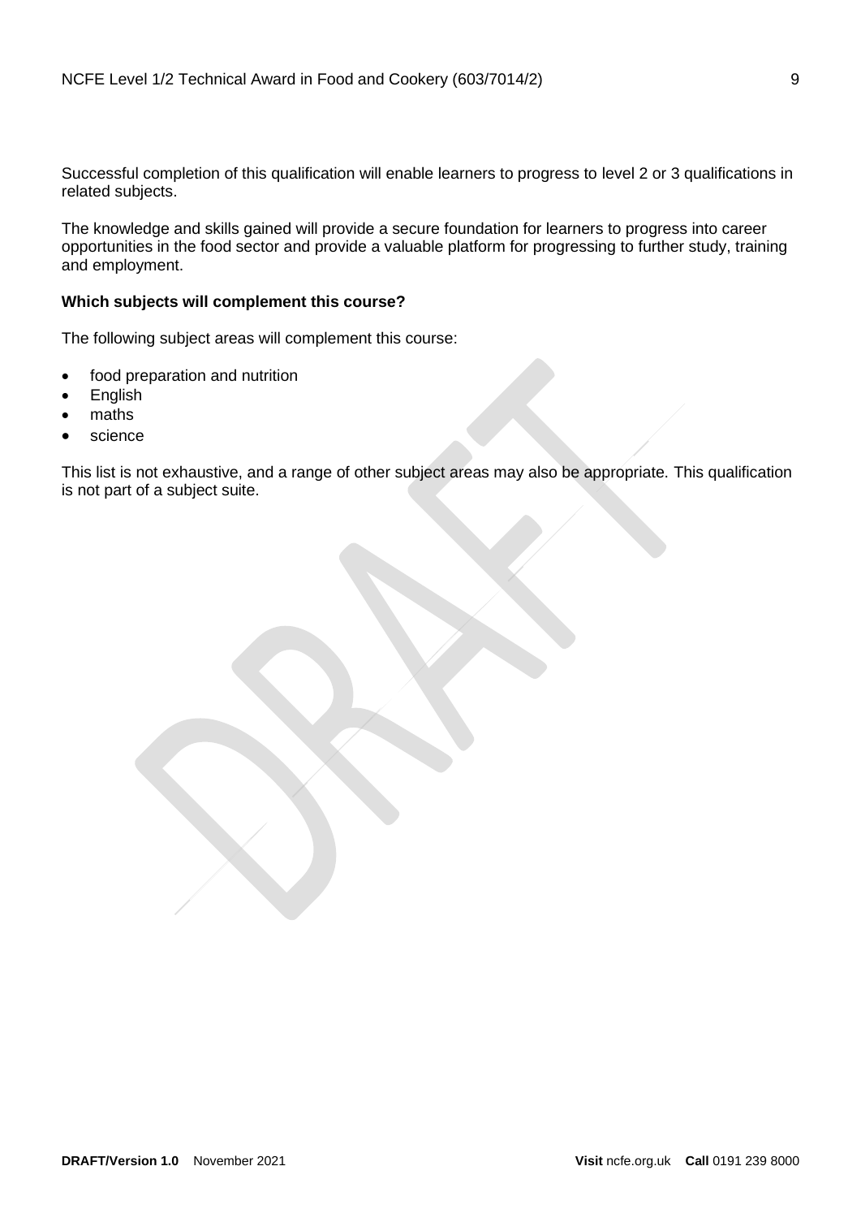Successful completion of this qualification will enable learners to progress to level 2 or 3 qualifications in related subjects.

The knowledge and skills gained will provide a secure foundation for learners to progress into career opportunities in the food sector and provide a valuable platform for progressing to further study, training and employment.

**Which subjects will complement this course?**

The following subject areas will complement this course:

- food preparation and nutrition
- English
- maths
- science

This list is not exhaustive, and a range of other subject areas may also be appropriate. This qualification is not part of a subject suite.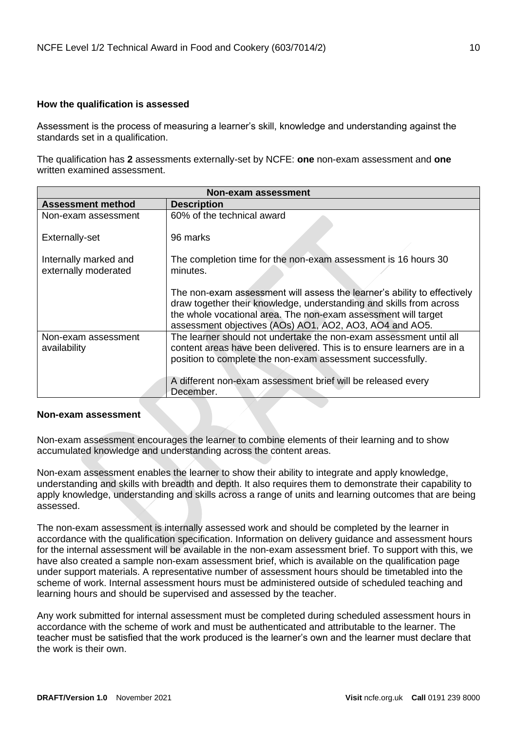**How the qualification is assessed**

Assessment is the process of measuring a learner's skill, knowledge and understanding against the standards set in a qualification.

The qualification has **2** assessments externally-set by NCFE: **one** non-exam assessment and **one** written examined assessment.

| Non-exam assessment | |
|---|---|
| **Assessment method** | **Description** |
| Non-exam assessment<br><br>Externally-set<br><br>Internally marked and externally moderated | 60% of the technical award<br><br>96 marks<br><br>The completion time for the non-exam assessment is 16 hours 30 minutes.<br><br>The non-exam assessment will assess the learner's ability to effectively draw together their knowledge, understanding and skills from across the whole vocational area. The non-exam assessment will target assessment objectives (AOs) AO1, AO2, AO3, AO4 and AO5. |
| Non-exam assessment availability | The learner should not undertake the non-exam assessment until all content areas have been delivered. This is to ensure learners are in a position to complete the non-exam assessment successfully.<br><br>A different non-exam assessment brief will be released every December. |

**Non-exam assessment**

Non-exam assessment encourages the learner to combine elements of their learning and to show accumulated knowledge and understanding across the content areas.

Non-exam assessment enables the learner to show their ability to integrate and apply knowledge, understanding and skills with breadth and depth. It also requires them to demonstrate their capability to apply knowledge, understanding and skills across a range of units and learning outcomes that are being assessed.

The non-exam assessment is internally assessed work and should be completed by the learner in accordance with the qualification specification. Information on delivery guidance and assessment hours for the internal assessment will be available in the non-exam assessment brief. To support with this, we have also created a sample non-exam assessment brief, which is available on the qualification page under support materials. A representative number of assessment hours should be timetabled into the scheme of work. Internal assessment hours must be administered outside of scheduled teaching and learning hours and should be supervised and assessed by the teacher.

Any work submitted for internal assessment must be completed during scheduled assessment hours in accordance with the scheme of work and must be authenticated and attributable to the learner. The teacher must be satisfied that the work produced is the learner's own and the learner must declare that the work is their own.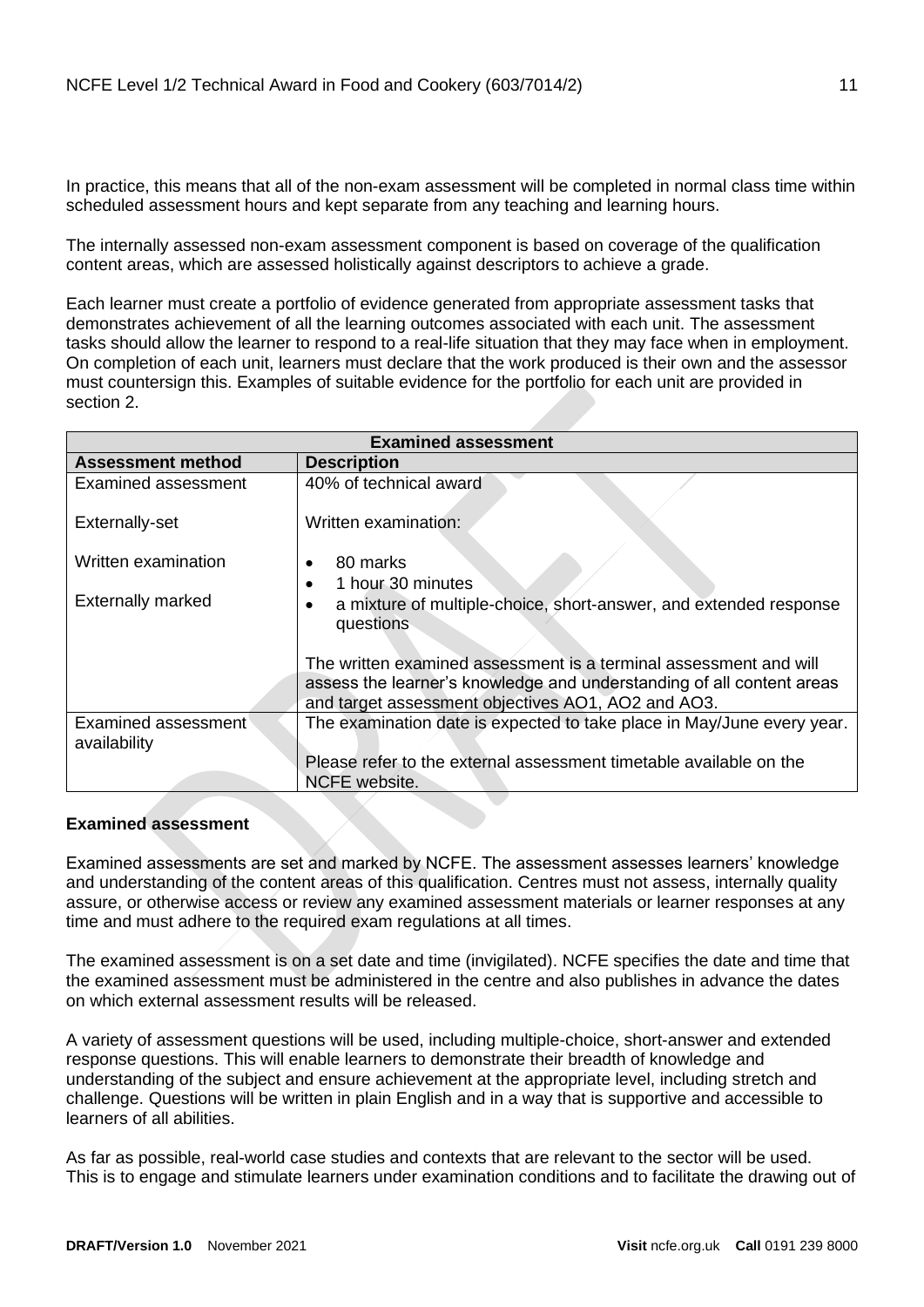In practice, this means that all of the non-exam assessment will be completed in normal class time within scheduled assessment hours and kept separate from any teaching and learning hours.

The internally assessed non-exam assessment component is based on coverage of the qualification content areas, which are assessed holistically against descriptors to achieve a grade.

Each learner must create a portfolio of evidence generated from appropriate assessment tasks that demonstrates achievement of all the learning outcomes associated with each unit. The assessment tasks should allow the learner to respond to a real-life situation that they may face when in employment. On completion of each unit, learners must declare that the work produced is their own and the assessor must countersign this. Examples of suitable evidence for the portfolio for each unit are provided in section 2.

| **Examined assessment** | |
|---|---|
| **Assessment method** | **Description** |
| Examined assessment<br><br>Externally-set<br><br>Written examination<br><br>Externally marked | 40% of technical award<br><br>Written examination:<br><br>• 80 marks<br>• 1 hour 30 minutes<br>• a mixture of multiple-choice, short-answer, and extended response questions<br><br>The written examined assessment is a terminal assessment and will assess the learner's knowledge and understanding of all content areas and target assessment objectives AO1, AO2 and AO3. |
| Examined assessment availability | The examination date is expected to take place in May/June every year.<br><br>Please refer to the external assessment timetable available on the NCFE website. |

**Examined assessment**

Examined assessments are set and marked by NCFE. The assessment assesses learners' knowledge and understanding of the content areas of this qualification. Centres must not assess, internally quality assure, or otherwise access or review any examined assessment materials or learner responses at any time and must adhere to the required exam regulations at all times.

The examined assessment is on a set date and time (invigilated). NCFE specifies the date and time that the examined assessment must be administered in the centre and also publishes in advance the dates on which external assessment results will be released.

A variety of assessment questions will be used, including multiple-choice, short-answer and extended response questions. This will enable learners to demonstrate their breadth of knowledge and understanding of the subject and ensure achievement at the appropriate level, including stretch and challenge. Questions will be written in plain English and in a way that is supportive and accessible to learners of all abilities.

As far as possible, real-world case studies and contexts that are relevant to the sector will be used. This is to engage and stimulate learners under examination conditions and to facilitate the drawing out of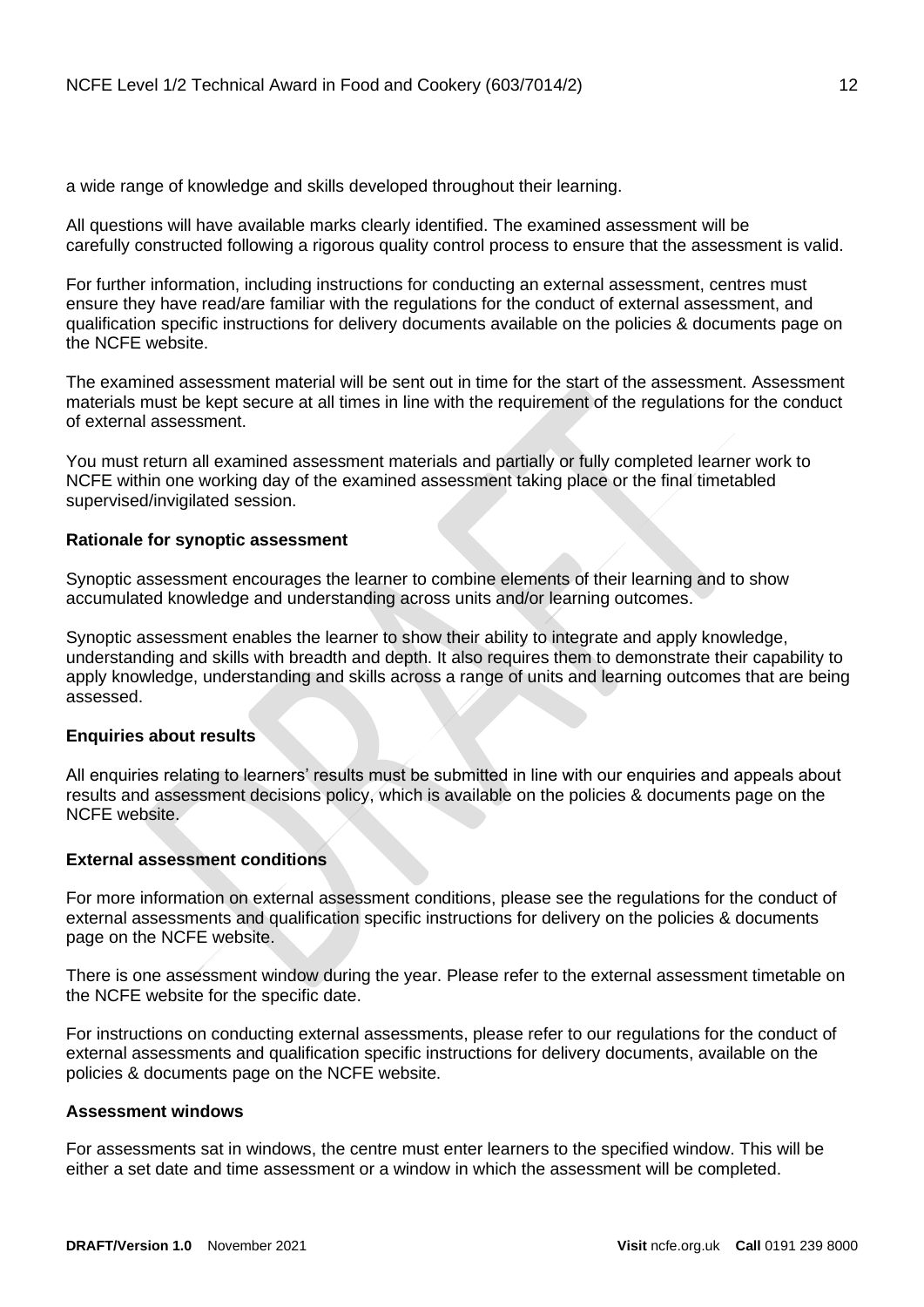a wide range of knowledge and skills developed throughout their learning.

All questions will have available marks clearly identified. The examined assessment will be carefully constructed following a rigorous quality control process to ensure that the assessment is valid.

For further information, including instructions for conducting an external assessment, centres must ensure they have read/are familiar with the regulations for the conduct of external assessment, and qualification specific instructions for delivery documents available on the policies & documents page on the NCFE website.

The examined assessment material will be sent out in time for the start of the assessment. Assessment materials must be kept secure at all times in line with the requirement of the regulations for the conduct of external assessment.

You must return all examined assessment materials and partially or fully completed learner work to NCFE within one working day of the examined assessment taking place or the final timetabled supervised/invigilated session.

**Rationale for synoptic assessment**

Synoptic assessment encourages the learner to combine elements of their learning and to show accumulated knowledge and understanding across units and/or learning outcomes.

Synoptic assessment enables the learner to show their ability to integrate and apply knowledge, understanding and skills with breadth and depth. It also requires them to demonstrate their capability to apply knowledge, understanding and skills across a range of units and learning outcomes that are being assessed.

**Enquiries about results**

All enquiries relating to learners' results must be submitted in line with our enquiries and appeals about results and assessment decisions policy, which is available on the policies & documents page on the NCFE website.

**External assessment conditions**

For more information on external assessment conditions, please see the regulations for the conduct of external assessments and qualification specific instructions for delivery on the policies & documents page on the NCFE website.

There is one assessment window during the year. Please refer to the external assessment timetable on the NCFE website for the specific date.

For instructions on conducting external assessments, please refer to our regulations for the conduct of external assessments and qualification specific instructions for delivery documents, available on the policies & documents page on the NCFE website.

**Assessment windows**

For assessments sat in windows, the centre must enter learners to the specified window. This will be either a set date and time assessment or a window in which the assessment will be completed.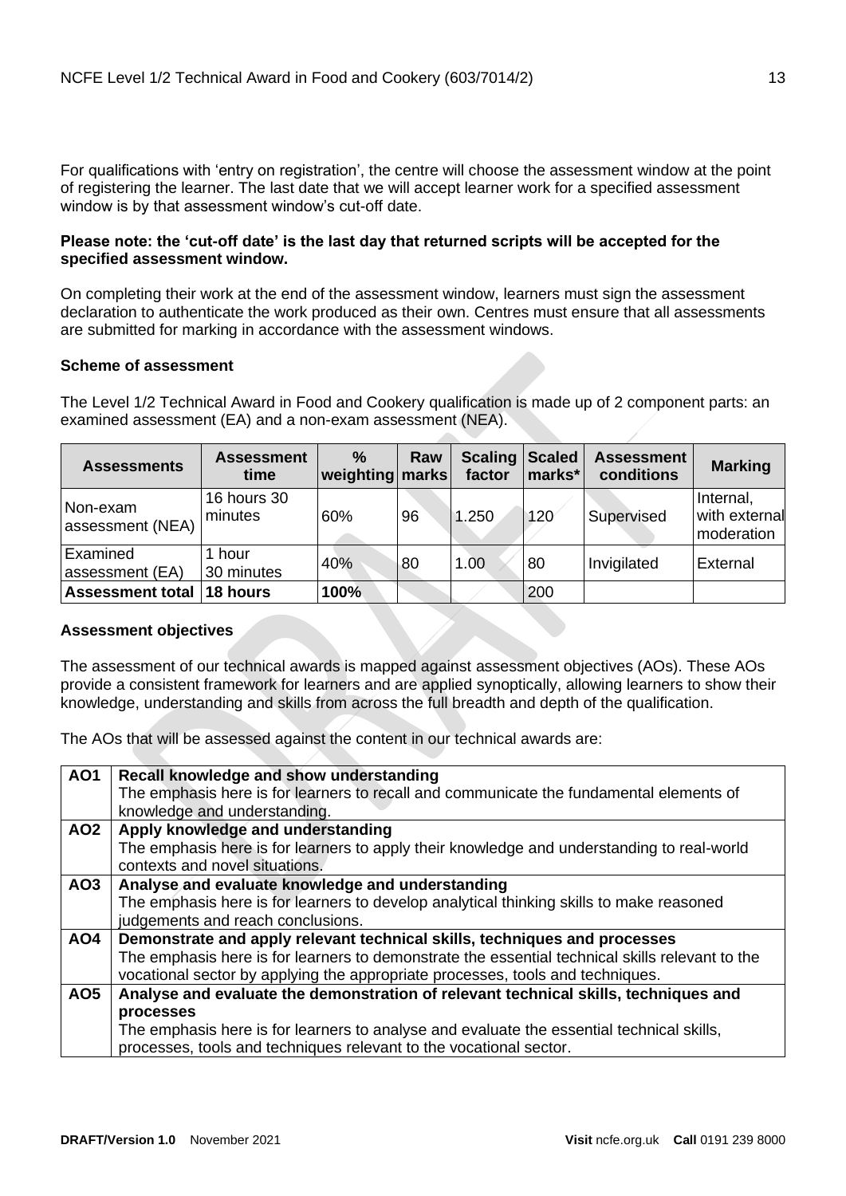For qualifications with 'entry on registration', the centre will choose the assessment window at the point of registering the learner. The last date that we will accept learner work for a specified assessment window is by that assessment window's cut-off date.

**Please note: the 'cut-off date' is the last day that returned scripts will be accepted for the specified assessment window.**

On completing their work at the end of the assessment window, learners must sign the assessment declaration to authenticate the work produced as their own. Centres must ensure that all assessments are submitted for marking in accordance with the assessment windows.

**Scheme of assessment**

The Level 1/2 Technical Award in Food and Cookery qualification is made up of 2 component parts: an examined assessment (EA) and a non-exam assessment (NEA).

| Assessments | Assessment time | % weighting | Raw marks | Scaling factor | Scaled marks* | Assessment conditions | Marking |
|---|---|---|---|---|---|---|---|
| Non-exam assessment (NEA) | 16 hours 30 minutes | 60% | 96 | 1.250 | 120 | Supervised | Internal, with external moderation |
| Examined assessment (EA) | 1 hour 30 minutes | 40% | 80 | 1.00 | 80 | Invigilated | External |
| **Assessment total** | **18 hours** | **100%** | | | 200 | | |

**Assessment objectives**

The assessment of our technical awards is mapped against assessment objectives (AOs). These AOs provide a consistent framework for learners and are applied synoptically, allowing learners to show their knowledge, understanding and skills from across the full breadth and depth of the qualification.

The AOs that will be assessed against the content in our technical awards are:

| | |
|---|---|
| **AO1** | **Recall knowledge and show understanding**<br>The emphasis here is for learners to recall and communicate the fundamental elements of knowledge and understanding. |
| **AO2** | **Apply knowledge and understanding**<br>The emphasis here is for learners to apply their knowledge and understanding to real-world contexts and novel situations. |
| **AO3** | **Analyse and evaluate knowledge and understanding**<br>The emphasis here is for learners to develop analytical thinking skills to make reasoned judgements and reach conclusions. |
| **AO4** | **Demonstrate and apply relevant technical skills, techniques and processes**<br>The emphasis here is for learners to demonstrate the essential technical skills relevant to the vocational sector by applying the appropriate processes, tools and techniques. |
| **AO5** | **Analyse and evaluate the demonstration of relevant technical skills, techniques and processes**<br>The emphasis here is for learners to analyse and evaluate the essential technical skills, processes, tools and techniques relevant to the vocational sector. |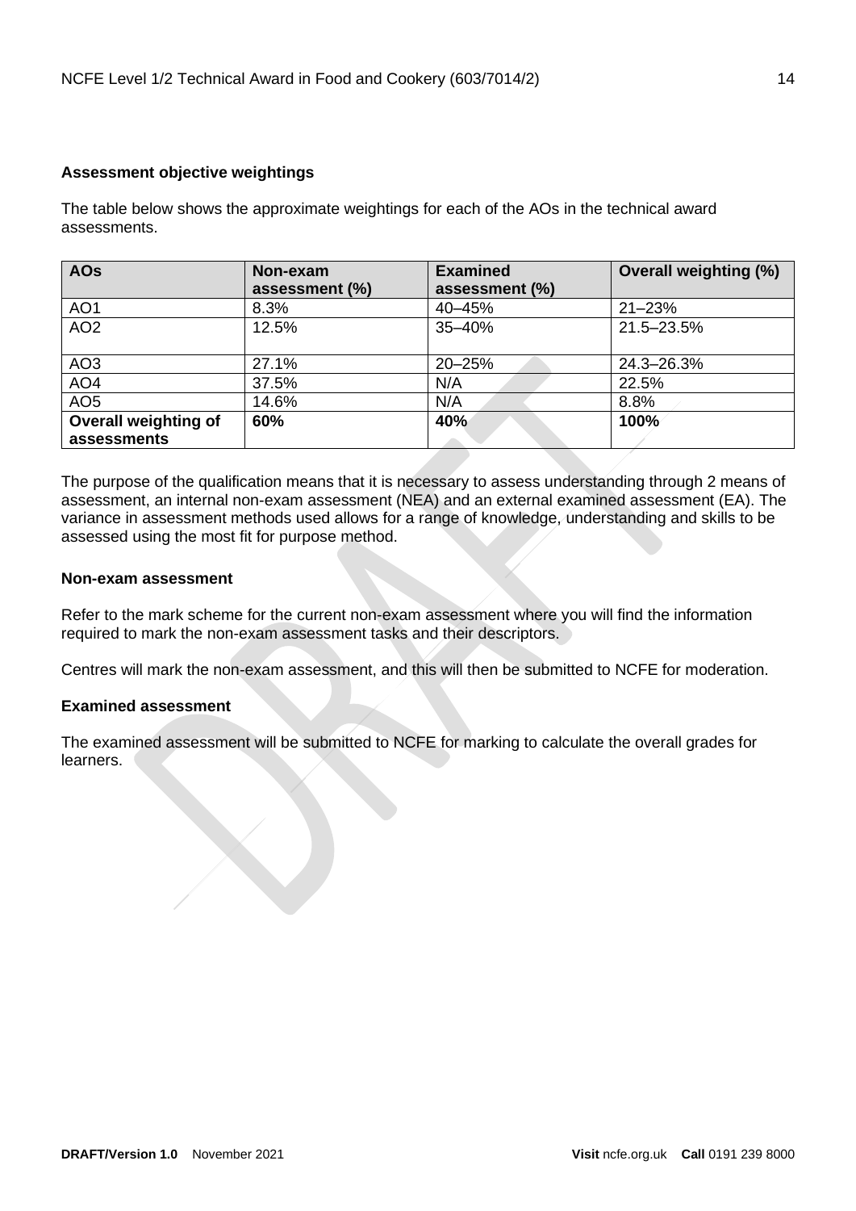**Assessment objective weightings**

The table below shows the approximate weightings for each of the AOs in the technical award assessments.

| AOs | Non-exam assessment (%) | Examined assessment (%) | Overall weighting (%) |
|---|---|---|---|
| AO1 | 8.3% | 40–45% | 21–23% |
| AO2 | 12.5% | 35–40% | 21.5–23.5% |
| AO3 | 27.1% | 20–25% | 24.3–26.3% |
| AO4 | 37.5% | N/A | 22.5% |
| AO5 | 14.6% | N/A | 8.8% |
| **Overall weighting of assessments** | **60%** | **40%** | **100%** |

The purpose of the qualification means that it is necessary to assess understanding through 2 means of assessment, an internal non-exam assessment (NEA) and an external examined assessment (EA). The variance in assessment methods used allows for a range of knowledge, understanding and skills to be assessed using the most fit for purpose method.

**Non-exam assessment**

Refer to the mark scheme for the current non-exam assessment where you will find the information required to mark the non-exam assessment tasks and their descriptors.

Centres will mark the non-exam assessment, and this will then be submitted to NCFE for moderation.

**Examined assessment**

The examined assessment will be submitted to NCFE for marking to calculate the overall grades for learners.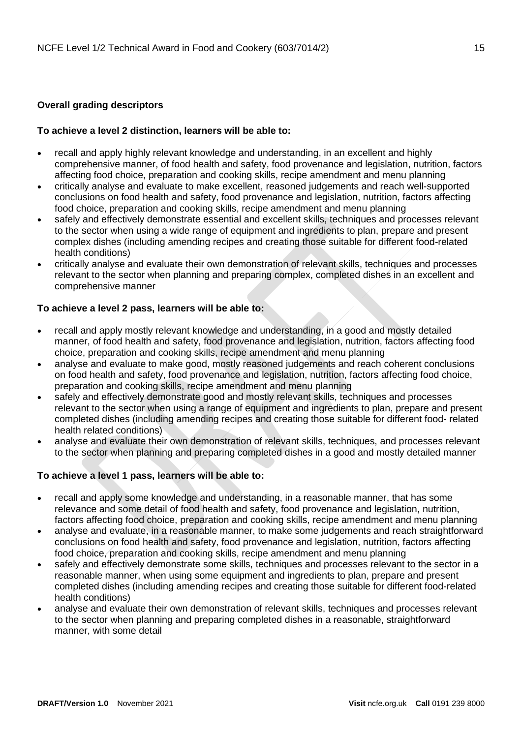**Overall grading descriptors**

**To achieve a level 2 distinction, learners will be able to:**

- recall and apply highly relevant knowledge and understanding, in an excellent and highly comprehensive manner, of food health and safety, food provenance and legislation, nutrition, factors affecting food choice, preparation and cooking skills, recipe amendment and menu planning
- critically analyse and evaluate to make excellent, reasoned judgements and reach well-supported conclusions on food health and safety, food provenance and legislation, nutrition, factors affecting food choice, preparation and cooking skills, recipe amendment and menu planning
- safely and effectively demonstrate essential and excellent skills, techniques and processes relevant to the sector when using a wide range of equipment and ingredients to plan, prepare and present complex dishes (including amending recipes and creating those suitable for different food-related health conditions)
- critically analyse and evaluate their own demonstration of relevant skills, techniques and processes relevant to the sector when planning and preparing complex, completed dishes in an excellent and comprehensive manner

**To achieve a level 2 pass, learners will be able to:**

- recall and apply mostly relevant knowledge and understanding, in a good and mostly detailed manner, of food health and safety, food provenance and legislation, nutrition, factors affecting food choice, preparation and cooking skills, recipe amendment and menu planning
- analyse and evaluate to make good, mostly reasoned judgements and reach coherent conclusions on food health and safety, food provenance and legislation, nutrition, factors affecting food choice, preparation and cooking skills, recipe amendment and menu planning
- safely and effectively demonstrate good and mostly relevant skills, techniques and processes relevant to the sector when using a range of equipment and ingredients to plan, prepare and present completed dishes (including amending recipes and creating those suitable for different food- related health related conditions)
- analyse and evaluate their own demonstration of relevant skills, techniques, and processes relevant to the sector when planning and preparing completed dishes in a good and mostly detailed manner

**To achieve a level 1 pass, learners will be able to:**

- recall and apply some knowledge and understanding, in a reasonable manner, that has some relevance and some detail of food health and safety, food provenance and legislation, nutrition, factors affecting food choice, preparation and cooking skills, recipe amendment and menu planning
- analyse and evaluate, in a reasonable manner, to make some judgements and reach straightforward conclusions on food health and safety, food provenance and legislation, nutrition, factors affecting food choice, preparation and cooking skills, recipe amendment and menu planning
- safely and effectively demonstrate some skills, techniques and processes relevant to the sector in a reasonable manner, when using some equipment and ingredients to plan, prepare and present completed dishes (including amending recipes and creating those suitable for different food-related health conditions)
- analyse and evaluate their own demonstration of relevant skills, techniques and processes relevant to the sector when planning and preparing completed dishes in a reasonable, straightforward manner, with some detail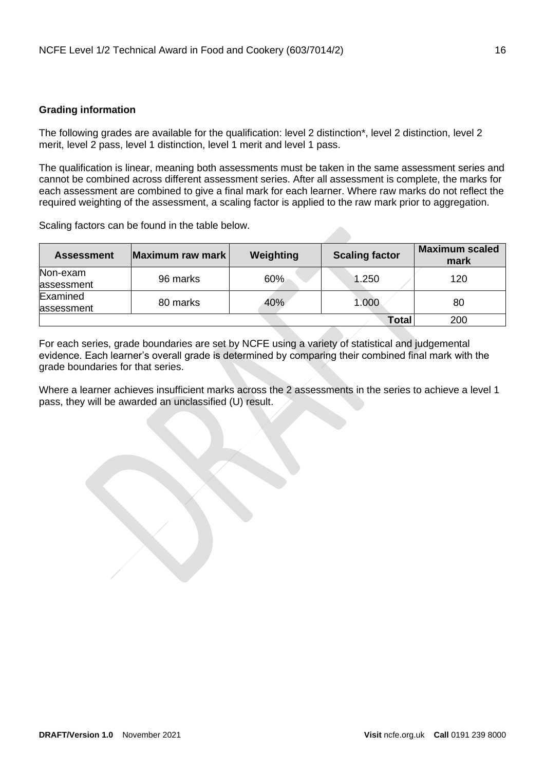### Grading information

The following grades are available for the qualification: level 2 distinction*, level 2 distinction, level 2 merit, level 2 pass, level 1 distinction, level 1 merit and level 1 pass.

The qualification is linear, meaning both assessments must be taken in the same assessment series and cannot be combined across different assessment series. After all assessment is complete, the marks for each assessment are combined to give a final mark for each learner. Where raw marks do not reflect the required weighting of the assessment, a scaling factor is applied to the raw mark prior to aggregation.

Scaling factors can be found in the table below.

| Assessment | Maximum raw mark | Weighting | Scaling factor | Maximum scaled mark |
|---|---|---|---|---|
| Non-exam assessment | 96 marks | 60% | 1.250 | 120 |
| Examined assessment | 80 marks | 40% | 1.000 | 80 |
| | | | **Total** | 200 |

For each series, grade boundaries are set by NCFE using a variety of statistical and judgemental evidence. Each learner's overall grade is determined by comparing their combined final mark with the grade boundaries for that series.

Where a learner achieves insufficient marks across the 2 assessments in the series to achieve a level 1 pass, they will be awarded an unclassified (U) result.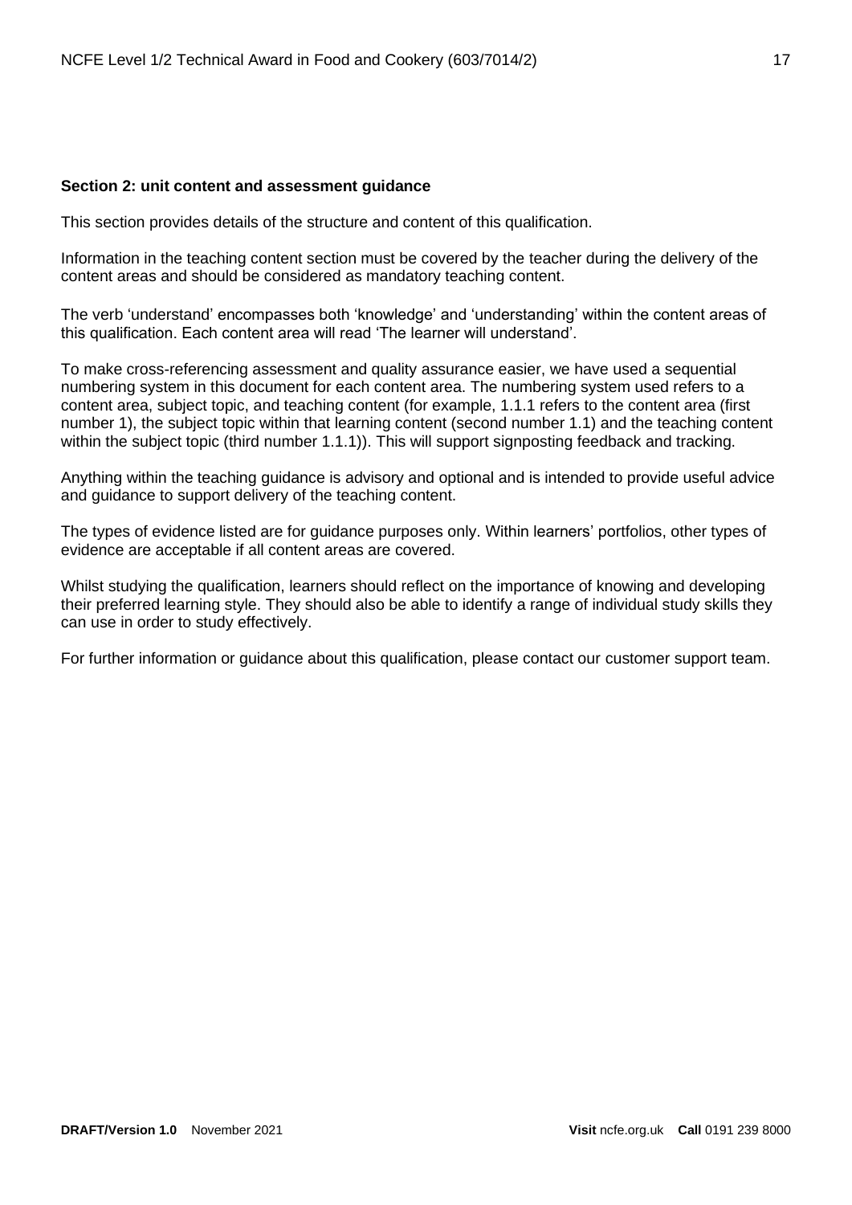## Section 2: unit content and assessment guidance

This section provides details of the structure and content of this qualification.

Information in the teaching content section must be covered by the teacher during the delivery of the content areas and should be considered as mandatory teaching content.

The verb 'understand' encompasses both 'knowledge' and 'understanding' within the content areas of this qualification. Each content area will read 'The learner will understand'.

To make cross-referencing assessment and quality assurance easier, we have used a sequential numbering system in this document for each content area. The numbering system used refers to a content area, subject topic, and teaching content (for example, 1.1.1 refers to the content area (first number 1), the subject topic within that learning content (second number 1.1) and the teaching content within the subject topic (third number 1.1.1)). This will support signposting feedback and tracking.

Anything within the teaching guidance is advisory and optional and is intended to provide useful advice and guidance to support delivery of the teaching content.

The types of evidence listed are for guidance purposes only. Within learners' portfolios, other types of evidence are acceptable if all content areas are covered.

Whilst studying the qualification, learners should reflect on the importance of knowing and developing their preferred learning style. They should also be able to identify a range of individual study skills they can use in order to study effectively.

For further information or guidance about this qualification, please contact our customer support team.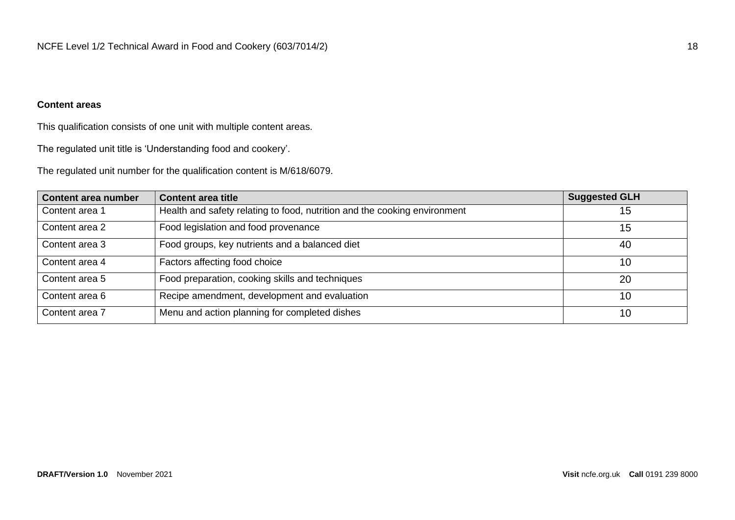**Content areas**

This qualification consists of one unit with multiple content areas.

The regulated unit title is 'Understanding food and cookery'.

The regulated unit number for the qualification content is M/618/6079.

| Content area number | Content area title | Suggested GLH |
| --- | --- | --- |
| Content area 1 | Health and safety relating to food, nutrition and the cooking environment | 15 |
| Content area 2 | Food legislation and food provenance | 15 |
| Content area 3 | Food groups, key nutrients and a balanced diet | 40 |
| Content area 4 | Factors affecting food choice | 10 |
| Content area 5 | Food preparation, cooking skills and techniques | 20 |
| Content area 6 | Recipe amendment, development and evaluation | 10 |
| Content area 7 | Menu and action planning for completed dishes | 10 |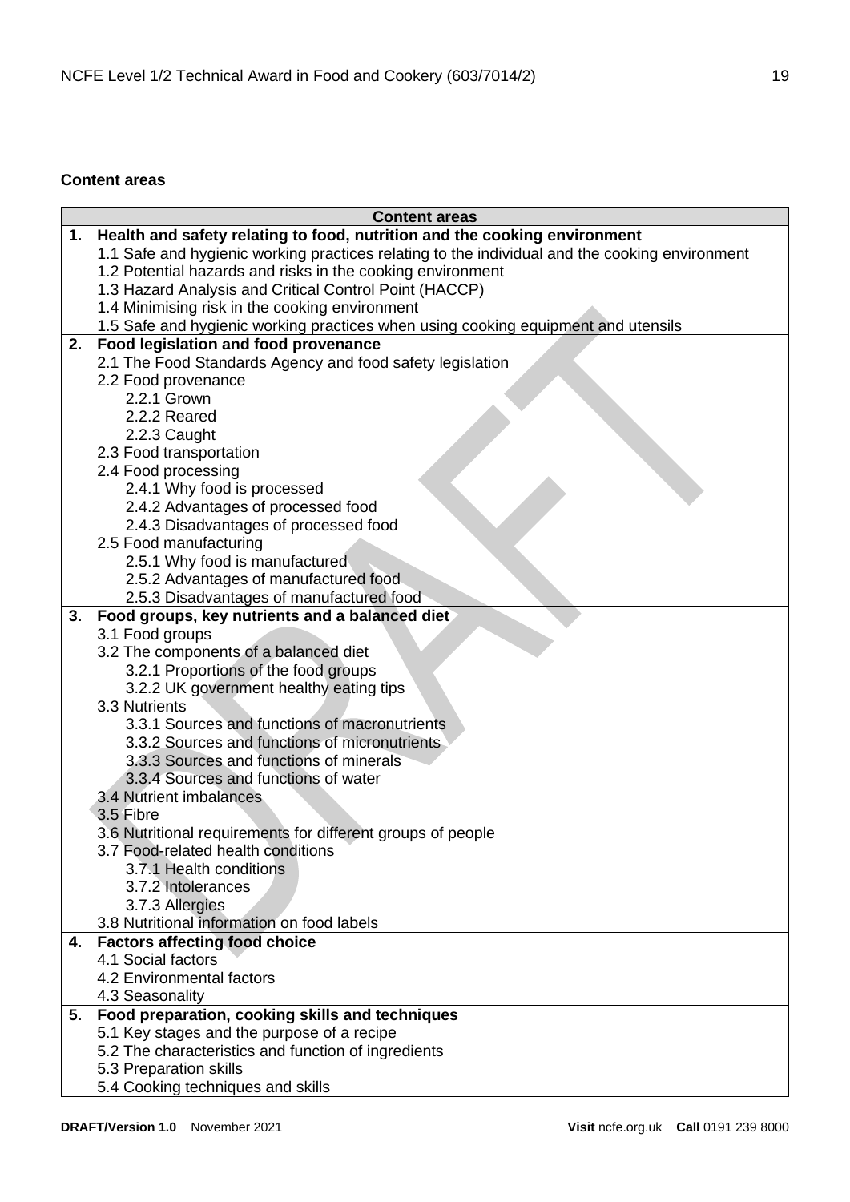## Content areas

| Content areas |
|---|
| **1. Health and safety relating to food, nutrition and the cooking environment**<br>1.1 Safe and hygienic working practices relating to the individual and the cooking environment<br>1.2 Potential hazards and risks in the cooking environment<br>1.3 Hazard Analysis and Critical Control Point (HACCP)<br>1.4 Minimising risk in the cooking environment<br>1.5 Safe and hygienic working practices when using cooking equipment and utensils |
| **2. Food legislation and food provenance**<br>2.1 The Food Standards Agency and food safety legislation<br>2.2 Food provenance<br>2.2.1 Grown<br>2.2.2 Reared<br>2.2.3 Caught<br>2.3 Food transportation<br>2.4 Food processing<br>2.4.1 Why food is processed<br>2.4.2 Advantages of processed food<br>2.4.3 Disadvantages of processed food<br>2.5 Food manufacturing<br>2.5.1 Why food is manufactured<br>2.5.2 Advantages of manufactured food<br>2.5.3 Disadvantages of manufactured food |
| **3. Food groups, key nutrients and a balanced diet**<br>3.1 Food groups<br>3.2 The components of a balanced diet<br>3.2.1 Proportions of the food groups<br>3.2.2 UK government healthy eating tips<br>3.3 Nutrients<br>3.3.1 Sources and functions of macronutrients<br>3.3.2 Sources and functions of micronutrients<br>3.3.3 Sources and functions of minerals<br>3.3.4 Sources and functions of water<br>3.4 Nutrient imbalances<br>3.5 Fibre<br>3.6 Nutritional requirements for different groups of people<br>3.7 Food-related health conditions<br>3.7.1 Health conditions<br>3.7.2 Intolerances<br>3.7.3 Allergies<br>3.8 Nutritional information on food labels |
| **4. Factors affecting food choice**<br>4.1 Social factors<br>4.2 Environmental factors<br>4.3 Seasonality |
| **5. Food preparation, cooking skills and techniques**<br>5.1 Key stages and the purpose of a recipe<br>5.2 The characteristics and function of ingredients<br>5.3 Preparation skills<br>5.4 Cooking techniques and skills |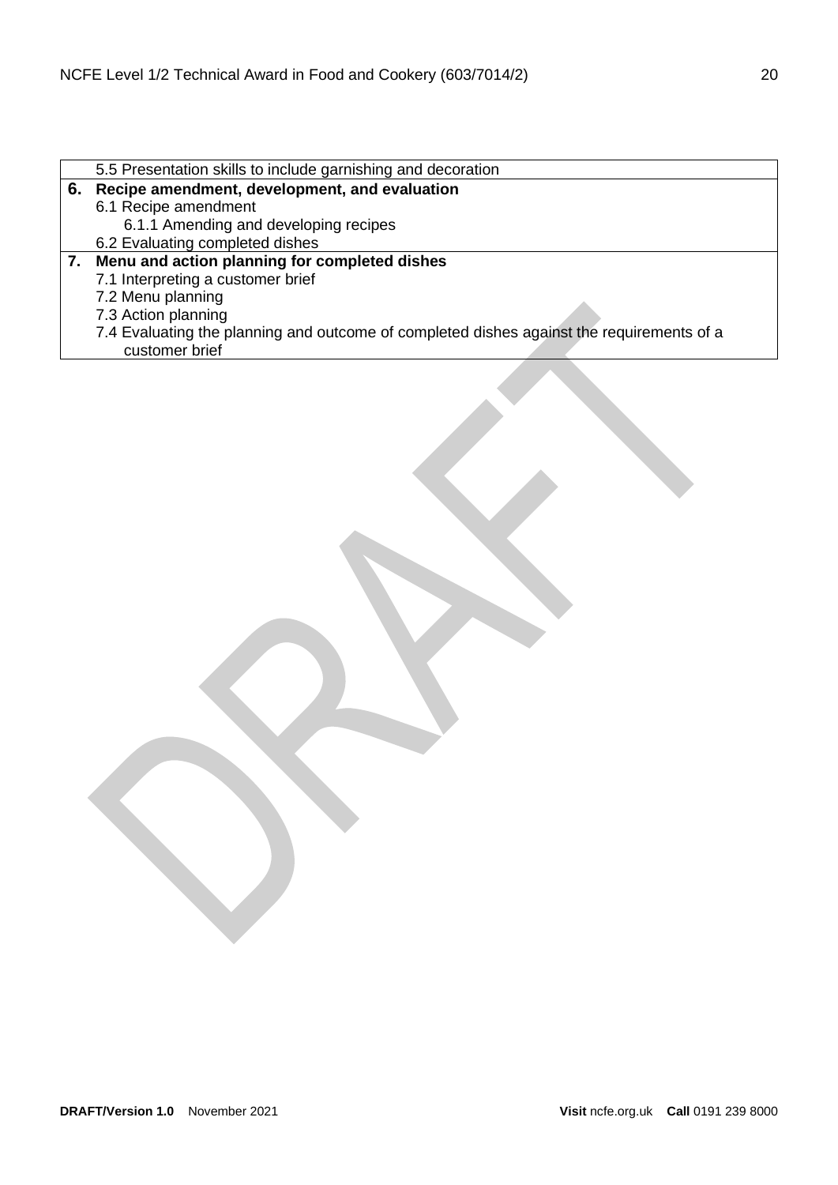| | |
|---|---|
| | 5.5 Presentation skills to include garnishing and decoration |
| **6.** | **Recipe amendment, development, and evaluation**<br>6.1 Recipe amendment<br>6.1.1 Amending and developing recipes<br>6.2 Evaluating completed dishes |
| **7.** | **Menu and action planning for completed dishes**<br>7.1 Interpreting a customer brief<br>7.2 Menu planning<br>7.3 Action planning<br>7.4 Evaluating the planning and outcome of completed dishes against the requirements of a customer brief |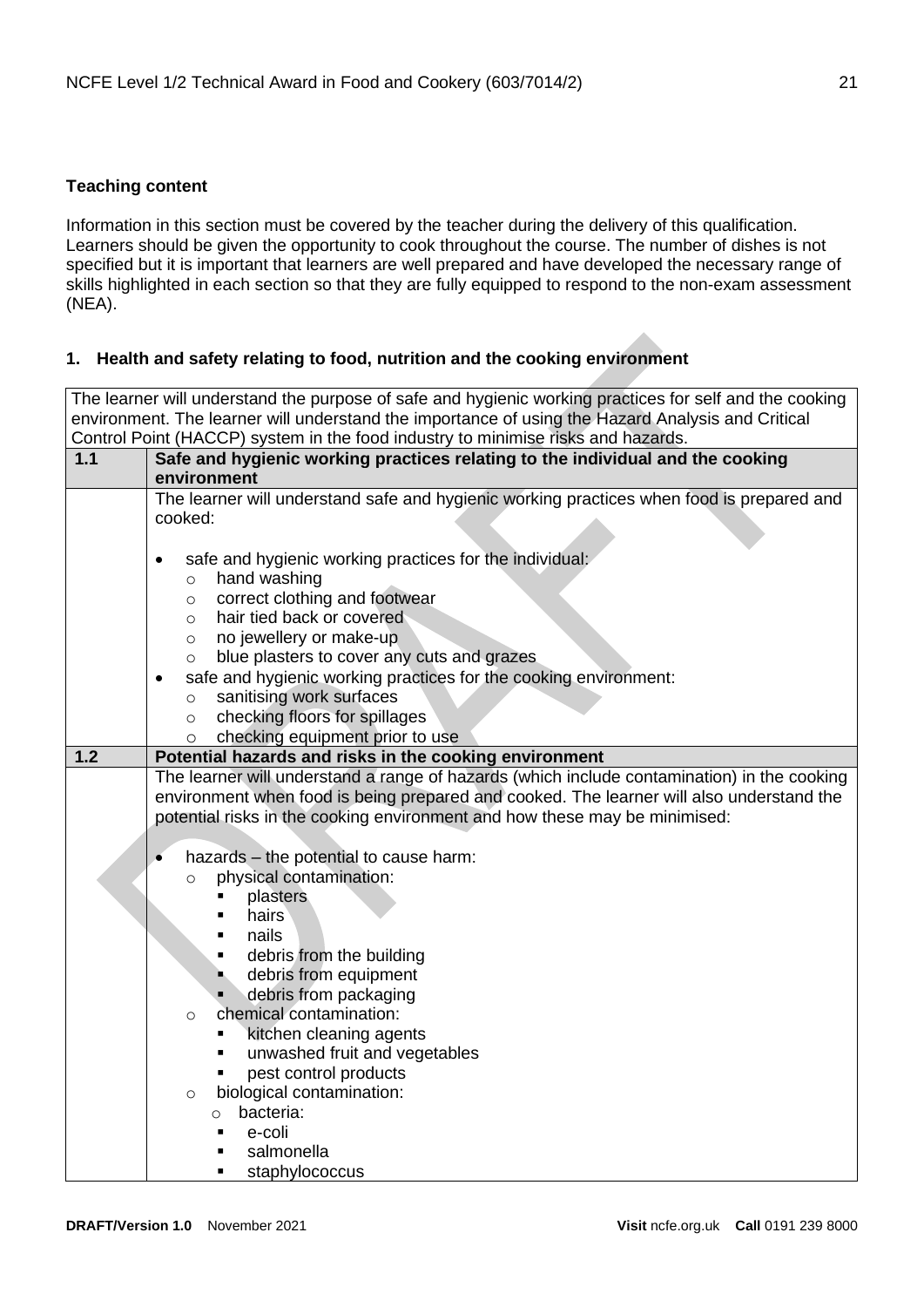### Teaching content

Information in this section must be covered by the teacher during the delivery of this qualification. Learners should be given the opportunity to cook throughout the course. The number of dishes is not specified but it is important that learners are well prepared and have developed the necessary range of skills highlighted in each section so that they are fully equipped to respond to the non-exam assessment (NEA).

### 1. Health and safety relating to food, nutrition and the cooking environment

The learner will understand the purpose of safe and hygienic working practices for self and the cooking environment. The learner will understand the importance of using the Hazard Analysis and Critical Control Point (HACCP) system in the food industry to minimise risks and hazards.

| | |
|---|---|
| **1.1** | **Safe and hygienic working practices relating to the individual and the cooking environment** |
| | The learner will understand safe and hygienic working practices when food is prepared and cooked:<br><br>• safe and hygienic working practices for the individual:<br>&nbsp;&nbsp;&nbsp;&nbsp;o hand washing<br>&nbsp;&nbsp;&nbsp;&nbsp;o correct clothing and footwear<br>&nbsp;&nbsp;&nbsp;&nbsp;o hair tied back or covered<br>&nbsp;&nbsp;&nbsp;&nbsp;o no jewellery or make-up<br>&nbsp;&nbsp;&nbsp;&nbsp;o blue plasters to cover any cuts and grazes<br>• safe and hygienic working practices for the cooking environment:<br>&nbsp;&nbsp;&nbsp;&nbsp;o sanitising work surfaces<br>&nbsp;&nbsp;&nbsp;&nbsp;o checking floors for spillages<br>&nbsp;&nbsp;&nbsp;&nbsp;o checking equipment prior to use |
| **1.2** | **Potential hazards and risks in the cooking environment** |
| | The learner will understand a range of hazards (which include contamination) in the cooking environment when food is being prepared and cooked. The learner will also understand the potential risks in the cooking environment and how these may be minimised:<br><br>• hazards – the potential to cause harm:<br>&nbsp;&nbsp;&nbsp;&nbsp;o physical contamination:<br>&nbsp;&nbsp;&nbsp;&nbsp;&nbsp;&nbsp;&nbsp;&nbsp;▪ plasters<br>&nbsp;&nbsp;&nbsp;&nbsp;&nbsp;&nbsp;&nbsp;&nbsp;▪ hairs<br>&nbsp;&nbsp;&nbsp;&nbsp;&nbsp;&nbsp;&nbsp;&nbsp;▪ nails<br>&nbsp;&nbsp;&nbsp;&nbsp;&nbsp;&nbsp;&nbsp;&nbsp;▪ debris from the building<br>&nbsp;&nbsp;&nbsp;&nbsp;&nbsp;&nbsp;&nbsp;&nbsp;▪ debris from equipment<br>&nbsp;&nbsp;&nbsp;&nbsp;&nbsp;&nbsp;&nbsp;&nbsp;▪ debris from packaging<br>&nbsp;&nbsp;&nbsp;&nbsp;o chemical contamination:<br>&nbsp;&nbsp;&nbsp;&nbsp;&nbsp;&nbsp;&nbsp;&nbsp;▪ kitchen cleaning agents<br>&nbsp;&nbsp;&nbsp;&nbsp;&nbsp;&nbsp;&nbsp;&nbsp;▪ unwashed fruit and vegetables<br>&nbsp;&nbsp;&nbsp;&nbsp;&nbsp;&nbsp;&nbsp;&nbsp;▪ pest control products<br>&nbsp;&nbsp;&nbsp;&nbsp;o biological contamination:<br>&nbsp;&nbsp;&nbsp;&nbsp;&nbsp;&nbsp;&nbsp;&nbsp;o bacteria:<br>&nbsp;&nbsp;&nbsp;&nbsp;&nbsp;&nbsp;&nbsp;&nbsp;▪ e-coli<br>&nbsp;&nbsp;&nbsp;&nbsp;&nbsp;&nbsp;&nbsp;&nbsp;▪ salmonella<br>&nbsp;&nbsp;&nbsp;&nbsp;&nbsp;&nbsp;&nbsp;&nbsp;▪ staphylococcus |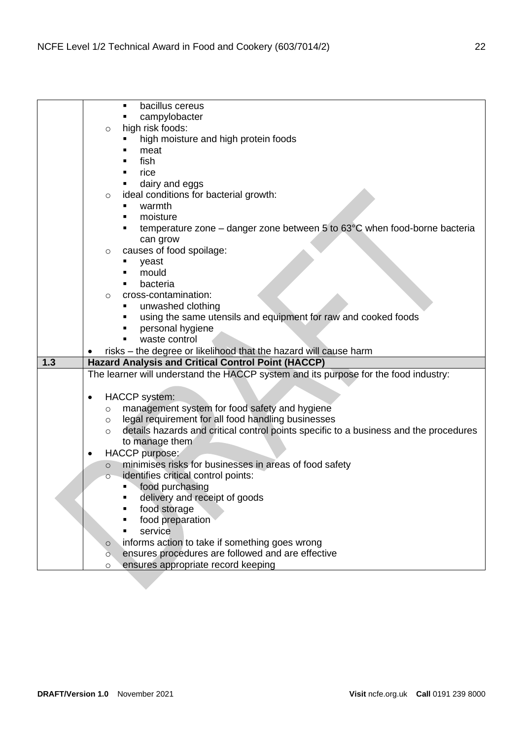| | |
|---|---|
| | ▪ bacillus cereus<br>▪ campylobacter<br>○ high risk foods:<br>▪ high moisture and high protein foods<br>▪ meat<br>▪ fish<br>▪ rice<br>▪ dairy and eggs<br>○ ideal conditions for bacterial growth:<br>▪ warmth<br>▪ moisture<br>▪ temperature zone – danger zone between 5 to 63°C when food-borne bacteria can grow<br>○ causes of food spoilage:<br>▪ yeast<br>▪ mould<br>▪ bacteria<br>○ cross-contamination:<br>▪ unwashed clothing<br>▪ using the same utensils and equipment for raw and cooked foods<br>▪ personal hygiene<br>▪ waste control<br>• risks – the degree or likelihood that the hazard will cause harm |
| **1.3** | **Hazard Analysis and Critical Control Point (HACCP)** |
| | The learner will understand the HACCP system and its purpose for the food industry:<br><br>• HACCP system:<br>○ management system for food safety and hygiene<br>○ legal requirement for all food handling businesses<br>○ details hazards and critical control points specific to a business and the procedures to manage them<br>• HACCP purpose:<br>○ minimises risks for businesses in areas of food safety<br>○ identifies critical control points:<br>▪ food purchasing<br>▪ delivery and receipt of goods<br>▪ food storage<br>▪ food preparation<br>▪ service<br>○ informs action to take if something goes wrong<br>○ ensures procedures are followed and are effective<br>○ ensures appropriate record keeping |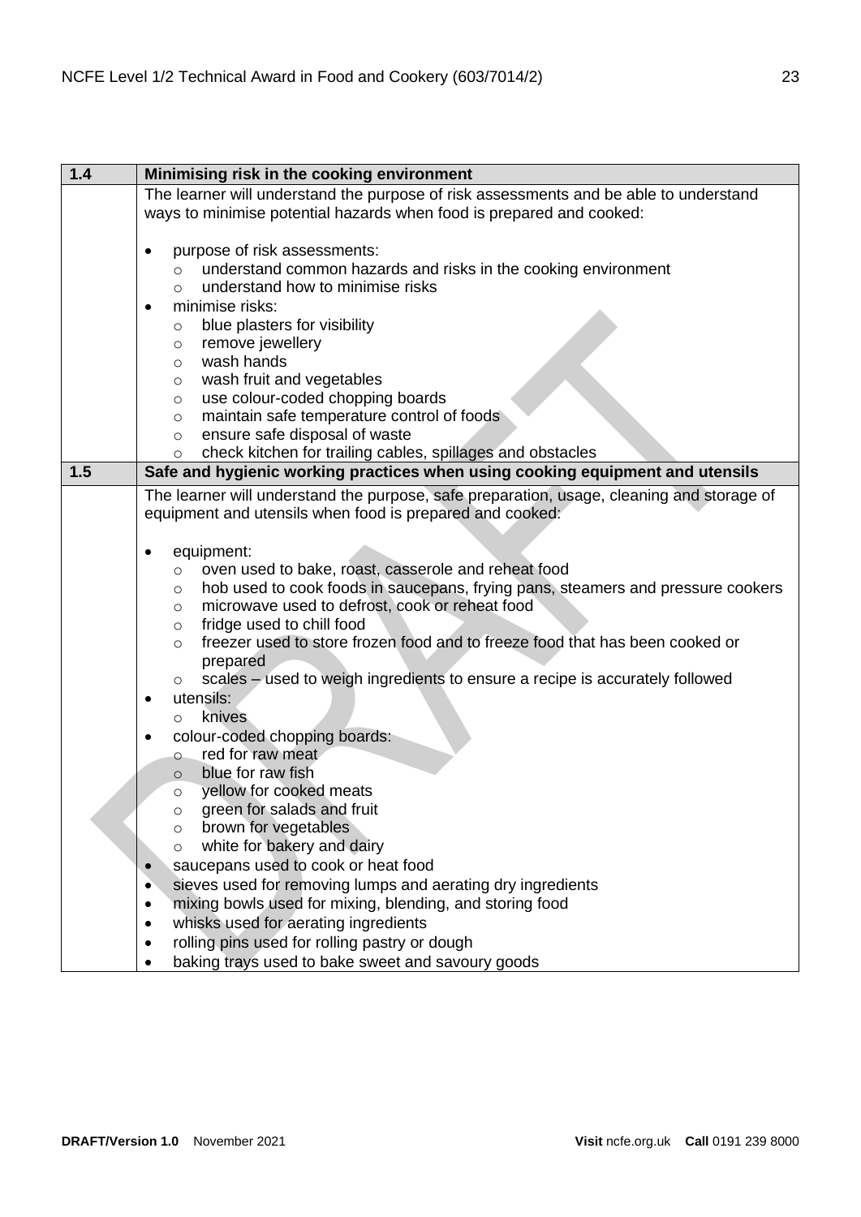| 1.4 | Minimising risk in the cooking environment |
|---|---|
| | The learner will understand the purpose of risk assessments and be able to understand ways to minimise potential hazards when food is prepared and cooked:<br><br>• purpose of risk assessments:<br>  ○ understand common hazards and risks in the cooking environment<br>  ○ understand how to minimise risks<br>• minimise risks:<br>  ○ blue plasters for visibility<br>  ○ remove jewellery<br>  ○ wash hands<br>  ○ wash fruit and vegetables<br>  ○ use colour-coded chopping boards<br>  ○ maintain safe temperature control of foods<br>  ○ ensure safe disposal of waste<br>  ○ check kitchen for trailing cables, spillages and obstacles |
| **1.5** | **Safe and hygienic working practices when using cooking equipment and utensils** |
| | The learner will understand the purpose, safe preparation, usage, cleaning and storage of equipment and utensils when food is prepared and cooked:<br><br>• equipment:<br>  ○ oven used to bake, roast, casserole and reheat food<br>  ○ hob used to cook foods in saucepans, frying pans, steamers and pressure cookers<br>  ○ microwave used to defrost, cook or reheat food<br>  ○ fridge used to chill food<br>  ○ freezer used to store frozen food and to freeze food that has been cooked or prepared<br>  ○ scales – used to weigh ingredients to ensure a recipe is accurately followed<br>• utensils:<br>  ○ knives<br>• colour-coded chopping boards:<br>  ○ red for raw meat<br>  ○ blue for raw fish<br>  ○ yellow for cooked meats<br>  ○ green for salads and fruit<br>  ○ brown for vegetables<br>  ○ white for bakery and dairy<br>• saucepans used to cook or heat food<br>• sieves used for removing lumps and aerating dry ingredients<br>• mixing bowls used for mixing, blending, and storing food<br>• whisks used for aerating ingredients<br>• rolling pins used for rolling pastry or dough<br>• baking trays used to bake sweet and savoury goods |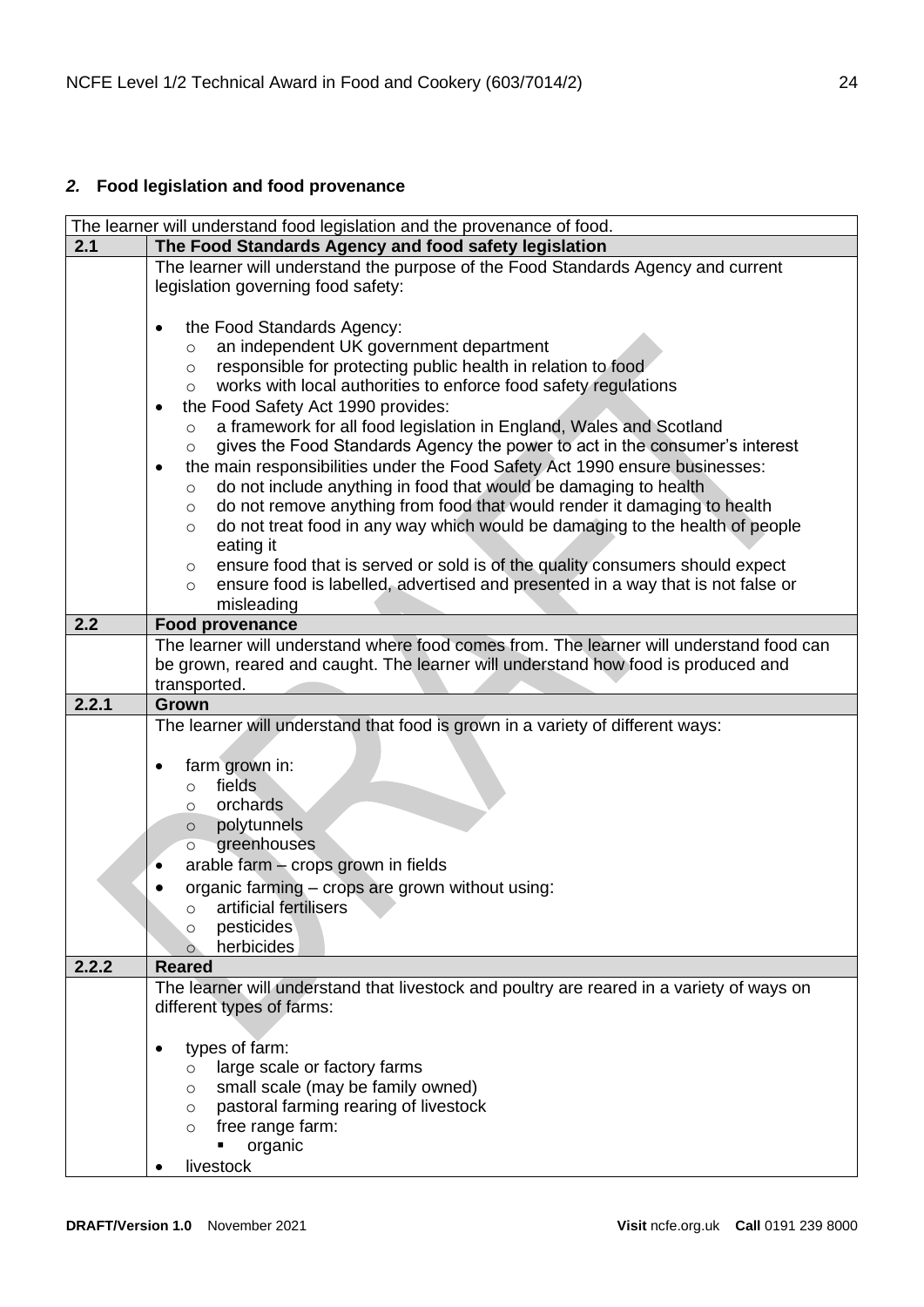## *2.* Food legislation and food provenance

| The learner will understand food legislation and the provenance of food. | |
|---|---|
| **2.1** | **The Food Standards Agency and food safety legislation** |
| | The learner will understand the purpose of the Food Standards Agency and current legislation governing food safety:<br><br>• the Food Standards Agency:<br>&nbsp;&nbsp;&nbsp;&nbsp;○ an independent UK government department<br>&nbsp;&nbsp;&nbsp;&nbsp;○ responsible for protecting public health in relation to food<br>&nbsp;&nbsp;&nbsp;&nbsp;○ works with local authorities to enforce food safety regulations<br>• the Food Safety Act 1990 provides:<br>&nbsp;&nbsp;&nbsp;&nbsp;○ a framework for all food legislation in England, Wales and Scotland<br>&nbsp;&nbsp;&nbsp;&nbsp;○ gives the Food Standards Agency the power to act in the consumer's interest<br>• the main responsibilities under the Food Safety Act 1990 ensure businesses:<br>&nbsp;&nbsp;&nbsp;&nbsp;○ do not include anything in food that would be damaging to health<br>&nbsp;&nbsp;&nbsp;&nbsp;○ do not remove anything from food that would render it damaging to health<br>&nbsp;&nbsp;&nbsp;&nbsp;○ do not treat food in any way which would be damaging to the health of people eating it<br>&nbsp;&nbsp;&nbsp;&nbsp;○ ensure food that is served or sold is of the quality consumers should expect<br>&nbsp;&nbsp;&nbsp;&nbsp;○ ensure food is labelled, advertised and presented in a way that is not false or misleading |
| **2.2** | **Food provenance** |
| | The learner will understand where food comes from. The learner will understand food can be grown, reared and caught. The learner will understand how food is produced and transported. |
| **2.2.1** | **Grown** |
| | The learner will understand that food is grown in a variety of different ways:<br><br>• farm grown in:<br>&nbsp;&nbsp;&nbsp;&nbsp;○ fields<br>&nbsp;&nbsp;&nbsp;&nbsp;○ orchards<br>&nbsp;&nbsp;&nbsp;&nbsp;○ polytunnels<br>&nbsp;&nbsp;&nbsp;&nbsp;○ greenhouses<br>• arable farm – crops grown in fields<br>• organic farming – crops are grown without using:<br>&nbsp;&nbsp;&nbsp;&nbsp;○ artificial fertilisers<br>&nbsp;&nbsp;&nbsp;&nbsp;○ pesticides<br>&nbsp;&nbsp;&nbsp;&nbsp;○ herbicides |
| **2.2.2** | **Reared** |
| | The learner will understand that livestock and poultry are reared in a variety of ways on different types of farms:<br><br>• types of farm:<br>&nbsp;&nbsp;&nbsp;&nbsp;○ large scale or factory farms<br>&nbsp;&nbsp;&nbsp;&nbsp;○ small scale (may be family owned)<br>&nbsp;&nbsp;&nbsp;&nbsp;○ pastoral farming rearing of livestock<br>&nbsp;&nbsp;&nbsp;&nbsp;○ free range farm:<br>&nbsp;&nbsp;&nbsp;&nbsp;&nbsp;&nbsp;&nbsp;&nbsp;▪ organic<br>• livestock |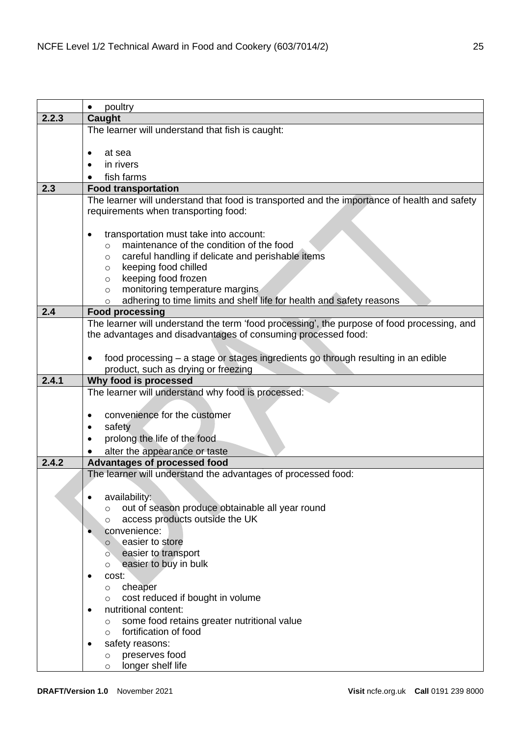| | |
|---|---|
| | • poultry |
| **2.2.3** | **Caught** |
| | The learner will understand that fish is caught:<br><br>• at sea<br>• in rivers<br>• fish farms |
| **2.3** | **Food transportation** |
| | The learner will understand that food is transported and the importance of health and safety requirements when transporting food:<br><br>• transportation must take into account:<br>  ○ maintenance of the condition of the food<br>  ○ careful handling if delicate and perishable items<br>  ○ keeping food chilled<br>  ○ keeping food frozen<br>  ○ monitoring temperature margins<br>  ○ adhering to time limits and shelf life for health and safety reasons |
| **2.4** | **Food processing** |
| | The learner will understand the term 'food processing', the purpose of food processing, and the advantages and disadvantages of consuming processed food:<br><br>• food processing – a stage or stages ingredients go through resulting in an edible product, such as drying or freezing |
| **2.4.1** | **Why food is processed** |
| | The learner will understand why food is processed:<br><br>• convenience for the customer<br>• safety<br>• prolong the life of the food<br>• alter the appearance or taste |
| **2.4.2** | **Advantages of processed food** |
| | The learner will understand the advantages of processed food:<br><br>• availability:<br>  ○ out of season produce obtainable all year round<br>  ○ access products outside the UK<br>• convenience:<br>  ○ easier to store<br>  ○ easier to transport<br>  ○ easier to buy in bulk<br>• cost:<br>  ○ cheaper<br>  ○ cost reduced if bought in volume<br>• nutritional content:<br>  ○ some food retains greater nutritional value<br>  ○ fortification of food<br>• safety reasons:<br>  ○ preserves food<br>  ○ longer shelf life |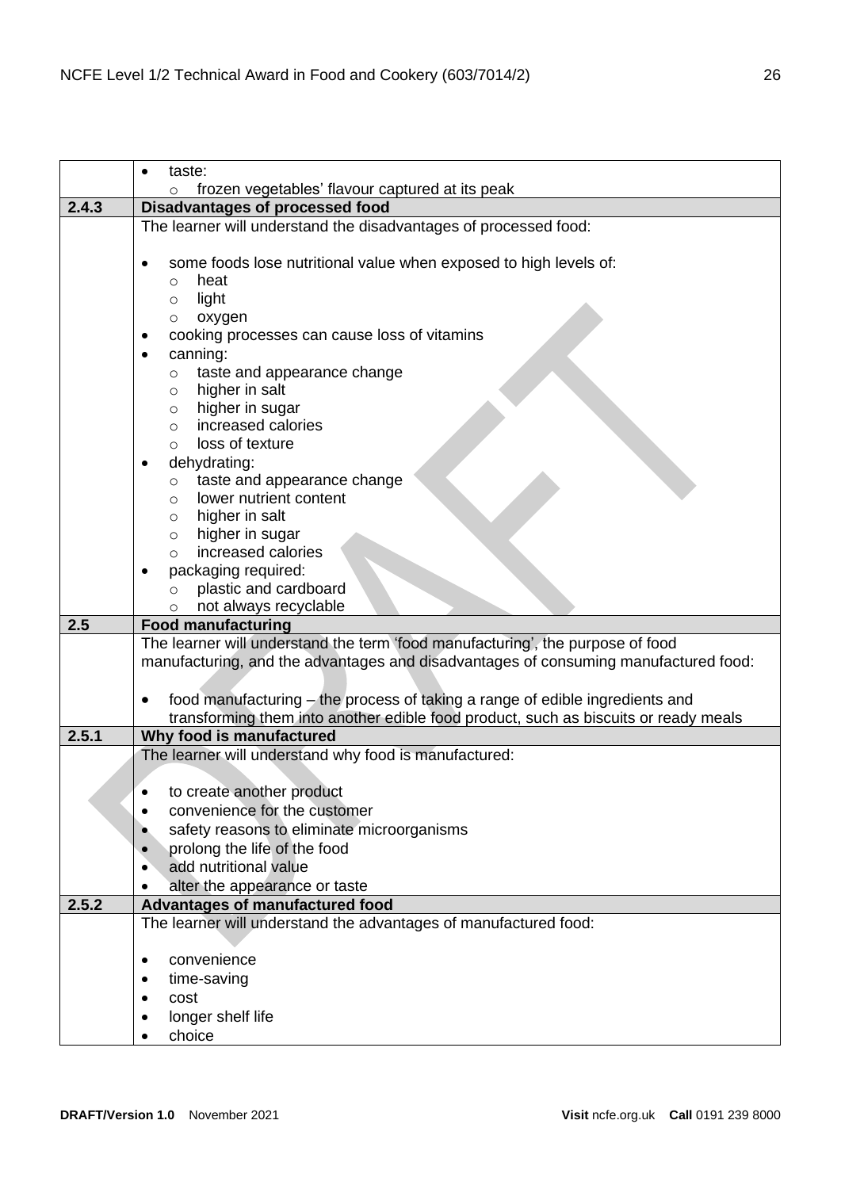| | |
|---|---|
| | • taste:<br>  ○ frozen vegetables' flavour captured at its peak |
| **2.4.3** | **Disadvantages of processed food** |
| | The learner will understand the disadvantages of processed food:<br><br>• some foods lose nutritional value when exposed to high levels of:<br>  ○ heat<br>  ○ light<br>  ○ oxygen<br>• cooking processes can cause loss of vitamins<br>• canning:<br>  ○ taste and appearance change<br>  ○ higher in salt<br>  ○ higher in sugar<br>  ○ increased calories<br>  ○ loss of texture<br>• dehydrating:<br>  ○ taste and appearance change<br>  ○ lower nutrient content<br>  ○ higher in salt<br>  ○ higher in sugar<br>  ○ increased calories<br>• packaging required:<br>  ○ plastic and cardboard<br>  ○ not always recyclable |
| **2.5** | **Food manufacturing** |
| | The learner will understand the term 'food manufacturing', the purpose of food manufacturing, and the advantages and disadvantages of consuming manufactured food:<br><br>• food manufacturing – the process of taking a range of edible ingredients and transforming them into another edible food product, such as biscuits or ready meals |
| **2.5.1** | **Why food is manufactured** |
| | The learner will understand why food is manufactured:<br><br>• to create another product<br>• convenience for the customer<br>• safety reasons to eliminate microorganisms<br>• prolong the life of the food<br>• add nutritional value<br>• alter the appearance or taste |
| **2.5.2** | **Advantages of manufactured food** |
| | The learner will understand the advantages of manufactured food:<br><br>• convenience<br>• time-saving<br>• cost<br>• longer shelf life<br>• choice |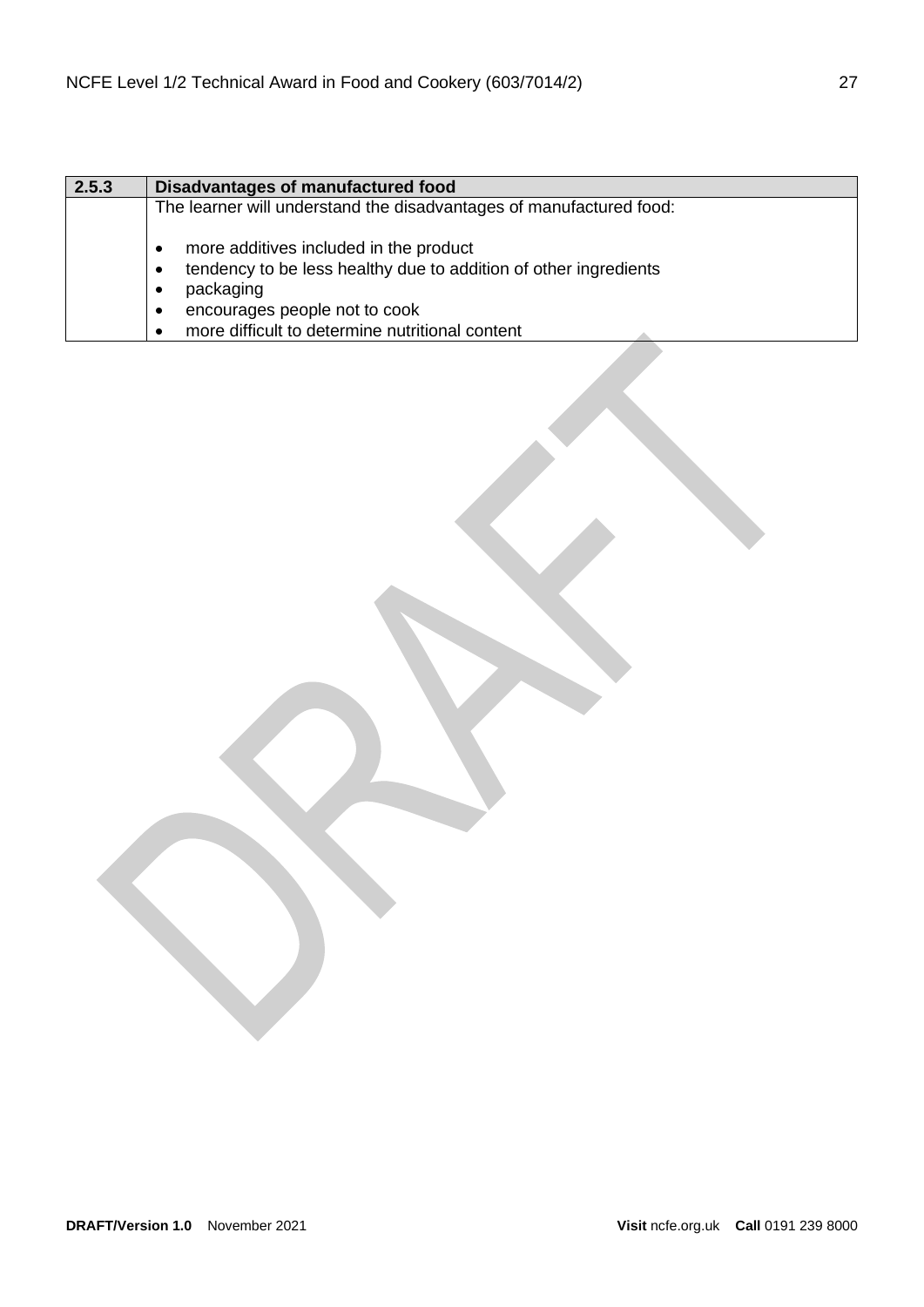| 2.5.3 | Disadvantages of manufactured food |
|---|---|
| | The learner will understand the disadvantages of manufactured food:<br><br>• more additives included in the product<br>• tendency to be less healthy due to addition of other ingredients<br>• packaging<br>• encourages people not to cook<br>• more difficult to determine nutritional content |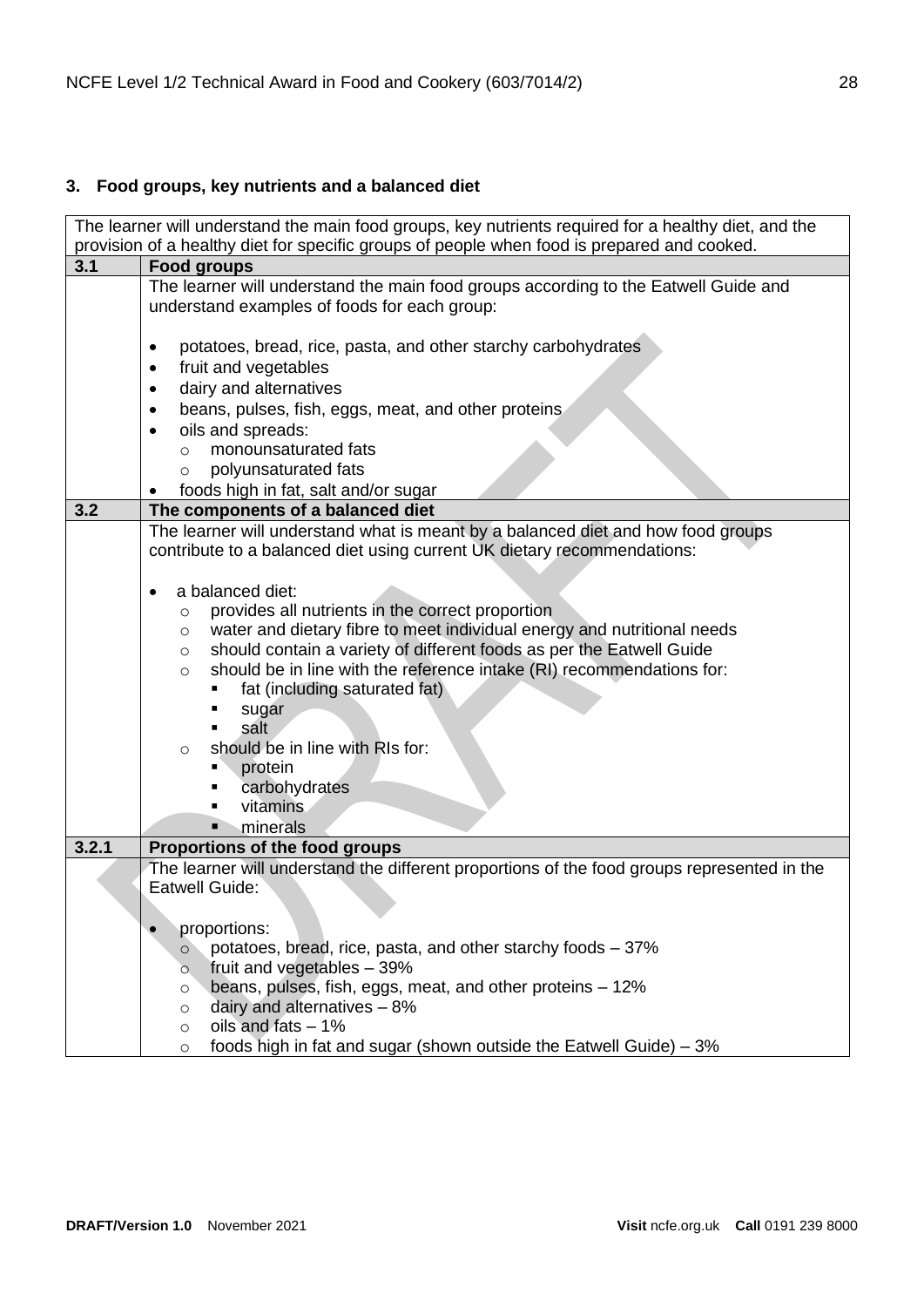## 3. Food groups, key nutrients and a balanced diet

| The learner will understand the main food groups, key nutrients required for a healthy diet, and the provision of a healthy diet for specific groups of people when food is prepared and cooked. | |
|---|---|
| **3.1** | **Food groups** |
| | The learner will understand the main food groups according to the Eatwell Guide and understand examples of foods for each group:<br><br>• potatoes, bread, rice, pasta, and other starchy carbohydrates<br>• fruit and vegetables<br>• dairy and alternatives<br>• beans, pulses, fish, eggs, meat, and other proteins<br>• oils and spreads:<br>&nbsp;&nbsp;&nbsp;&nbsp;○ monounsaturated fats<br>&nbsp;&nbsp;&nbsp;&nbsp;○ polyunsaturated fats<br>• foods high in fat, salt and/or sugar |
| **3.2** | **The components of a balanced diet** |
| | The learner will understand what is meant by a balanced diet and how food groups contribute to a balanced diet using current UK dietary recommendations:<br><br>• a balanced diet:<br>&nbsp;&nbsp;&nbsp;&nbsp;○ provides all nutrients in the correct proportion<br>&nbsp;&nbsp;&nbsp;&nbsp;○ water and dietary fibre to meet individual energy and nutritional needs<br>&nbsp;&nbsp;&nbsp;&nbsp;○ should contain a variety of different foods as per the Eatwell Guide<br>&nbsp;&nbsp;&nbsp;&nbsp;○ should be in line with the reference intake (RI) recommendations for:<br>&nbsp;&nbsp;&nbsp;&nbsp;&nbsp;&nbsp;&nbsp;&nbsp;▪ fat (including saturated fat)<br>&nbsp;&nbsp;&nbsp;&nbsp;&nbsp;&nbsp;&nbsp;&nbsp;▪ sugar<br>&nbsp;&nbsp;&nbsp;&nbsp;&nbsp;&nbsp;&nbsp;&nbsp;▪ salt<br>&nbsp;&nbsp;&nbsp;&nbsp;○ should be in line with RIs for:<br>&nbsp;&nbsp;&nbsp;&nbsp;&nbsp;&nbsp;&nbsp;&nbsp;▪ protein<br>&nbsp;&nbsp;&nbsp;&nbsp;&nbsp;&nbsp;&nbsp;&nbsp;▪ carbohydrates<br>&nbsp;&nbsp;&nbsp;&nbsp;&nbsp;&nbsp;&nbsp;&nbsp;▪ vitamins<br>&nbsp;&nbsp;&nbsp;&nbsp;&nbsp;&nbsp;&nbsp;&nbsp;▪ minerals |
| **3.2.1** | **Proportions of the food groups** |
| | The learner will understand the different proportions of the food groups represented in the Eatwell Guide:<br><br>• proportions:<br>&nbsp;&nbsp;&nbsp;&nbsp;○ potatoes, bread, rice, pasta, and other starchy foods – 37%<br>&nbsp;&nbsp;&nbsp;&nbsp;○ fruit and vegetables – 39%<br>&nbsp;&nbsp;&nbsp;&nbsp;○ beans, pulses, fish, eggs, meat, and other proteins – 12%<br>&nbsp;&nbsp;&nbsp;&nbsp;○ dairy and alternatives – 8%<br>&nbsp;&nbsp;&nbsp;&nbsp;○ oils and fats – 1%<br>&nbsp;&nbsp;&nbsp;&nbsp;○ foods high in fat and sugar (shown outside the Eatwell Guide) – 3% |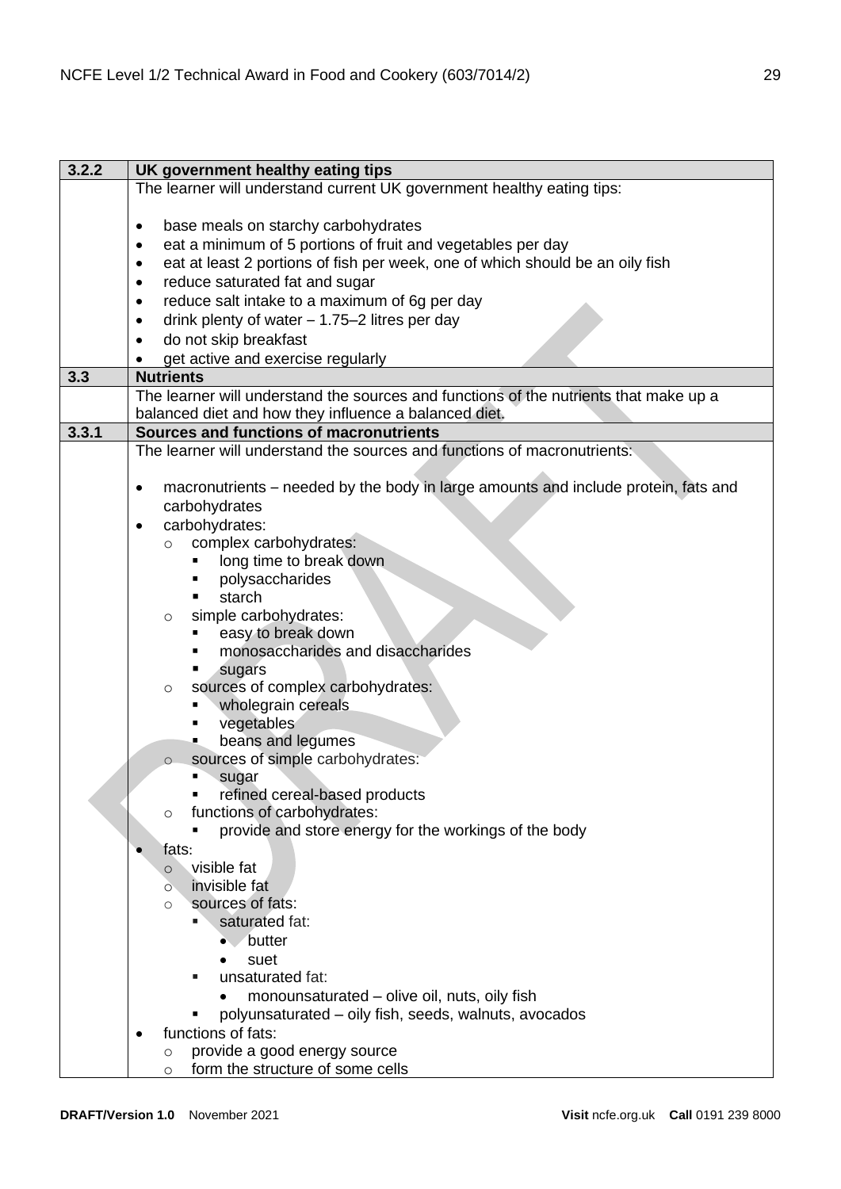| 3.2.2 | UK government healthy eating tips |
|---|---|
| | The learner will understand current UK government healthy eating tips:<br><br>• base meals on starchy carbohydrates<br>• eat a minimum of 5 portions of fruit and vegetables per day<br>• eat at least 2 portions of fish per week, one of which should be an oily fish<br>• reduce saturated fat and sugar<br>• reduce salt intake to a maximum of 6g per day<br>• drink plenty of water – 1.75–2 litres per day<br>• do not skip breakfast<br>• get active and exercise regularly |
| **3.3** | **Nutrients** |
| | The learner will understand the sources and functions of the nutrients that make up a balanced diet and how they influence a balanced diet. |
| **3.3.1** | **Sources and functions of macronutrients** |
| | The learner will understand the sources and functions of macronutrients:<br><br>• macronutrients – needed by the body in large amounts and include protein, fats and carbohydrates<br>• carbohydrates:<br>&nbsp;&nbsp;○ complex carbohydrates:<br>&nbsp;&nbsp;&nbsp;&nbsp;▪ long time to break down<br>&nbsp;&nbsp;&nbsp;&nbsp;▪ polysaccharides<br>&nbsp;&nbsp;&nbsp;&nbsp;▪ starch<br>&nbsp;&nbsp;○ simple carbohydrates:<br>&nbsp;&nbsp;&nbsp;&nbsp;▪ easy to break down<br>&nbsp;&nbsp;&nbsp;&nbsp;▪ monosaccharides and disaccharides<br>&nbsp;&nbsp;&nbsp;&nbsp;▪ sugars<br>&nbsp;&nbsp;○ sources of complex carbohydrates:<br>&nbsp;&nbsp;&nbsp;&nbsp;▪ wholegrain cereals<br>&nbsp;&nbsp;&nbsp;&nbsp;▪ vegetables<br>&nbsp;&nbsp;&nbsp;&nbsp;▪ beans and legumes<br>&nbsp;&nbsp;○ sources of simple carbohydrates:<br>&nbsp;&nbsp;&nbsp;&nbsp;▪ sugar<br>&nbsp;&nbsp;&nbsp;&nbsp;▪ refined cereal-based products<br>&nbsp;&nbsp;○ functions of carbohydrates:<br>&nbsp;&nbsp;&nbsp;&nbsp;▪ provide and store energy for the workings of the body<br>• fats:<br>&nbsp;&nbsp;○ visible fat<br>&nbsp;&nbsp;○ invisible fat<br>&nbsp;&nbsp;○ sources of fats:<br>&nbsp;&nbsp;&nbsp;&nbsp;▪ saturated fat:<br>&nbsp;&nbsp;&nbsp;&nbsp;&nbsp;&nbsp;• butter<br>&nbsp;&nbsp;&nbsp;&nbsp;&nbsp;&nbsp;• suet<br>&nbsp;&nbsp;&nbsp;&nbsp;▪ unsaturated fat:<br>&nbsp;&nbsp;&nbsp;&nbsp;&nbsp;&nbsp;• monounsaturated – olive oil, nuts, oily fish<br>&nbsp;&nbsp;&nbsp;&nbsp;▪ polyunsaturated – oily fish, seeds, walnuts, avocados<br>• functions of fats:<br>&nbsp;&nbsp;○ provide a good energy source<br>&nbsp;&nbsp;○ form the structure of some cells |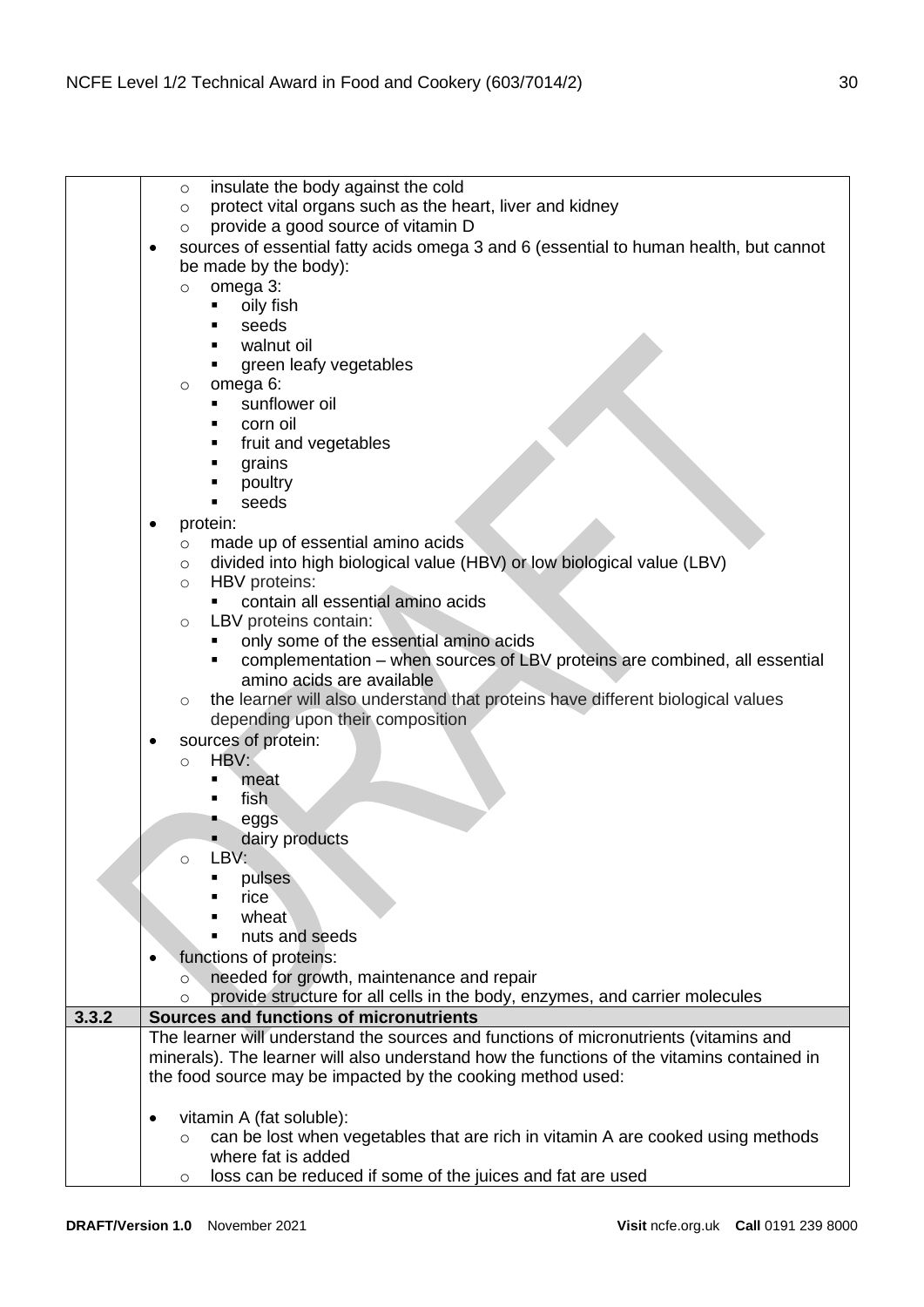| | |
|---|---|
| | <ul><li>insulate the body against the cold</li><li>protect vital organs such as the heart, liver and kidney</li><li>provide a good source of vitamin D</li></ul><ul><li>sources of essential fatty acids omega 3 and 6 (essential to human health, but cannot be made by the body):<ul><li>omega 3:<ul><li>oily fish</li><li>seeds</li><li>walnut oil</li><li>green leafy vegetables</li></ul></li><li>omega 6:<ul><li>sunflower oil</li><li>corn oil</li><li>fruit and vegetables</li><li>grains</li><li>poultry</li><li>seeds</li></ul></li></ul></li><li>protein:<ul><li>made up of essential amino acids</li><li>divided into high biological value (HBV) or low biological value (LBV)</li><li>HBV proteins:<ul><li>contain all essential amino acids</li></ul></li><li>LBV proteins contain:<ul><li>only some of the essential amino acids</li><li>complementation – when sources of LBV proteins are combined, all essential amino acids are available</li></ul></li><li>the learner will also understand that proteins have different biological values depending upon their composition</li></ul></li><li>sources of protein:<ul><li>HBV:<ul><li>meat</li><li>fish</li><li>eggs</li><li>dairy products</li></ul></li><li>LBV:<ul><li>pulses</li><li>rice</li><li>wheat</li><li>nuts and seeds</li></ul></li></ul></li><li>functions of proteins:<ul><li>needed for growth, maintenance and repair</li><li>provide structure for all cells in the body, enzymes, and carrier molecules</li></ul></li></ul> |
| **3.3.2** | **Sources and functions of micronutrients** |
| | The learner will understand the sources and functions of micronutrients (vitamins and minerals). The learner will also understand how the functions of the vitamins contained in the food source may be impacted by the cooking method used:<br><br><ul><li>vitamin A (fat soluble):<ul><li>can be lost when vegetables that are rich in vitamin A are cooked using methods where fat is added</li><li>loss can be reduced if some of the juices and fat are used</li></ul></li></ul> |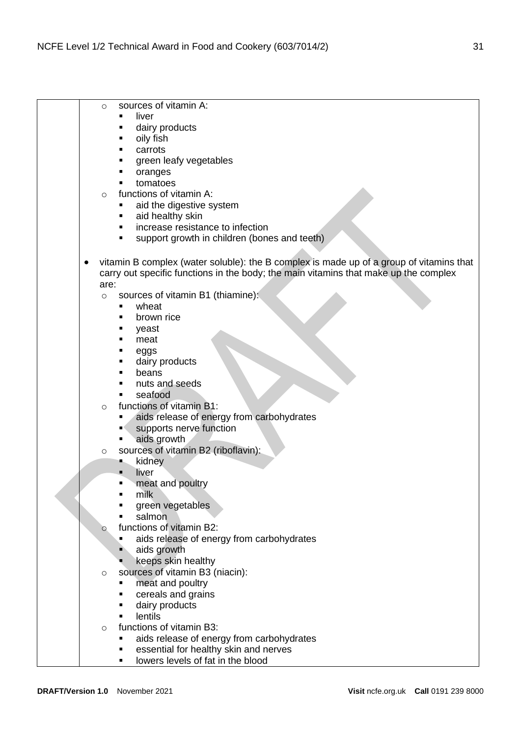- sources of vitamin A:
    - liver
    - dairy products
    - oily fish
    - carrots
    - green leafy vegetables
    - oranges
    - tomatoes
- functions of vitamin A:
    - aid the digestive system
    - aid healthy skin
    - increase resistance to infection
    - support growth in children (bones and teeth)

- vitamin B complex (water soluble): the B complex is made up of a group of vitamins that carry out specific functions in the body; the main vitamins that make up the complex are:
    - sources of vitamin B1 (thiamine):
        - wheat
        - brown rice
        - yeast
        - meat
        - eggs
        - dairy products
        - beans
        - nuts and seeds
        - seafood
    - functions of vitamin B1:
        - aids release of energy from carbohydrates
        - supports nerve function
        - aids growth
    - sources of vitamin B2 (riboflavin):
        - kidney
        - liver
        - meat and poultry
        - milk
        - green vegetables
        - salmon
    - functions of vitamin B2:
        - aids release of energy from carbohydrates
        - aids growth
        - keeps skin healthy
    - sources of vitamin B3 (niacin):
        - meat and poultry
        - cereals and grains
        - dairy products
        - lentils
    - functions of vitamin B3:
        - aids release of energy from carbohydrates
        - essential for healthy skin and nerves
        - lowers levels of fat in the blood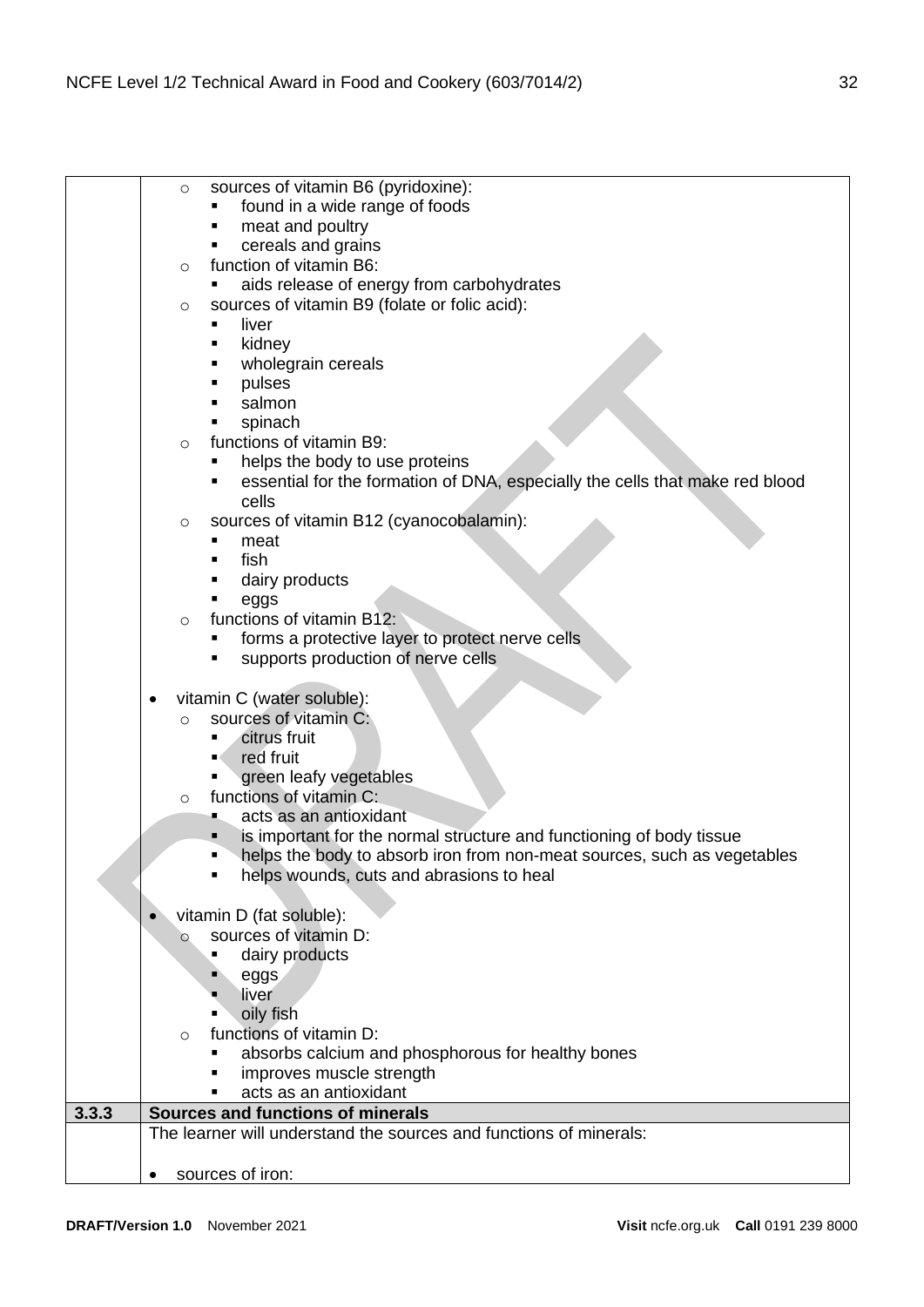| | |
|---|---|
| | - sources of vitamin B6 (pyridoxine):<br>  - found in a wide range of foods<br>  - meat and poultry<br>  - cereals and grains<br>- function of vitamin B6:<br>  - aids release of energy from carbohydrates<br>- sources of vitamin B9 (folate or folic acid):<br>  - liver<br>  - kidney<br>  - wholegrain cereals<br>  - pulses<br>  - salmon<br>  - spinach<br>- functions of vitamin B9:<br>  - helps the body to use proteins<br>  - essential for the formation of DNA, especially the cells that make red blood cells<br>- sources of vitamin B12 (cyanocobalamin):<br>  - meat<br>  - fish<br>  - dairy products<br>  - eggs<br>- functions of vitamin B12:<br>  - forms a protective layer to protect nerve cells<br>  - supports production of nerve cells<br><br>- vitamin C (water soluble):<br>  - sources of vitamin C:<br>    - citrus fruit<br>    - red fruit<br>    - green leafy vegetables<br>  - functions of vitamin C:<br>    - acts as an antioxidant<br>    - is important for the normal structure and functioning of body tissue<br>    - helps the body to absorb iron from non-meat sources, such as vegetables<br>    - helps wounds, cuts and abrasions to heal<br><br>- vitamin D (fat soluble):<br>  - sources of vitamin D:<br>    - dairy products<br>    - eggs<br>    - liver<br>    - oily fish<br>  - functions of vitamin D:<br>    - absorbs calcium and phosphorous for healthy bones<br>    - improves muscle strength<br>    - acts as an antioxidant |
| **3.3.3** | **Sources and functions of minerals** |
| | The learner will understand the sources and functions of minerals:<br><br>- sources of iron: |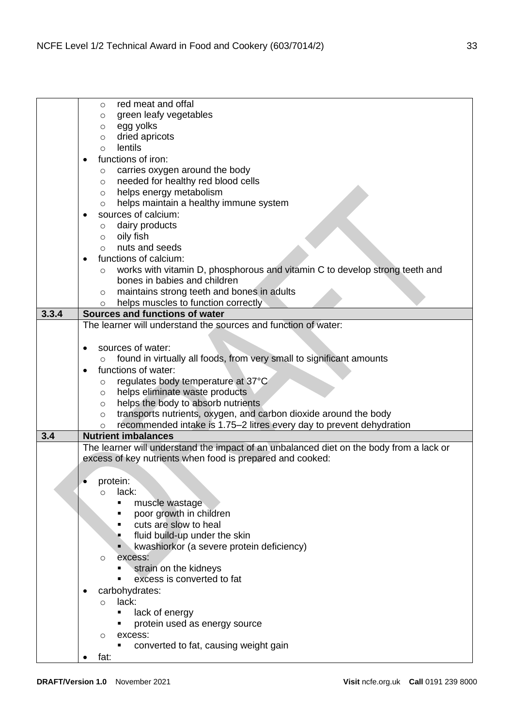| | |
|---|---|
| | ◦ red meat and offal<br>◦ green leafy vegetables<br>◦ egg yolks<br>◦ dried apricots<br>◦ lentils<br>• functions of iron:<br>◦ carries oxygen around the body<br>◦ needed for healthy red blood cells<br>◦ helps energy metabolism<br>◦ helps maintain a healthy immune system<br>• sources of calcium:<br>◦ dairy products<br>◦ oily fish<br>◦ nuts and seeds<br>• functions of calcium:<br>◦ works with vitamin D, phosphorous and vitamin C to develop strong teeth and bones in babies and children<br>◦ maintains strong teeth and bones in adults<br>◦ helps muscles to function correctly |
| **3.3.4** | **Sources and functions of water** |
| | The learner will understand the sources and function of water:<br><br>• sources of water:<br>◦ found in virtually all foods, from very small to significant amounts<br>• functions of water:<br>◦ regulates body temperature at 37°C<br>◦ helps eliminate waste products<br>◦ helps the body to absorb nutrients<br>◦ transports nutrients, oxygen, and carbon dioxide around the body<br>◦ recommended intake is 1.75–2 litres every day to prevent dehydration |
| **3.4** | **Nutrient imbalances** |
| | The learner will understand the impact of an unbalanced diet on the body from a lack or excess of key nutrients when food is prepared and cooked:<br><br>• protein:<br>◦ lack:<br>▪ muscle wastage<br>▪ poor growth in children<br>▪ cuts are slow to heal<br>▪ fluid build-up under the skin<br>▪ kwashiorkor (a severe protein deficiency)<br>◦ excess:<br>▪ strain on the kidneys<br>▪ excess is converted to fat<br>• carbohydrates:<br>◦ lack:<br>▪ lack of energy<br>▪ protein used as energy source<br>◦ excess:<br>▪ converted to fat, causing weight gain<br>• fat: |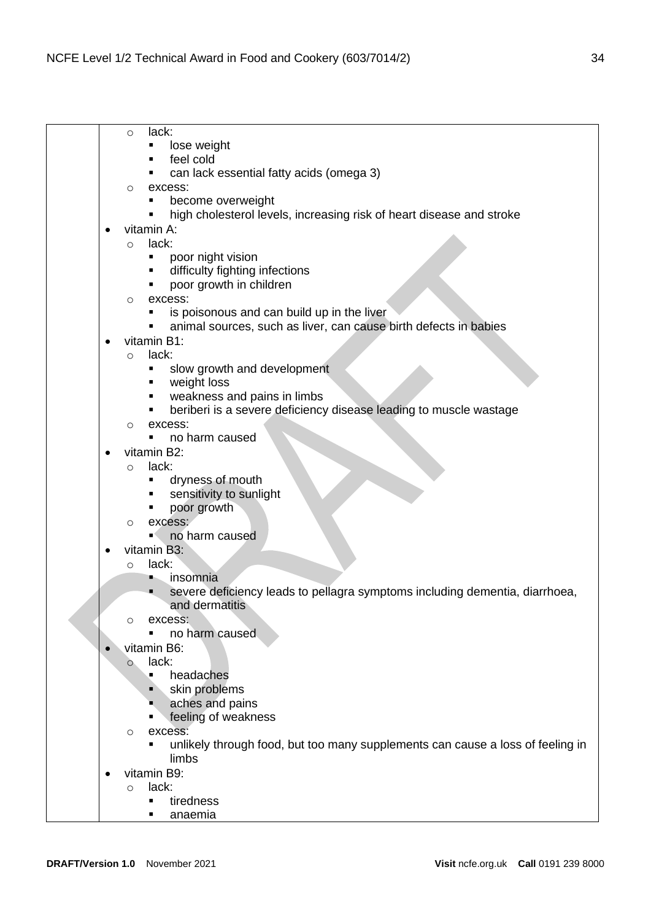- lack:
  - lose weight
  - feel cold
  - can lack essential fatty acids (omega 3)
- excess:
  - become overweight
  - high cholesterol levels, increasing risk of heart disease and stroke

- vitamin A:
  - lack:
    - poor night vision
    - difficulty fighting infections
    - poor growth in children
  - excess:
    - is poisonous and can build up in the liver
    - animal sources, such as liver, can cause birth defects in babies
- vitamin B1:
  - lack:
    - slow growth and development
    - weight loss
    - weakness and pains in limbs
    - beriberi is a severe deficiency disease leading to muscle wastage
  - excess:
    - no harm caused
- vitamin B2:
  - lack:
    - dryness of mouth
    - sensitivity to sunlight
    - poor growth
  - excess:
    - no harm caused
- vitamin B3:
  - lack:
    - insomnia
    - severe deficiency leads to pellagra symptoms including dementia, diarrhoea, and dermatitis
  - excess:
    - no harm caused
- vitamin B6:
  - lack:
    - headaches
    - skin problems
    - aches and pains
    - feeling of weakness
  - excess:
    - unlikely through food, but too many supplements can cause a loss of feeling in limbs
- vitamin B9:
  - lack:
    - tiredness
    - anaemia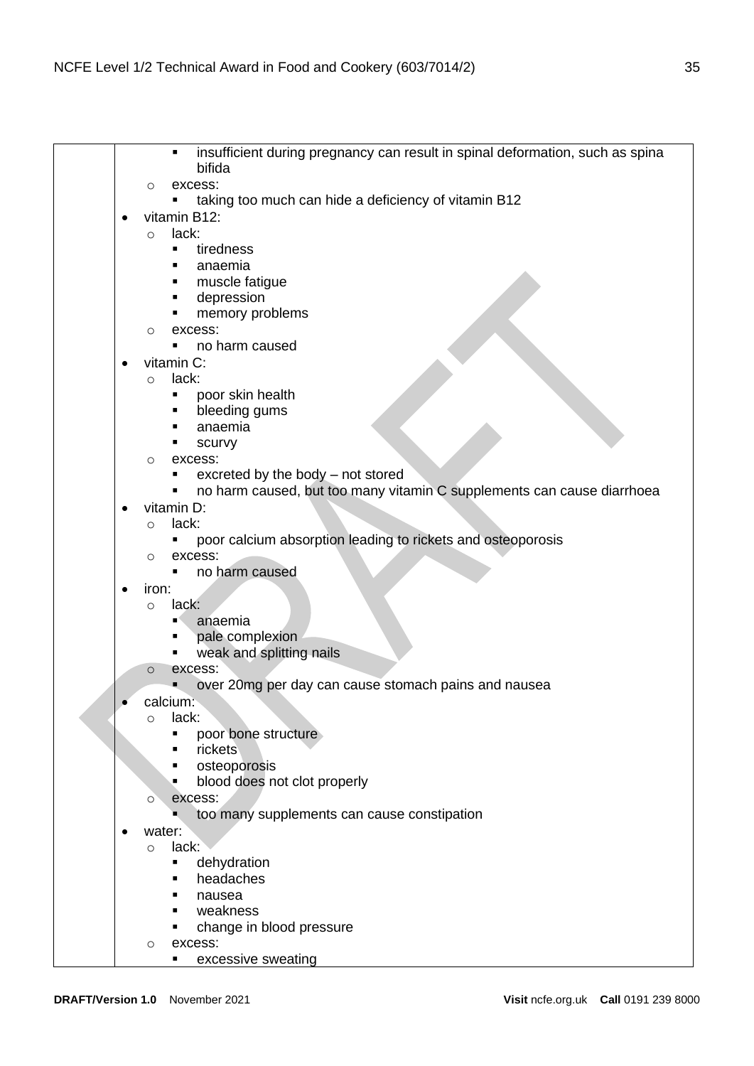|  | - insufficient during pregnancy can result in spinal deformation, such as spina bifida<br>- excess:<br>  - taking too much can hide a deficiency of vitamin B12<br>- vitamin B12:<br>  - lack:<br>    - tiredness<br>    - anaemia<br>    - muscle fatigue<br>    - depression<br>    - memory problems<br>  - excess:<br>    - no harm caused<br>- vitamin C:<br>  - lack:<br>    - poor skin health<br>    - bleeding gums<br>    - anaemia<br>    - scurvy<br>  - excess:<br>    - excreted by the body – not stored<br>    - no harm caused, but too many vitamin C supplements can cause diarrhoea<br>- vitamin D:<br>  - lack:<br>    - poor calcium absorption leading to rickets and osteoporosis<br>  - excess:<br>    - no harm caused<br>- iron:<br>  - lack:<br>    - anaemia<br>    - pale complexion<br>    - weak and splitting nails<br>  - excess:<br>    - over 20mg per day can cause stomach pains and nausea<br>- calcium:<br>  - lack:<br>    - poor bone structure<br>    - rickets<br>    - osteoporosis<br>    - blood does not clot properly<br>  - excess:<br>    - too many supplements can cause constipation<br>- water:<br>  - lack:<br>    - dehydration<br>    - headaches<br>    - nausea<br>    - weakness<br>    - change in blood pressure<br>  - excess:<br>    - excessive sweating |
|---|---|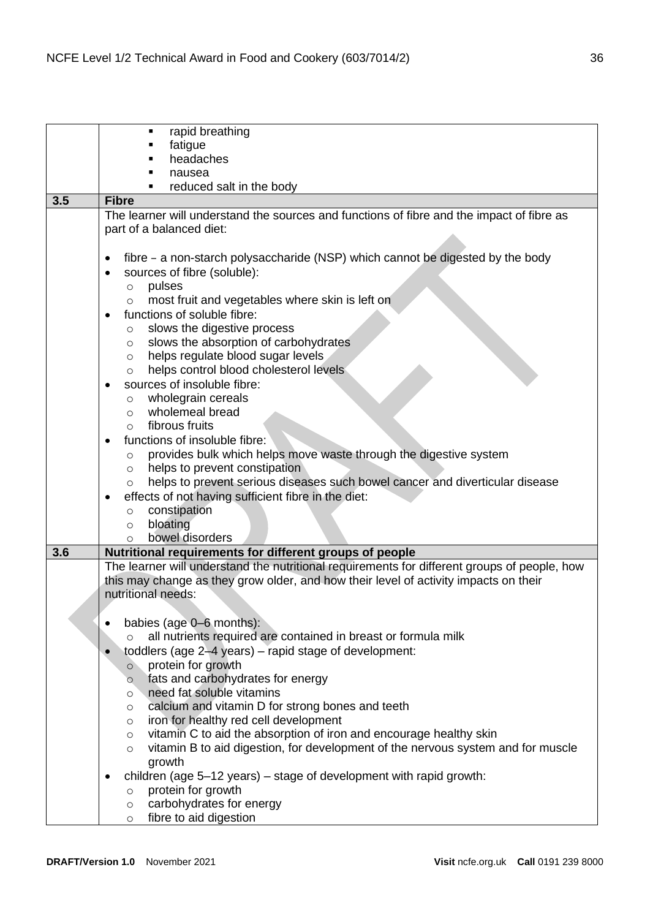| | |
|---|---|
| | ▪ rapid breathing<br>▪ fatigue<br>▪ headaches<br>▪ nausea<br>▪ reduced salt in the body |
| **3.5** | **Fibre** |
| | The learner will understand the sources and functions of fibre and the impact of fibre as part of a balanced diet:<br><br>• fibre – a non-starch polysaccharide (NSP) which cannot be digested by the body<br>• sources of fibre (soluble):<br>  ○ pulses<br>  ○ most fruit and vegetables where skin is left on<br>• functions of soluble fibre:<br>  ○ slows the digestive process<br>  ○ slows the absorption of carbohydrates<br>  ○ helps regulate blood sugar levels<br>  ○ helps control blood cholesterol levels<br>• sources of insoluble fibre:<br>  ○ wholegrain cereals<br>  ○ wholemeal bread<br>  ○ fibrous fruits<br>• functions of insoluble fibre:<br>  ○ provides bulk which helps move waste through the digestive system<br>  ○ helps to prevent constipation<br>  ○ helps to prevent serious diseases such bowel cancer and diverticular disease<br>• effects of not having sufficient fibre in the diet:<br>  ○ constipation<br>  ○ bloating<br>  ○ bowel disorders |
| **3.6** | **Nutritional requirements for different groups of people** |
| | The learner will understand the nutritional requirements for different groups of people, how this may change as they grow older, and how their level of activity impacts on their nutritional needs:<br><br>• babies (age 0–6 months):<br>  ○ all nutrients required are contained in breast or formula milk<br>• toddlers (age 2–4 years) – rapid stage of development:<br>  ○ protein for growth<br>  ○ fats and carbohydrates for energy<br>  ○ need fat soluble vitamins<br>  ○ calcium and vitamin D for strong bones and teeth<br>  ○ iron for healthy red cell development<br>  ○ vitamin C to aid the absorption of iron and encourage healthy skin<br>  ○ vitamin B to aid digestion, for development of the nervous system and for muscle growth<br>• children (age 5–12 years) – stage of development with rapid growth:<br>  ○ protein for growth<br>  ○ carbohydrates for energy<br>  ○ fibre to aid digestion |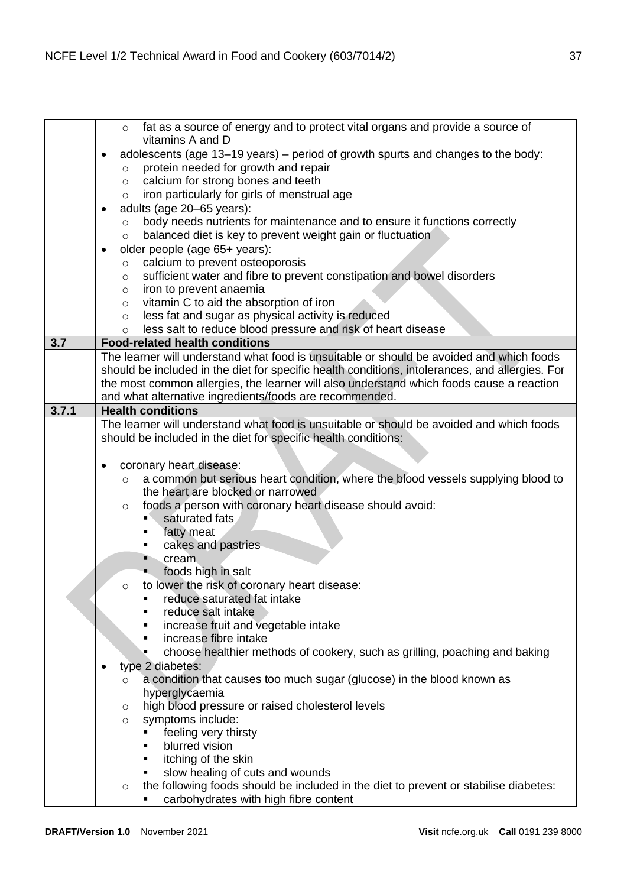| | |
|---|---|
| | ◦ fat as a source of energy and to protect vital organs and provide a source of vitamins A and D<br>• adolescents (age 13–19 years) – period of growth spurts and changes to the body:<br>&nbsp;&nbsp;◦ protein needed for growth and repair<br>&nbsp;&nbsp;◦ calcium for strong bones and teeth<br>&nbsp;&nbsp;◦ iron particularly for girls of menstrual age<br>• adults (age 20–65 years):<br>&nbsp;&nbsp;◦ body needs nutrients for maintenance and to ensure it functions correctly<br>&nbsp;&nbsp;◦ balanced diet is key to prevent weight gain or fluctuation<br>• older people (age 65+ years):<br>&nbsp;&nbsp;◦ calcium to prevent osteoporosis<br>&nbsp;&nbsp;◦ sufficient water and fibre to prevent constipation and bowel disorders<br>&nbsp;&nbsp;◦ iron to prevent anaemia<br>&nbsp;&nbsp;◦ vitamin C to aid the absorption of iron<br>&nbsp;&nbsp;◦ less fat and sugar as physical activity is reduced<br>&nbsp;&nbsp;◦ less salt to reduce blood pressure and risk of heart disease |
| **3.7** | **Food-related health conditions** |
| | The learner will understand what food is unsuitable or should be avoided and which foods should be included in the diet for specific health conditions, intolerances, and allergies. For the most common allergies, the learner will also understand which foods cause a reaction and what alternative ingredients/foods are recommended. |
| **3.7.1** | **Health conditions** |
| | The learner will understand what food is unsuitable or should be avoided and which foods should be included in the diet for specific health conditions:<br><br>• coronary heart disease:<br>&nbsp;&nbsp;◦ a common but serious heart condition, where the blood vessels supplying blood to the heart are blocked or narrowed<br>&nbsp;&nbsp;◦ foods a person with coronary heart disease should avoid:<br>&nbsp;&nbsp;&nbsp;&nbsp;▪ saturated fats<br>&nbsp;&nbsp;&nbsp;&nbsp;▪ fatty meat<br>&nbsp;&nbsp;&nbsp;&nbsp;▪ cakes and pastries<br>&nbsp;&nbsp;&nbsp;&nbsp;▪ cream<br>&nbsp;&nbsp;&nbsp;&nbsp;▪ foods high in salt<br>&nbsp;&nbsp;◦ to lower the risk of coronary heart disease:<br>&nbsp;&nbsp;&nbsp;&nbsp;▪ reduce saturated fat intake<br>&nbsp;&nbsp;&nbsp;&nbsp;▪ reduce salt intake<br>&nbsp;&nbsp;&nbsp;&nbsp;▪ increase fruit and vegetable intake<br>&nbsp;&nbsp;&nbsp;&nbsp;▪ increase fibre intake<br>&nbsp;&nbsp;&nbsp;&nbsp;▪ choose healthier methods of cookery, such as grilling, poaching and baking<br>• type 2 diabetes:<br>&nbsp;&nbsp;◦ a condition that causes too much sugar (glucose) in the blood known as hyperglycaemia<br>&nbsp;&nbsp;◦ high blood pressure or raised cholesterol levels<br>&nbsp;&nbsp;◦ symptoms include:<br>&nbsp;&nbsp;&nbsp;&nbsp;▪ feeling very thirsty<br>&nbsp;&nbsp;&nbsp;&nbsp;▪ blurred vision<br>&nbsp;&nbsp;&nbsp;&nbsp;▪ itching of the skin<br>&nbsp;&nbsp;&nbsp;&nbsp;▪ slow healing of cuts and wounds<br>&nbsp;&nbsp;◦ the following foods should be included in the diet to prevent or stabilise diabetes:<br>&nbsp;&nbsp;&nbsp;&nbsp;▪ carbohydrates with high fibre content |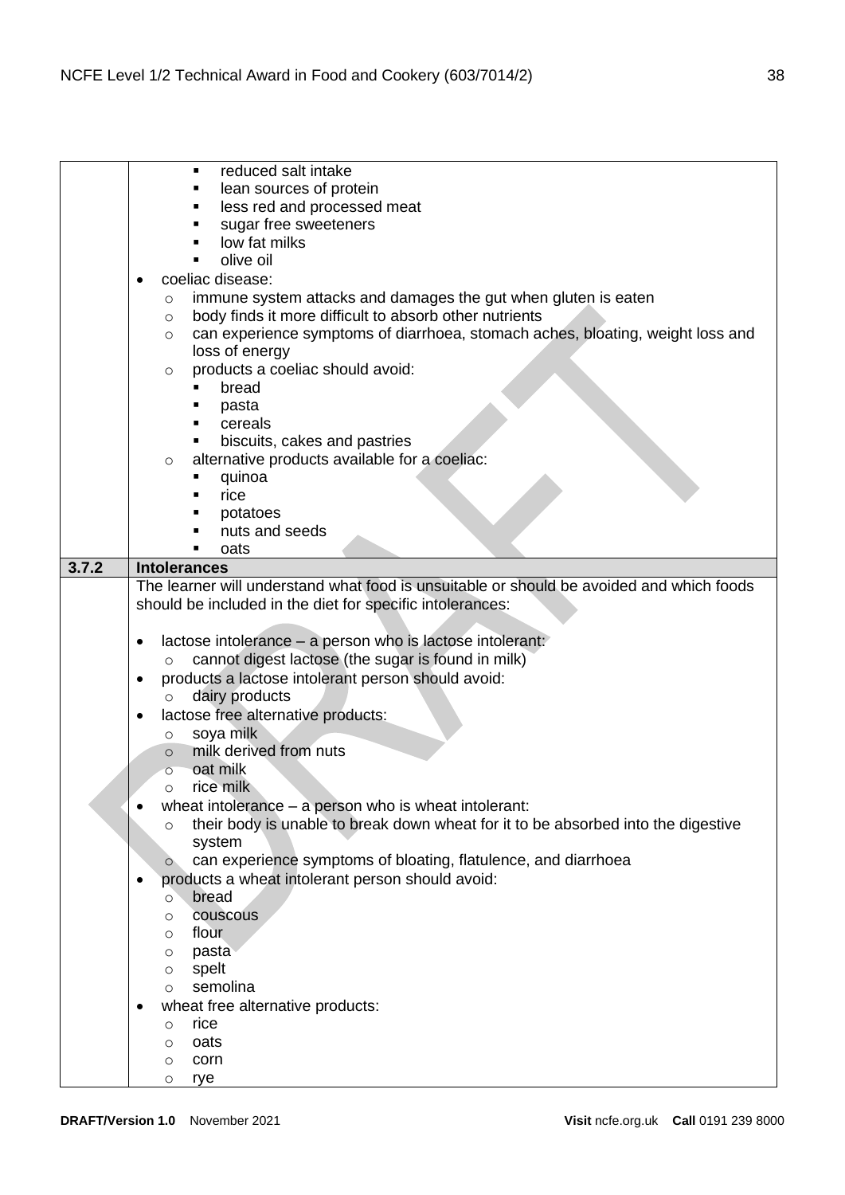| | |
|---|---|
| | ▪ reduced salt intake<br>▪ lean sources of protein<br>▪ less red and processed meat<br>▪ sugar free sweeteners<br>▪ low fat milks<br>▪ olive oil<br>• coeliac disease:<br>  ○ immune system attacks and damages the gut when gluten is eaten<br>  ○ body finds it more difficult to absorb other nutrients<br>  ○ can experience symptoms of diarrhoea, stomach aches, bloating, weight loss and loss of energy<br>  ○ products a coeliac should avoid:<br>    ▪ bread<br>    ▪ pasta<br>    ▪ cereals<br>    ▪ biscuits, cakes and pastries<br>  ○ alternative products available for a coeliac:<br>    ▪ quinoa<br>    ▪ rice<br>    ▪ potatoes<br>    ▪ nuts and seeds<br>    ▪ oats |
| **3.7.2** | **Intolerances** |
| | The learner will understand what food is unsuitable or should be avoided and which foods should be included in the diet for specific intolerances:<br><br>• lactose intolerance – a person who is lactose intolerant:<br>  ○ cannot digest lactose (the sugar is found in milk)<br>• products a lactose intolerant person should avoid:<br>  ○ dairy products<br>• lactose free alternative products:<br>  ○ soya milk<br>  ○ milk derived from nuts<br>  ○ oat milk<br>  ○ rice milk<br>• wheat intolerance – a person who is wheat intolerant:<br>  ○ their body is unable to break down wheat for it to be absorbed into the digestive system<br>  ○ can experience symptoms of bloating, flatulence, and diarrhoea<br>• products a wheat intolerant person should avoid:<br>  ○ bread<br>  ○ couscous<br>  ○ flour<br>  ○ pasta<br>  ○ spelt<br>  ○ semolina<br>• wheat free alternative products:<br>  ○ rice<br>  ○ oats<br>  ○ corn<br>  ○ rye |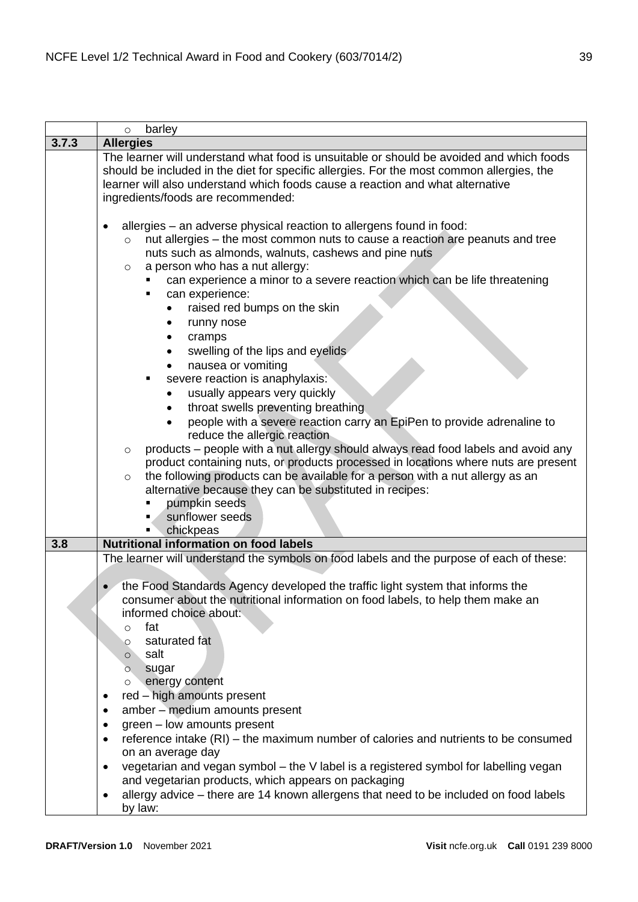| | |
|---|---|
| | ○ barley |
| **3.7.3** | **Allergies** |
| | The learner will understand what food is unsuitable or should be avoided and which foods should be included in the diet for specific allergies. For the most common allergies, the learner will also understand which foods cause a reaction and what alternative ingredients/foods are recommended:<br><br>• allergies – an adverse physical reaction to allergens found in food:<br>  ○ nut allergies – the most common nuts to cause a reaction are peanuts and tree nuts such as almonds, walnuts, cashews and pine nuts<br>  ○ a person who has a nut allergy:<br>    ▪ can experience a minor to a severe reaction which can be life threatening<br>    ▪ can experience:<br>      • raised red bumps on the skin<br>      • runny nose<br>      • cramps<br>      • swelling of the lips and eyelids<br>      • nausea or vomiting<br>    ▪ severe reaction is anaphylaxis:<br>      • usually appears very quickly<br>      • throat swells preventing breathing<br>      • people with a severe reaction carry an EpiPen to provide adrenaline to reduce the allergic reaction<br>  ○ products – people with a nut allergy should always read food labels and avoid any product containing nuts, or products processed in locations where nuts are present<br>  ○ the following products can be available for a person with a nut allergy as an alternative because they can be substituted in recipes:<br>    ▪ pumpkin seeds<br>    ▪ sunflower seeds<br>    ▪ chickpeas |
| **3.8** | **Nutritional information on food labels** |
| | The learner will understand the symbols on food labels and the purpose of each of these:<br><br>• the Food Standards Agency developed the traffic light system that informs the consumer about the nutritional information on food labels, to help them make an informed choice about:<br>  ○ fat<br>  ○ saturated fat<br>  ○ salt<br>  ○ sugar<br>  ○ energy content<br>• red – high amounts present<br>• amber – medium amounts present<br>• green – low amounts present<br>• reference intake (RI) – the maximum number of calories and nutrients to be consumed on an average day<br>• vegetarian and vegan symbol – the V label is a registered symbol for labelling vegan and vegetarian products, which appears on packaging<br>• allergy advice – there are 14 known allergens that need to be included on food labels by law: |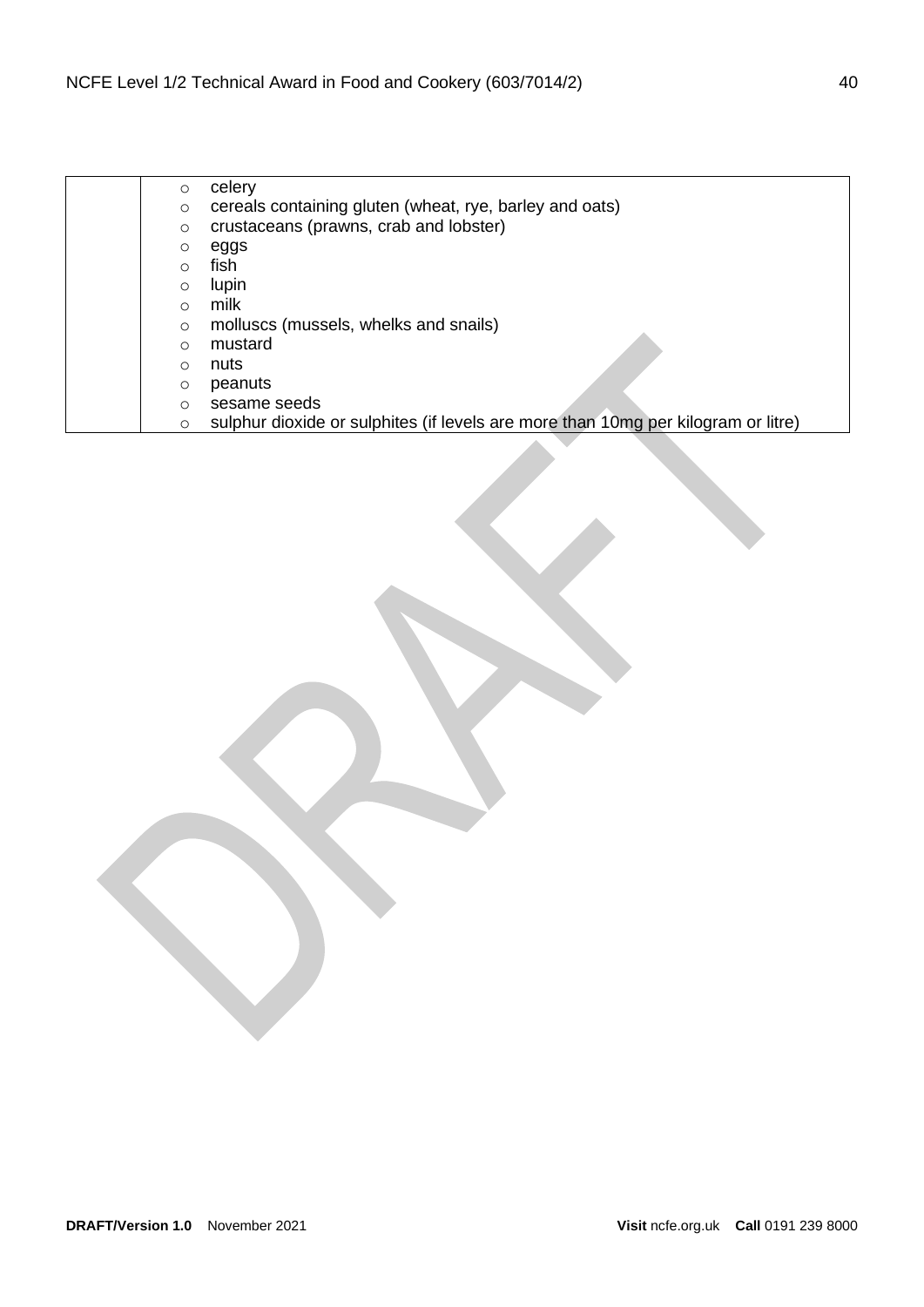| | <ul><li>celery</li><li>cereals containing gluten (wheat, rye, barley and oats)</li><li>crustaceans (prawns, crab and lobster)</li><li>eggs</li><li>fish</li><li>lupin</li><li>milk</li><li>molluscs (mussels, whelks and snails)</li><li>mustard</li><li>nuts</li><li>peanuts</li><li>sesame seeds</li><li>sulphur dioxide or sulphites (if levels are more than 10mg per kilogram or litre)</li></ul> |
|---|---|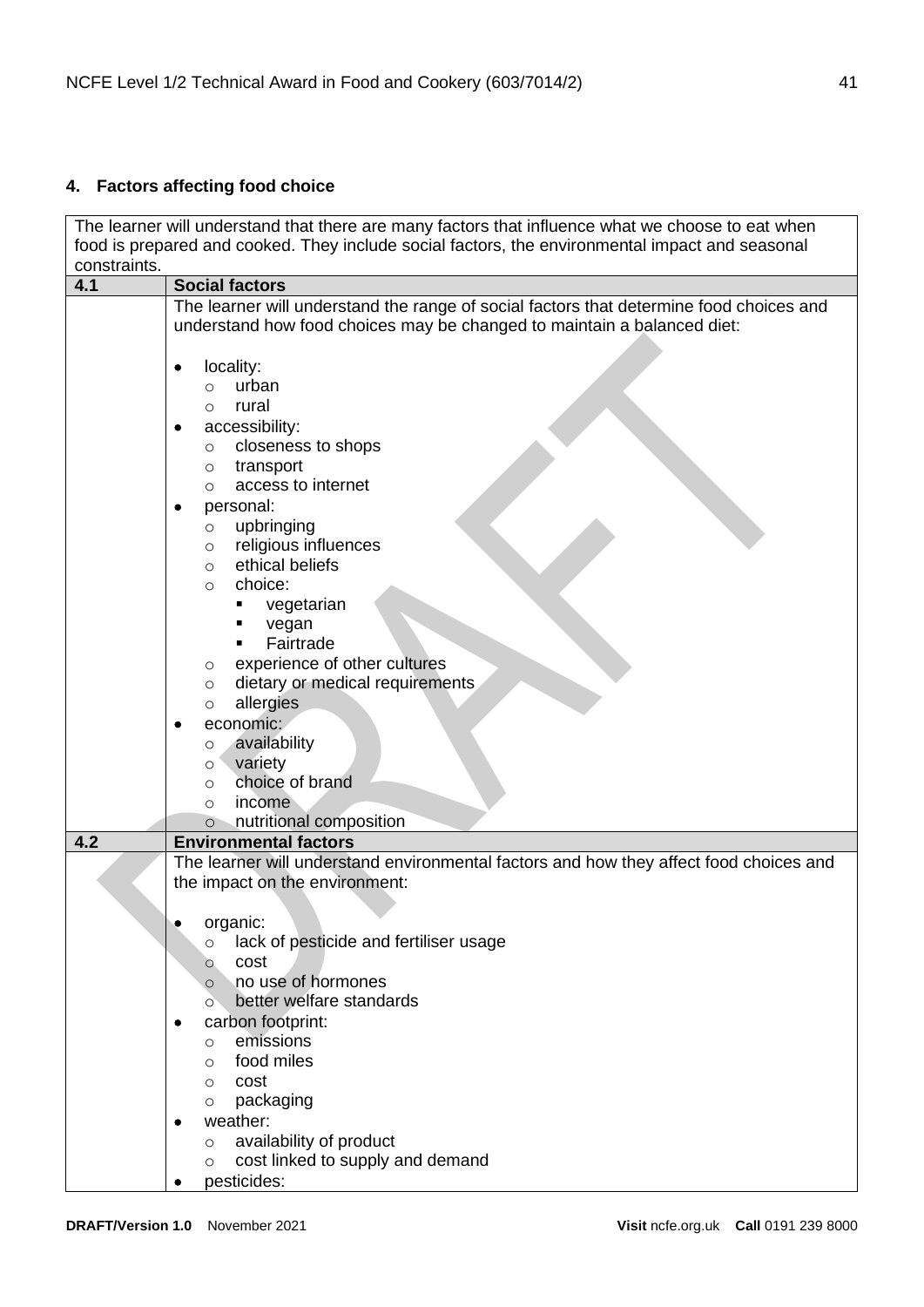## 4. Factors affecting food choice

| The learner will understand that there are many factors that influence what we choose to eat when food is prepared and cooked. They include social factors, the environmental impact and seasonal constraints. | |
|---|---|
| **4.1** | **Social factors** |
| | The learner will understand the range of social factors that determine food choices and understand how food choices may be changed to maintain a balanced diet:<br><br>• locality:<br>&nbsp;&nbsp;&nbsp;&nbsp;○ urban<br>&nbsp;&nbsp;&nbsp;&nbsp;○ rural<br>• accessibility:<br>&nbsp;&nbsp;&nbsp;&nbsp;○ closeness to shops<br>&nbsp;&nbsp;&nbsp;&nbsp;○ transport<br>&nbsp;&nbsp;&nbsp;&nbsp;○ access to internet<br>• personal:<br>&nbsp;&nbsp;&nbsp;&nbsp;○ upbringing<br>&nbsp;&nbsp;&nbsp;&nbsp;○ religious influences<br>&nbsp;&nbsp;&nbsp;&nbsp;○ ethical beliefs<br>&nbsp;&nbsp;&nbsp;&nbsp;○ choice:<br>&nbsp;&nbsp;&nbsp;&nbsp;&nbsp;&nbsp;&nbsp;&nbsp;▪ vegetarian<br>&nbsp;&nbsp;&nbsp;&nbsp;&nbsp;&nbsp;&nbsp;&nbsp;▪ vegan<br>&nbsp;&nbsp;&nbsp;&nbsp;&nbsp;&nbsp;&nbsp;&nbsp;▪ Fairtrade<br>&nbsp;&nbsp;&nbsp;&nbsp;○ experience of other cultures<br>&nbsp;&nbsp;&nbsp;&nbsp;○ dietary or medical requirements<br>&nbsp;&nbsp;&nbsp;&nbsp;○ allergies<br>• economic:<br>&nbsp;&nbsp;&nbsp;&nbsp;○ availability<br>&nbsp;&nbsp;&nbsp;&nbsp;○ variety<br>&nbsp;&nbsp;&nbsp;&nbsp;○ choice of brand<br>&nbsp;&nbsp;&nbsp;&nbsp;○ income<br>&nbsp;&nbsp;&nbsp;&nbsp;○ nutritional composition |
| **4.2** | **Environmental factors** |
| | The learner will understand environmental factors and how they affect food choices and the impact on the environment:<br><br>• organic:<br>&nbsp;&nbsp;&nbsp;&nbsp;○ lack of pesticide and fertiliser usage<br>&nbsp;&nbsp;&nbsp;&nbsp;○ cost<br>&nbsp;&nbsp;&nbsp;&nbsp;○ no use of hormones<br>&nbsp;&nbsp;&nbsp;&nbsp;○ better welfare standards<br>• carbon footprint:<br>&nbsp;&nbsp;&nbsp;&nbsp;○ emissions<br>&nbsp;&nbsp;&nbsp;&nbsp;○ food miles<br>&nbsp;&nbsp;&nbsp;&nbsp;○ cost<br>&nbsp;&nbsp;&nbsp;&nbsp;○ packaging<br>• weather:<br>&nbsp;&nbsp;&nbsp;&nbsp;○ availability of product<br>&nbsp;&nbsp;&nbsp;&nbsp;○ cost linked to supply and demand<br>• pesticides: |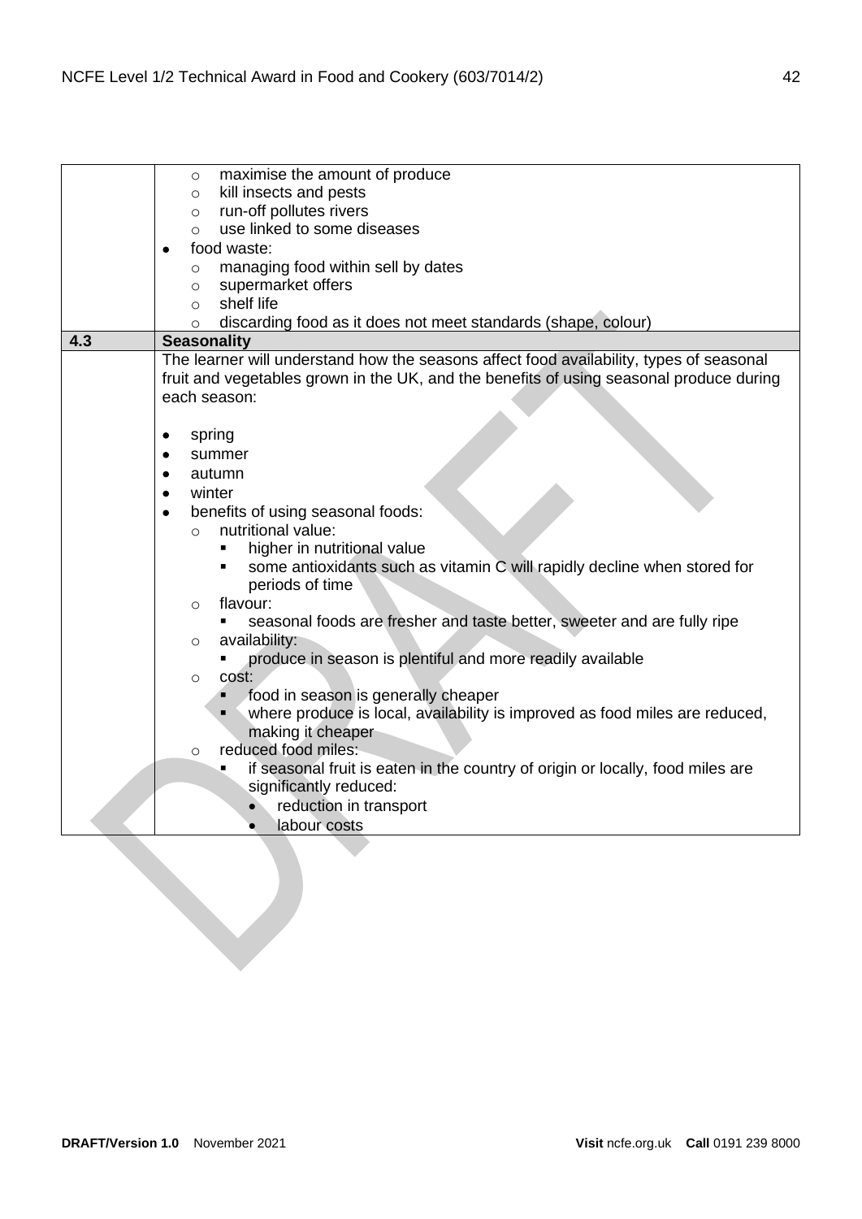| | |
|---|---|
| | ○ maximise the amount of produce<br>○ kill insects and pests<br>○ run-off pollutes rivers<br>○ use linked to some diseases<br>• food waste:<br>○ managing food within sell by dates<br>○ supermarket offers<br>○ shelf life<br>○ discarding food as it does not meet standards (shape, colour) |
| **4.3** | **Seasonality** |
| | The learner will understand how the seasons affect food availability, types of seasonal fruit and vegetables grown in the UK, and the benefits of using seasonal produce during each season:<br><br>• spring<br>• summer<br>• autumn<br>• winter<br>• benefits of using seasonal foods:<br>○ nutritional value:<br>▪ higher in nutritional value<br>▪ some antioxidants such as vitamin C will rapidly decline when stored for periods of time<br>○ flavour:<br>▪ seasonal foods are fresher and taste better, sweeter and are fully ripe<br>○ availability:<br>▪ produce in season is plentiful and more readily available<br>○ cost:<br>▪ food in season is generally cheaper<br>▪ where produce is local, availability is improved as food miles are reduced, making it cheaper<br>○ reduced food miles:<br>▪ if seasonal fruit is eaten in the country of origin or locally, food miles are significantly reduced:<br>• reduction in transport<br>• labour costs |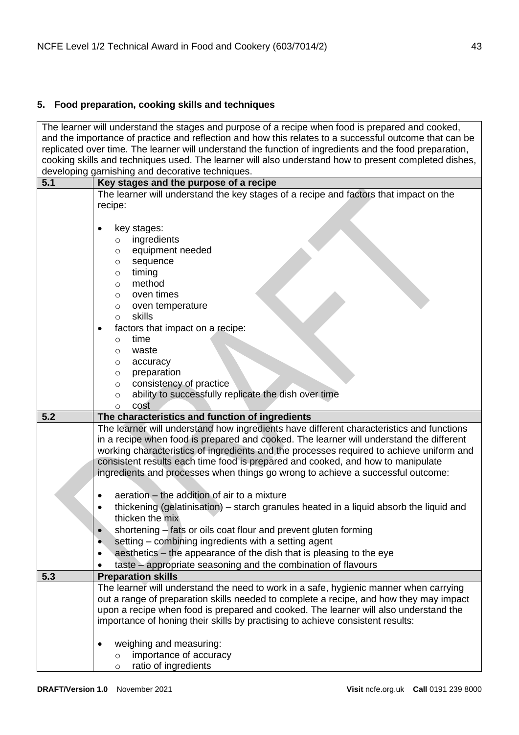## 5. Food preparation, cooking skills and techniques

| The learner will understand the stages and purpose of a recipe when food is prepared and cooked, and the importance of practice and reflection and how this relates to a successful outcome that can be replicated over time. The learner will understand the function of ingredients and the food preparation, cooking skills and techniques used. The learner will also understand how to present completed dishes, developing garnishing and decorative techniques. | |
|---|---|
| **5.1** | **Key stages and the purpose of a recipe** |
| | The learner will understand the key stages of a recipe and factors that impact on the recipe:<br><br>• key stages:<br>  ○ ingredients<br>  ○ equipment needed<br>  ○ sequence<br>  ○ timing<br>  ○ method<br>  ○ oven times<br>  ○ oven temperature<br>  ○ skills<br>• factors that impact on a recipe:<br>  ○ time<br>  ○ waste<br>  ○ accuracy<br>  ○ preparation<br>  ○ consistency of practice<br>  ○ ability to successfully replicate the dish over time<br>  ○ cost |
| **5.2** | **The characteristics and function of ingredients** |
| | The learner will understand how ingredients have different characteristics and functions in a recipe when food is prepared and cooked. The learner will understand the different working characteristics of ingredients and the processes required to achieve uniform and consistent results each time food is prepared and cooked, and how to manipulate ingredients and processes when things go wrong to achieve a successful outcome:<br><br>• aeration – the addition of air to a mixture<br>• thickening (gelatinisation) – starch granules heated in a liquid absorb the liquid and thicken the mix<br>• shortening – fats or oils coat flour and prevent gluten forming<br>• setting – combining ingredients with a setting agent<br>• aesthetics – the appearance of the dish that is pleasing to the eye<br>• taste – appropriate seasoning and the combination of flavours |
| **5.3** | **Preparation skills** |
| | The learner will understand the need to work in a safe, hygienic manner when carrying out a range of preparation skills needed to complete a recipe, and how they may impact upon a recipe when food is prepared and cooked. The learner will also understand the importance of honing their skills by practising to achieve consistent results:<br><br>• weighing and measuring:<br>  ○ importance of accuracy<br>  ○ ratio of ingredients |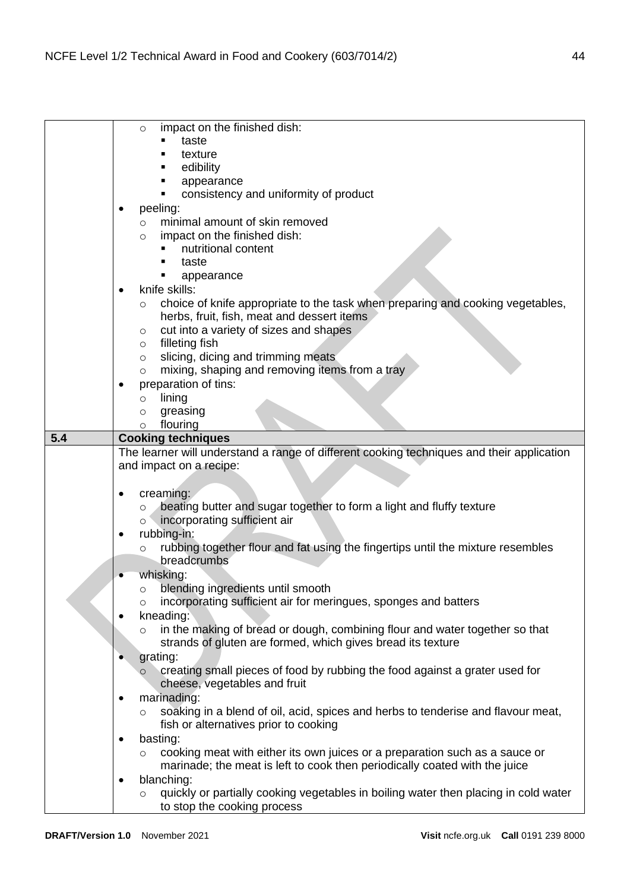| | |
|---|---|
| | - impact on the finished dish:<br>  - taste<br>  - texture<br>  - edibility<br>  - appearance<br>  - consistency and uniformity of product<br>- peeling:<br>  - minimal amount of skin removed<br>  - impact on the finished dish:<br>    - nutritional content<br>    - taste<br>    - appearance<br>- knife skills:<br>  - choice of knife appropriate to the task when preparing and cooking vegetables, herbs, fruit, fish, meat and dessert items<br>  - cut into a variety of sizes and shapes<br>  - filleting fish<br>  - slicing, dicing and trimming meats<br>  - mixing, shaping and removing items from a tray<br>- preparation of tins:<br>  - lining<br>  - greasing<br>  - flouring |
| **5.4** | **Cooking techniques** |
| | The learner will understand a range of different cooking techniques and their application and impact on a recipe:<br><br>- creaming:<br>  - beating butter and sugar together to form a light and fluffy texture<br>  - incorporating sufficient air<br>- rubbing-in:<br>  - rubbing together flour and fat using the fingertips until the mixture resembles breadcrumbs<br>- whisking:<br>  - blending ingredients until smooth<br>  - incorporating sufficient air for meringues, sponges and batters<br>- kneading:<br>  - in the making of bread or dough, combining flour and water together so that strands of gluten are formed, which gives bread its texture<br>- grating:<br>  - creating small pieces of food by rubbing the food against a grater used for cheese, vegetables and fruit<br>- marinading:<br>  - soaking in a blend of oil, acid, spices and herbs to tenderise and flavour meat, fish or alternatives prior to cooking<br>- basting:<br>  - cooking meat with either its own juices or a preparation such as a sauce or marinade; the meat is left to cook then periodically coated with the juice<br>- blanching:<br>  - quickly or partially cooking vegetables in boiling water then placing in cold water to stop the cooking process |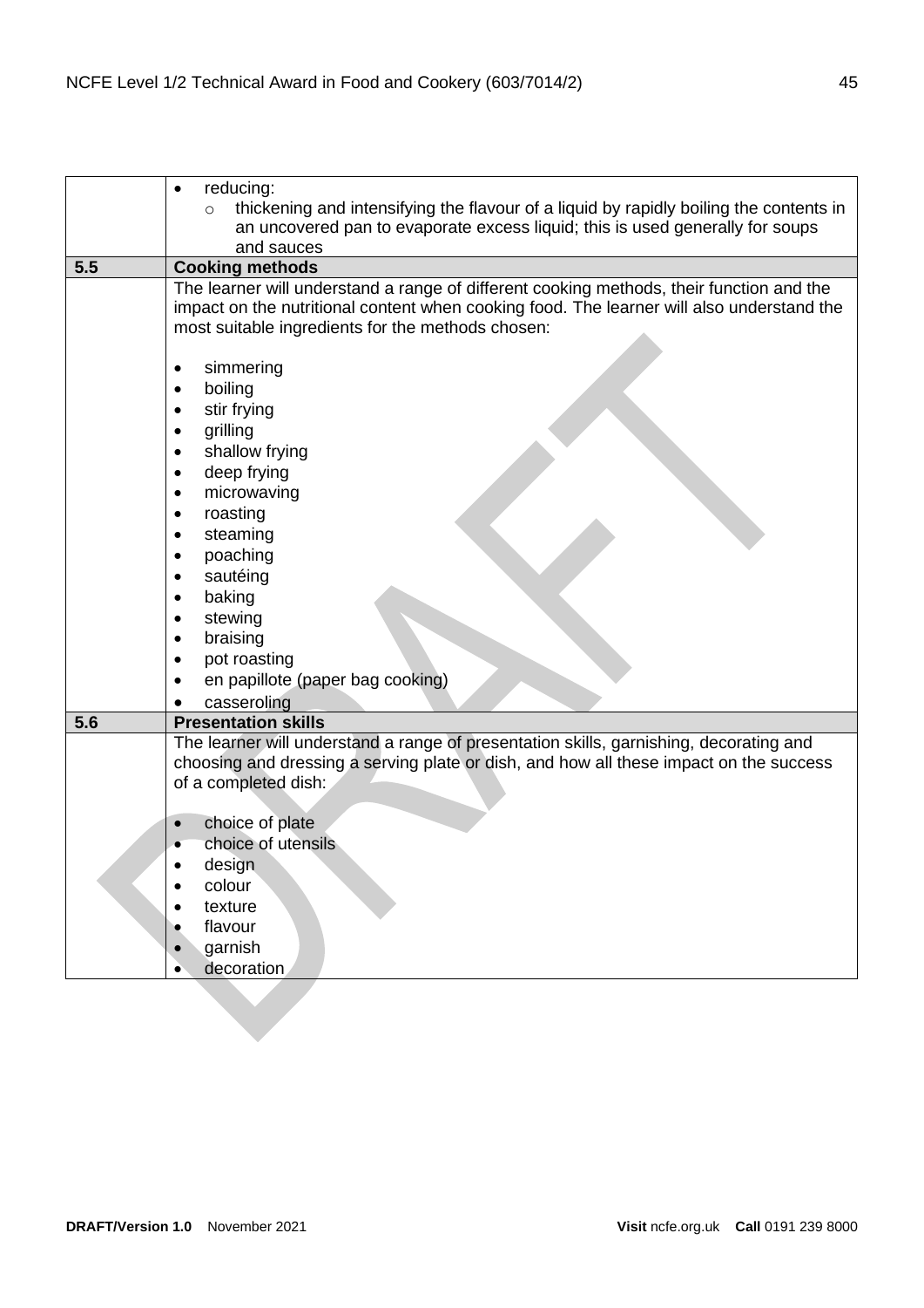| | |
|---|---|
| | • reducing:<br>  ○ thickening and intensifying the flavour of a liquid by rapidly boiling the contents in an uncovered pan to evaporate excess liquid; this is used generally for soups and sauces |
| **5.5** | **Cooking methods** |
| | The learner will understand a range of different cooking methods, their function and the impact on the nutritional content when cooking food. The learner will also understand the most suitable ingredients for the methods chosen:<br><br>• simmering<br>• boiling<br>• stir frying<br>• grilling<br>• shallow frying<br>• deep frying<br>• microwaving<br>• roasting<br>• steaming<br>• poaching<br>• sautéing<br>• baking<br>• stewing<br>• braising<br>• pot roasting<br>• en papillote (paper bag cooking)<br>• casseroling |
| **5.6** | **Presentation skills** |
| | The learner will understand a range of presentation skills, garnishing, decorating and choosing and dressing a serving plate or dish, and how all these impact on the success of a completed dish:<br><br>• choice of plate<br>• choice of utensils<br>• design<br>• colour<br>• texture<br>• flavour<br>• garnish<br>• decoration |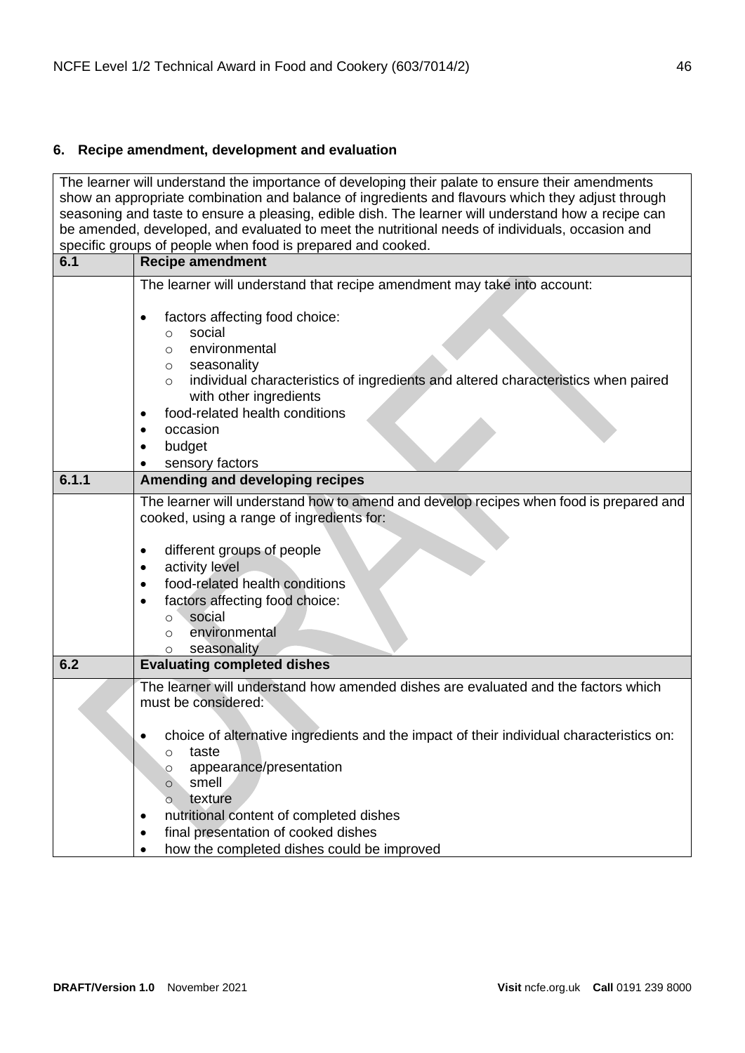## 6. Recipe amendment, development and evaluation

| The learner will understand the importance of developing their palate to ensure their amendments show an appropriate combination and balance of ingredients and flavours which they adjust through seasoning and taste to ensure a pleasing, edible dish. The learner will understand how a recipe can be amended, developed, and evaluated to meet the nutritional needs of individuals, occasion and specific groups of people when food is prepared and cooked. | |
|---|---|
| **6.1** | **Recipe amendment** |
| | The learner will understand that recipe amendment may take into account:<br><br>• factors affecting food choice:<br>&nbsp;&nbsp;&nbsp;&nbsp;○ social<br>&nbsp;&nbsp;&nbsp;&nbsp;○ environmental<br>&nbsp;&nbsp;&nbsp;&nbsp;○ seasonality<br>&nbsp;&nbsp;&nbsp;&nbsp;○ individual characteristics of ingredients and altered characteristics when paired with other ingredients<br>• food-related health conditions<br>• occasion<br>• budget<br>• sensory factors |
| **6.1.1** | **Amending and developing recipes** |
| | The learner will understand how to amend and develop recipes when food is prepared and cooked, using a range of ingredients for:<br><br>• different groups of people<br>• activity level<br>• food-related health conditions<br>• factors affecting food choice:<br>&nbsp;&nbsp;&nbsp;&nbsp;○ social<br>&nbsp;&nbsp;&nbsp;&nbsp;○ environmental<br>&nbsp;&nbsp;&nbsp;&nbsp;○ seasonality |
| **6.2** | **Evaluating completed dishes** |
| | The learner will understand how amended dishes are evaluated and the factors which must be considered:<br><br>• choice of alternative ingredients and the impact of their individual characteristics on:<br>&nbsp;&nbsp;&nbsp;&nbsp;○ taste<br>&nbsp;&nbsp;&nbsp;&nbsp;○ appearance/presentation<br>&nbsp;&nbsp;&nbsp;&nbsp;○ smell<br>&nbsp;&nbsp;&nbsp;&nbsp;○ texture<br>• nutritional content of completed dishes<br>• final presentation of cooked dishes<br>• how the completed dishes could be improved |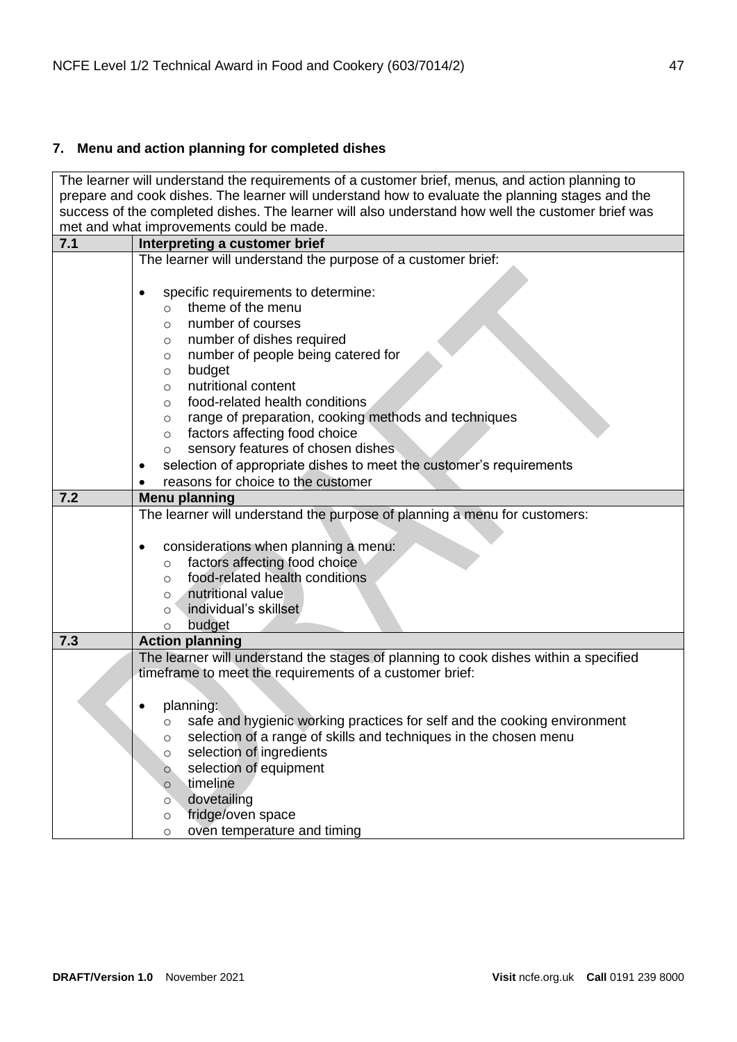## 7. Menu and action planning for completed dishes

| The learner will understand the requirements of a customer brief, menus, and action planning to prepare and cook dishes. The learner will understand how to evaluate the planning stages and the success of the completed dishes. The learner will also understand how well the customer brief was met and what improvements could be made. | |
|---|---|
| **7.1** | **Interpreting a customer brief** |
| | The learner will understand the purpose of a customer brief:<br><br>• specific requirements to determine:<br>&nbsp;&nbsp;○ theme of the menu<br>&nbsp;&nbsp;○ number of courses<br>&nbsp;&nbsp;○ number of dishes required<br>&nbsp;&nbsp;○ number of people being catered for<br>&nbsp;&nbsp;○ budget<br>&nbsp;&nbsp;○ nutritional content<br>&nbsp;&nbsp;○ food-related health conditions<br>&nbsp;&nbsp;○ range of preparation, cooking methods and techniques<br>&nbsp;&nbsp;○ factors affecting food choice<br>&nbsp;&nbsp;○ sensory features of chosen dishes<br>• selection of appropriate dishes to meet the customer's requirements<br>• reasons for choice to the customer |
| **7.2** | **Menu planning** |
| | The learner will understand the purpose of planning a menu for customers:<br><br>• considerations when planning a menu:<br>&nbsp;&nbsp;○ factors affecting food choice<br>&nbsp;&nbsp;○ food-related health conditions<br>&nbsp;&nbsp;○ nutritional value<br>&nbsp;&nbsp;○ individual's skillset<br>&nbsp;&nbsp;○ budget |
| **7.3** | **Action planning** |
| | The learner will understand the stages of planning to cook dishes within a specified timeframe to meet the requirements of a customer brief:<br><br>• planning:<br>&nbsp;&nbsp;○ safe and hygienic working practices for self and the cooking environment<br>&nbsp;&nbsp;○ selection of a range of skills and techniques in the chosen menu<br>&nbsp;&nbsp;○ selection of ingredients<br>&nbsp;&nbsp;○ selection of equipment<br>&nbsp;&nbsp;○ timeline<br>&nbsp;&nbsp;○ dovetailing<br>&nbsp;&nbsp;○ fridge/oven space<br>&nbsp;&nbsp;○ oven temperature and timing |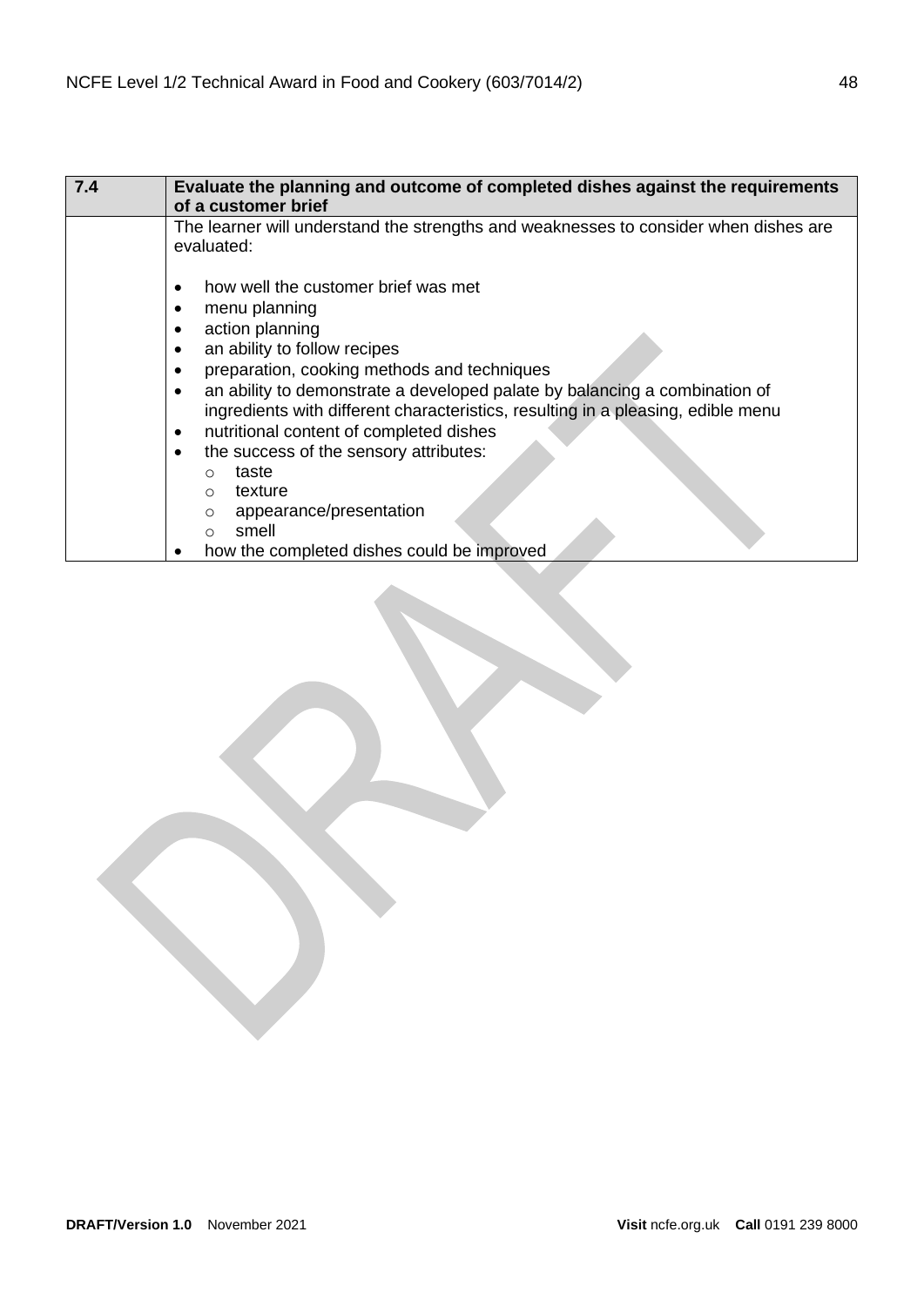| 7.4 | Evaluate the planning and outcome of completed dishes against the requirements of a customer brief |
|---|---|
| | The learner will understand the strengths and weaknesses to consider when dishes are evaluated:<br><br>• how well the customer brief was met<br>• menu planning<br>• action planning<br>• an ability to follow recipes<br>• preparation, cooking methods and techniques<br>• an ability to demonstrate a developed palate by balancing a combination of ingredients with different characteristics, resulting in a pleasing, edible menu<br>• nutritional content of completed dishes<br>• the success of the sensory attributes:<br>&nbsp;&nbsp;&nbsp;&nbsp;○ taste<br>&nbsp;&nbsp;&nbsp;&nbsp;○ texture<br>&nbsp;&nbsp;&nbsp;&nbsp;○ appearance/presentation<br>&nbsp;&nbsp;&nbsp;&nbsp;○ smell<br>• how the completed dishes could be improved |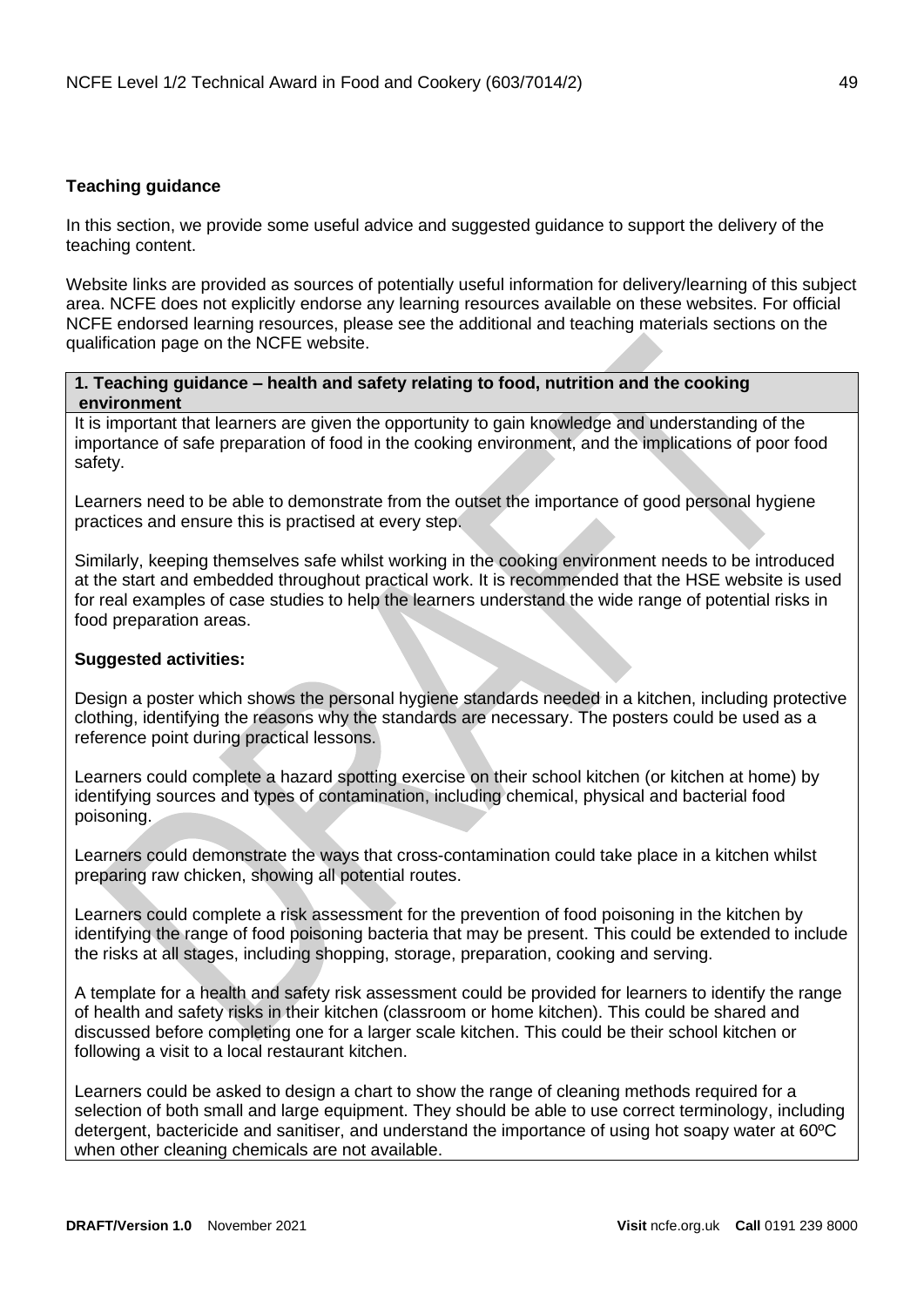**Teaching guidance**

In this section, we provide some useful advice and suggested guidance to support the delivery of the teaching content.

Website links are provided as sources of potentially useful information for delivery/learning of this subject area. NCFE does not explicitly endorse any learning resources available on these websites. For official NCFE endorsed learning resources, please see the additional and teaching materials sections on the qualification page on the NCFE website.

**1. Teaching guidance – health and safety relating to food, nutrition and the cooking environment**

It is important that learners are given the opportunity to gain knowledge and understanding of the importance of safe preparation of food in the cooking environment, and the implications of poor food safety.

Learners need to be able to demonstrate from the outset the importance of good personal hygiene practices and ensure this is practised at every step.

Similarly, keeping themselves safe whilst working in the cooking environment needs to be introduced at the start and embedded throughout practical work. It is recommended that the HSE website is used for real examples of case studies to help the learners understand the wide range of potential risks in food preparation areas.

**Suggested activities:**

Design a poster which shows the personal hygiene standards needed in a kitchen, including protective clothing, identifying the reasons why the standards are necessary. The posters could be used as a reference point during practical lessons.

Learners could complete a hazard spotting exercise on their school kitchen (or kitchen at home) by identifying sources and types of contamination, including chemical, physical and bacterial food poisoning.

Learners could demonstrate the ways that cross-contamination could take place in a kitchen whilst preparing raw chicken, showing all potential routes.

Learners could complete a risk assessment for the prevention of food poisoning in the kitchen by identifying the range of food poisoning bacteria that may be present. This could be extended to include the risks at all stages, including shopping, storage, preparation, cooking and serving.

A template for a health and safety risk assessment could be provided for learners to identify the range of health and safety risks in their kitchen (classroom or home kitchen). This could be shared and discussed before completing one for a larger scale kitchen. This could be their school kitchen or following a visit to a local restaurant kitchen.

Learners could be asked to design a chart to show the range of cleaning methods required for a selection of both small and large equipment. They should be able to use correct terminology, including detergent, bactericide and sanitiser, and understand the importance of using hot soapy water at 60ºC when other cleaning chemicals are not available.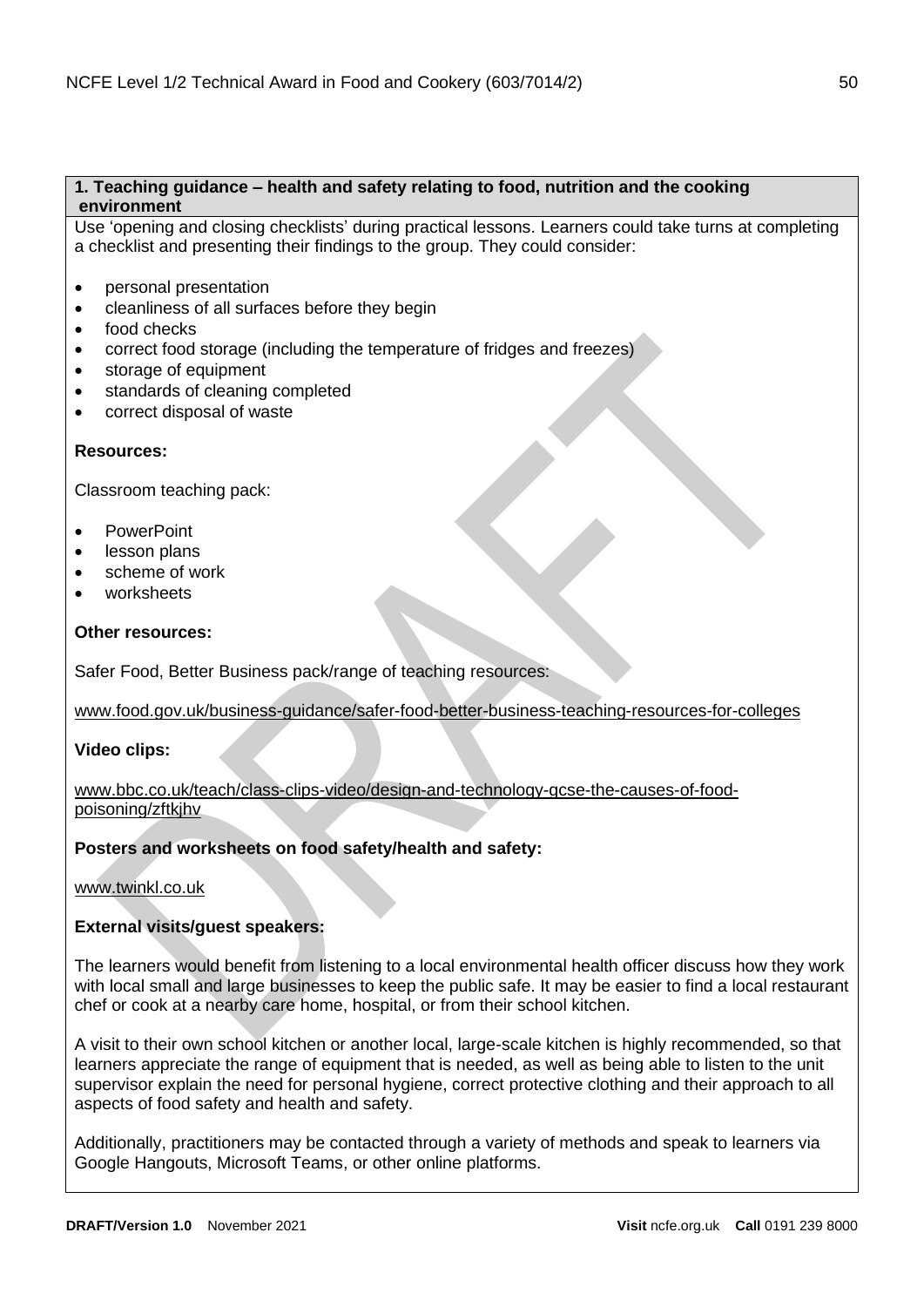## 1. Teaching guidance – health and safety relating to food, nutrition and the cooking environment

Use 'opening and closing checklists' during practical lessons. Learners could take turns at completing a checklist and presenting their findings to the group. They could consider:

- personal presentation
- cleanliness of all surfaces before they begin
- food checks
- correct food storage (including the temperature of fridges and freezes)
- storage of equipment
- standards of cleaning completed
- correct disposal of waste

**Resources:**

Classroom teaching pack:

- PowerPoint
- lesson plans
- scheme of work
- worksheets

**Other resources:**

Safer Food, Better Business pack/range of teaching resources:

www.food.gov.uk/business-guidance/safer-food-better-business-teaching-resources-for-colleges

**Video clips:**

www.bbc.co.uk/teach/class-clips-video/design-and-technology-gcse-the-causes-of-food-poisoning/zftkjhv

**Posters and worksheets on food safety/health and safety:**

www.twinkl.co.uk

**External visits/guest speakers:**

The learners would benefit from listening to a local environmental health officer discuss how they work with local small and large businesses to keep the public safe. It may be easier to find a local restaurant chef or cook at a nearby care home, hospital, or from their school kitchen.

A visit to their own school kitchen or another local, large-scale kitchen is highly recommended, so that learners appreciate the range of equipment that is needed, as well as being able to listen to the unit supervisor explain the need for personal hygiene, correct protective clothing and their approach to all aspects of food safety and health and safety.

Additionally, practitioners may be contacted through a variety of methods and speak to learners via Google Hangouts, Microsoft Teams, or other online platforms.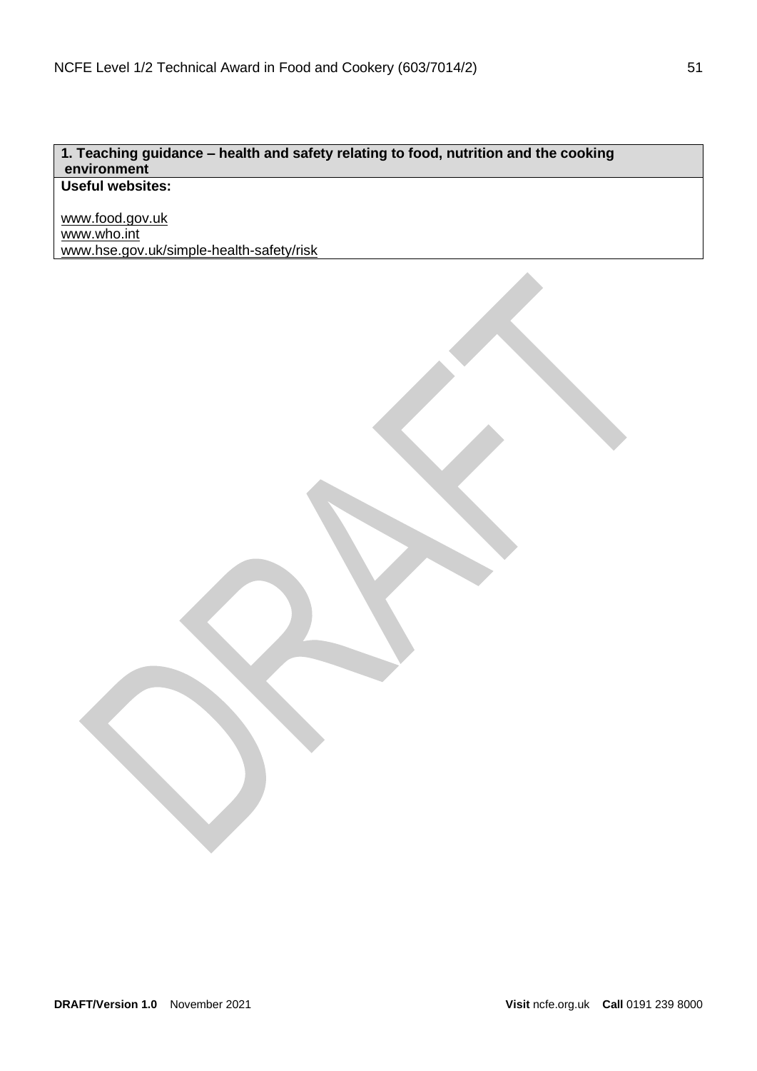| 1. Teaching guidance – health and safety relating to food, nutrition and the cooking environment |
|---|
| **Useful websites:**<br><br>www.food.gov.uk<br>www.who.int<br>www.hse.gov.uk/simple-health-safety/risk |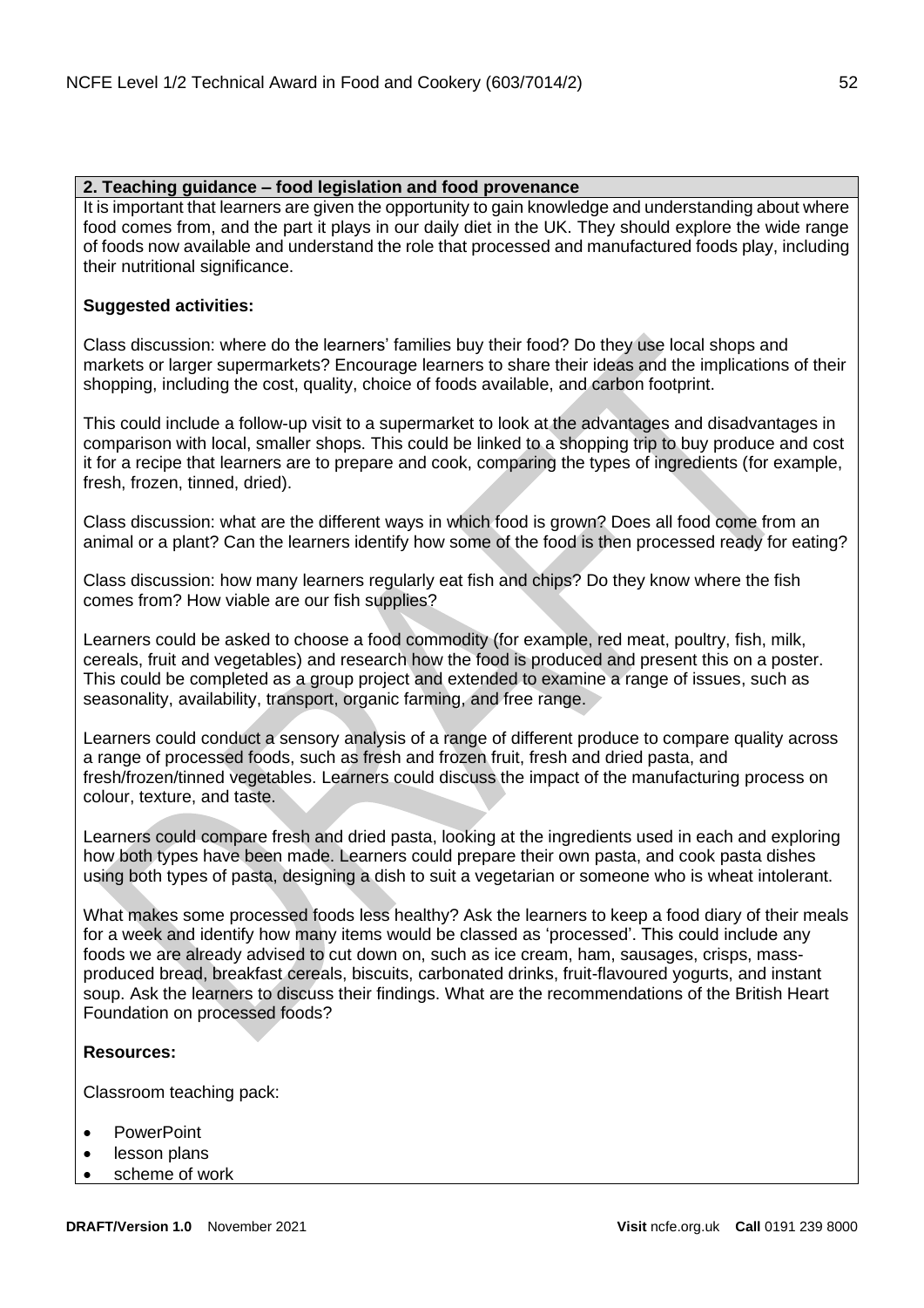**2. Teaching guidance – food legislation and food provenance**

It is important that learners are given the opportunity to gain knowledge and understanding about where food comes from, and the part it plays in our daily diet in the UK. They should explore the wide range of foods now available and understand the role that processed and manufactured foods play, including their nutritional significance.

**Suggested activities:**

Class discussion: where do the learners' families buy their food? Do they use local shops and markets or larger supermarkets? Encourage learners to share their ideas and the implications of their shopping, including the cost, quality, choice of foods available, and carbon footprint.

This could include a follow-up visit to a supermarket to look at the advantages and disadvantages in comparison with local, smaller shops. This could be linked to a shopping trip to buy produce and cost it for a recipe that learners are to prepare and cook, comparing the types of ingredients (for example, fresh, frozen, tinned, dried).

Class discussion: what are the different ways in which food is grown? Does all food come from an animal or a plant? Can the learners identify how some of the food is then processed ready for eating?

Class discussion: how many learners regularly eat fish and chips? Do they know where the fish comes from? How viable are our fish supplies?

Learners could be asked to choose a food commodity (for example, red meat, poultry, fish, milk, cereals, fruit and vegetables) and research how the food is produced and present this on a poster. This could be completed as a group project and extended to examine a range of issues, such as seasonality, availability, transport, organic farming, and free range.

Learners could conduct a sensory analysis of a range of different produce to compare quality across a range of processed foods, such as fresh and frozen fruit, fresh and dried pasta, and fresh/frozen/tinned vegetables. Learners could discuss the impact of the manufacturing process on colour, texture, and taste.

Learners could compare fresh and dried pasta, looking at the ingredients used in each and exploring how both types have been made. Learners could prepare their own pasta, and cook pasta dishes using both types of pasta, designing a dish to suit a vegetarian or someone who is wheat intolerant.

What makes some processed foods less healthy? Ask the learners to keep a food diary of their meals for a week and identify how many items would be classed as 'processed'. This could include any foods we are already advised to cut down on, such as ice cream, ham, sausages, crisps, mass-produced bread, breakfast cereals, biscuits, carbonated drinks, fruit-flavoured yogurts, and instant soup. Ask the learners to discuss their findings. What are the recommendations of the British Heart Foundation on processed foods?

**Resources:**

Classroom teaching pack:

- PowerPoint
- lesson plans
- scheme of work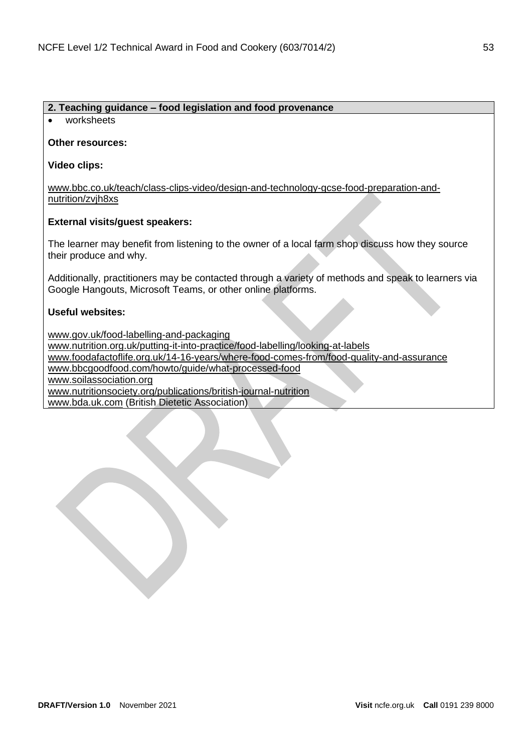**2. Teaching guidance – food legislation and food provenance**

- worksheets

**Other resources:**

**Video clips:**

www.bbc.co.uk/teach/class-clips-video/design-and-technology-gcse-food-preparation-and-nutrition/zvjh8xs

**External visits/guest speakers:**

The learner may benefit from listening to the owner of a local farm shop discuss how they source their produce and why.

Additionally, practitioners may be contacted through a variety of methods and speak to learners via Google Hangouts, Microsoft Teams, or other online platforms.

**Useful websites:**

www.gov.uk/food-labelling-and-packaging
www.nutrition.org.uk/putting-it-into-practice/food-labelling/looking-at-labels
www.foodafactoflife.org.uk/14-16-years/where-food-comes-from/food-quality-and-assurance
www.bbcgoodfood.com/howto/guide/what-processed-food
www.soilassociation.org
www.nutritionsociety.org/publications/british-journal-nutrition
www.bda.uk.com (British Dietetic Association)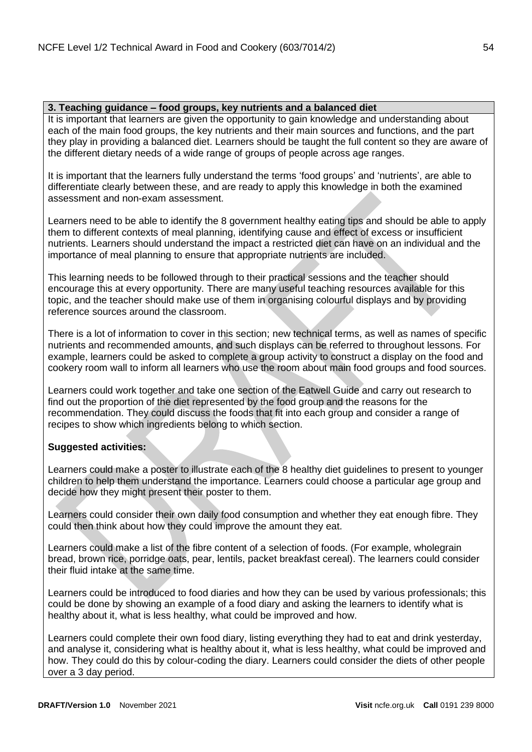### 3. Teaching guidance – food groups, key nutrients and a balanced diet

It is important that learners are given the opportunity to gain knowledge and understanding about each of the main food groups, the key nutrients and their main sources and functions, and the part they play in providing a balanced diet. Learners should be taught the full content so they are aware of the different dietary needs of a wide range of groups of people across age ranges.

It is important that the learners fully understand the terms 'food groups' and 'nutrients', are able to differentiate clearly between these, and are ready to apply this knowledge in both the examined assessment and non-exam assessment.

Learners need to be able to identify the 8 government healthy eating tips and should be able to apply them to different contexts of meal planning, identifying cause and effect of excess or insufficient nutrients. Learners should understand the impact a restricted diet can have on an individual and the importance of meal planning to ensure that appropriate nutrients are included.

This learning needs to be followed through to their practical sessions and the teacher should encourage this at every opportunity. There are many useful teaching resources available for this topic, and the teacher should make use of them in organising colourful displays and by providing reference sources around the classroom.

There is a lot of information to cover in this section; new technical terms, as well as names of specific nutrients and recommended amounts, and such displays can be referred to throughout lessons. For example, learners could be asked to complete a group activity to construct a display on the food and cookery room wall to inform all learners who use the room about main food groups and food sources.

Learners could work together and take one section of the Eatwell Guide and carry out research to find out the proportion of the diet represented by the food group and the reasons for the recommendation. They could discuss the foods that fit into each group and consider a range of recipes to show which ingredients belong to which section.

**Suggested activities:**

Learners could make a poster to illustrate each of the 8 healthy diet guidelines to present to younger children to help them understand the importance. Learners could choose a particular age group and decide how they might present their poster to them.

Learners could consider their own daily food consumption and whether they eat enough fibre. They could then think about how they could improve the amount they eat.

Learners could make a list of the fibre content of a selection of foods. (For example, wholegrain bread, brown rice, porridge oats, pear, lentils, packet breakfast cereal). The learners could consider their fluid intake at the same time.

Learners could be introduced to food diaries and how they can be used by various professionals; this could be done by showing an example of a food diary and asking the learners to identify what is healthy about it, what is less healthy, what could be improved and how.

Learners could complete their own food diary, listing everything they had to eat and drink yesterday, and analyse it, considering what is healthy about it, what is less healthy, what could be improved and how. They could do this by colour-coding the diary. Learners could consider the diets of other people over a 3 day period.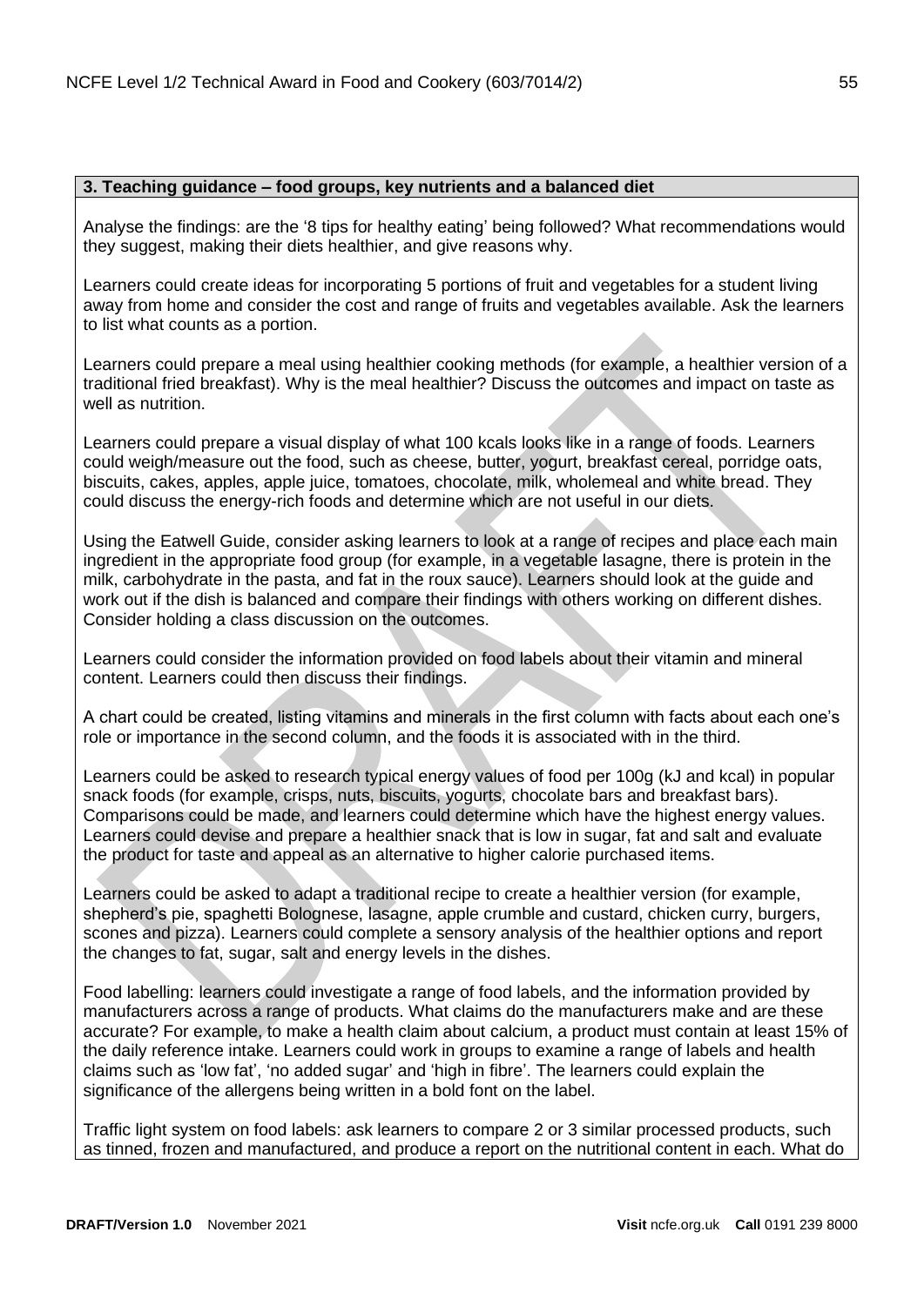**3. Teaching guidance – food groups, key nutrients and a balanced diet**

Analyse the findings: are the '8 tips for healthy eating' being followed? What recommendations would they suggest, making their diets healthier, and give reasons why.

Learners could create ideas for incorporating 5 portions of fruit and vegetables for a student living away from home and consider the cost and range of fruits and vegetables available. Ask the learners to list what counts as a portion.

Learners could prepare a meal using healthier cooking methods (for example, a healthier version of a traditional fried breakfast). Why is the meal healthier? Discuss the outcomes and impact on taste as well as nutrition.

Learners could prepare a visual display of what 100 kcals looks like in a range of foods. Learners could weigh/measure out the food, such as cheese, butter, yogurt, breakfast cereal, porridge oats, biscuits, cakes, apples, apple juice, tomatoes, chocolate, milk, wholemeal and white bread. They could discuss the energy-rich foods and determine which are not useful in our diets.

Using the Eatwell Guide, consider asking learners to look at a range of recipes and place each main ingredient in the appropriate food group (for example, in a vegetable lasagne, there is protein in the milk, carbohydrate in the pasta, and fat in the roux sauce). Learners should look at the guide and work out if the dish is balanced and compare their findings with others working on different dishes. Consider holding a class discussion on the outcomes.

Learners could consider the information provided on food labels about their vitamin and mineral content. Learners could then discuss their findings.

A chart could be created, listing vitamins and minerals in the first column with facts about each one's role or importance in the second column, and the foods it is associated with in the third.

Learners could be asked to research typical energy values of food per 100g (kJ and kcal) in popular snack foods (for example, crisps, nuts, biscuits, yogurts, chocolate bars and breakfast bars). Comparisons could be made, and learners could determine which have the highest energy values. Learners could devise and prepare a healthier snack that is low in sugar, fat and salt and evaluate the product for taste and appeal as an alternative to higher calorie purchased items.

Learners could be asked to adapt a traditional recipe to create a healthier version (for example, shepherd's pie, spaghetti Bolognese, lasagne, apple crumble and custard, chicken curry, burgers, scones and pizza). Learners could complete a sensory analysis of the healthier options and report the changes to fat, sugar, salt and energy levels in the dishes.

Food labelling: learners could investigate a range of food labels, and the information provided by manufacturers across a range of products. What claims do the manufacturers make and are these accurate? For example, to make a health claim about calcium, a product must contain at least 15% of the daily reference intake. Learners could work in groups to examine a range of labels and health claims such as 'low fat', 'no added sugar' and 'high in fibre'. The learners could explain the significance of the allergens being written in a bold font on the label.

Traffic light system on food labels: ask learners to compare 2 or 3 similar processed products, such as tinned, frozen and manufactured, and produce a report on the nutritional content in each. What do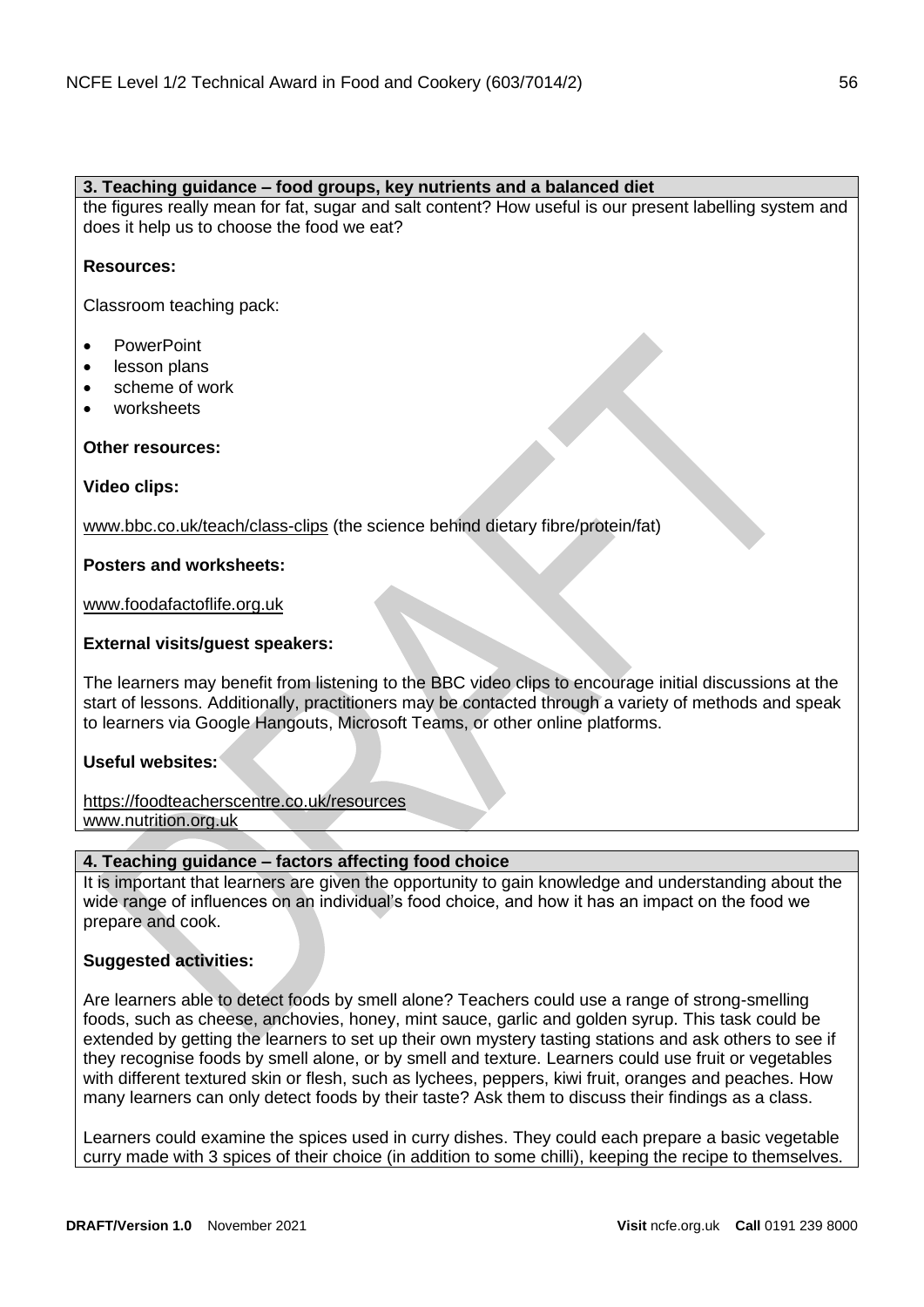**3. Teaching guidance – food groups, key nutrients and a balanced diet**

the figures really mean for fat, sugar and salt content? How useful is our present labelling system and does it help us to choose the food we eat?

**Resources:**

Classroom teaching pack:

- PowerPoint
- lesson plans
- scheme of work
- worksheets

**Other resources:**

**Video clips:**

www.bbc.co.uk/teach/class-clips (the science behind dietary fibre/protein/fat)

**Posters and worksheets:**

www.foodafactoflife.org.uk

**External visits/guest speakers:**

The learners may benefit from listening to the BBC video clips to encourage initial discussions at the start of lessons. Additionally, practitioners may be contacted through a variety of methods and speak to learners via Google Hangouts, Microsoft Teams, or other online platforms.

**Useful websites:**

https://foodteacherscentre.co.uk/resources
www.nutrition.org.uk

**4. Teaching guidance – factors affecting food choice**

It is important that learners are given the opportunity to gain knowledge and understanding about the wide range of influences on an individual's food choice, and how it has an impact on the food we prepare and cook.

**Suggested activities:**

Are learners able to detect foods by smell alone? Teachers could use a range of strong-smelling foods, such as cheese, anchovies, honey, mint sauce, garlic and golden syrup. This task could be extended by getting the learners to set up their own mystery tasting stations and ask others to see if they recognise foods by smell alone, or by smell and texture. Learners could use fruit or vegetables with different textured skin or flesh, such as lychees, peppers, kiwi fruit, oranges and peaches. How many learners can only detect foods by their taste? Ask them to discuss their findings as a class.

Learners could examine the spices used in curry dishes. They could each prepare a basic vegetable curry made with 3 spices of their choice (in addition to some chilli), keeping the recipe to themselves.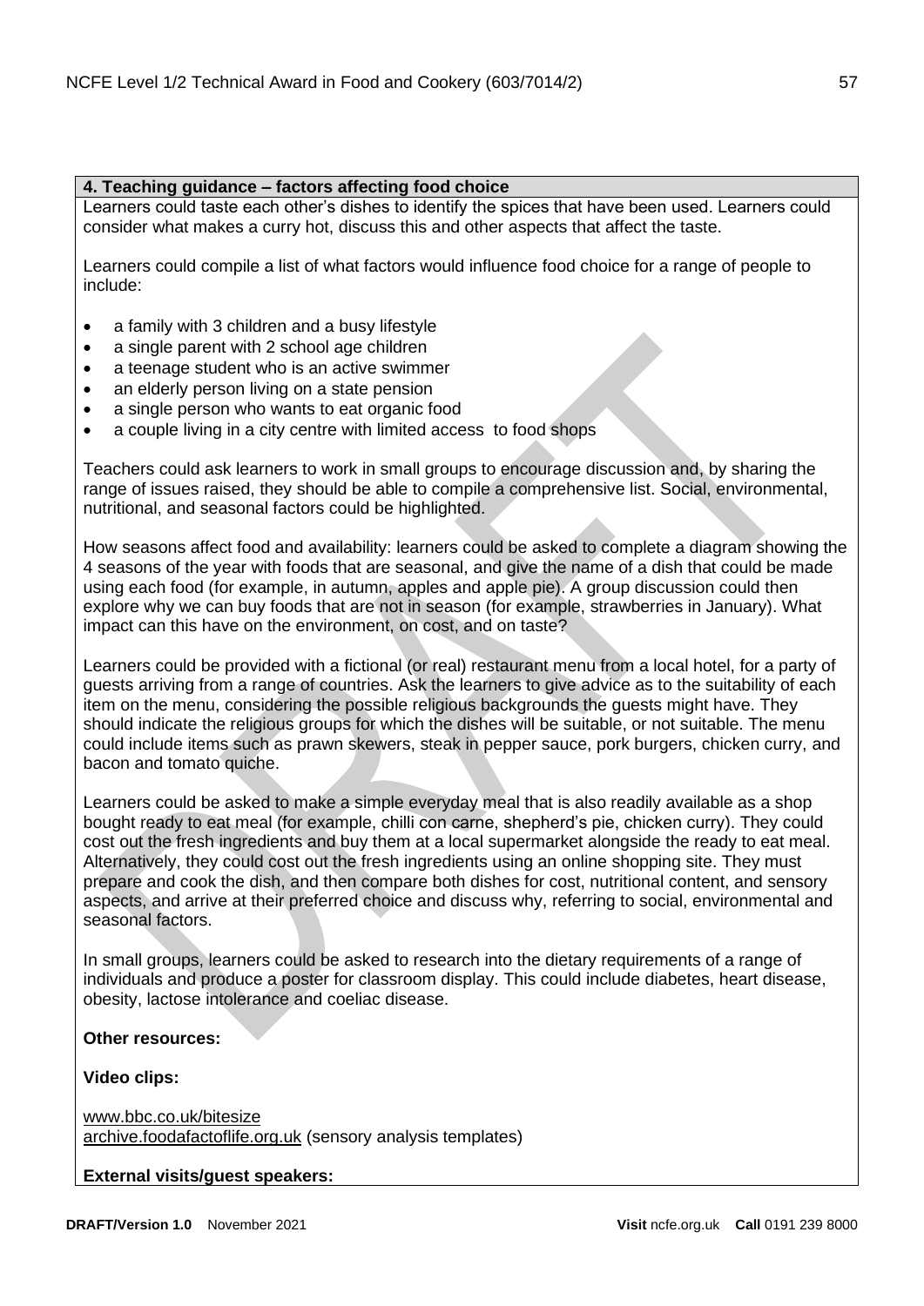**4. Teaching guidance – factors affecting food choice**

Learners could taste each other's dishes to identify the spices that have been used. Learners could consider what makes a curry hot, discuss this and other aspects that affect the taste.

Learners could compile a list of what factors would influence food choice for a range of people to include:

- a family with 3 children and a busy lifestyle
- a single parent with 2 school age children
- a teenage student who is an active swimmer
- an elderly person living on a state pension
- a single person who wants to eat organic food
- a couple living in a city centre with limited access to food shops

Teachers could ask learners to work in small groups to encourage discussion and, by sharing the range of issues raised, they should be able to compile a comprehensive list. Social, environmental, nutritional, and seasonal factors could be highlighted.

How seasons affect food and availability: learners could be asked to complete a diagram showing the 4 seasons of the year with foods that are seasonal, and give the name of a dish that could be made using each food (for example, in autumn, apples and apple pie). A group discussion could then explore why we can buy foods that are not in season (for example, strawberries in January). What impact can this have on the environment, on cost, and on taste?

Learners could be provided with a fictional (or real) restaurant menu from a local hotel, for a party of guests arriving from a range of countries. Ask the learners to give advice as to the suitability of each item on the menu, considering the possible religious backgrounds the guests might have. They should indicate the religious groups for which the dishes will be suitable, or not suitable. The menu could include items such as prawn skewers, steak in pepper sauce, pork burgers, chicken curry, and bacon and tomato quiche.

Learners could be asked to make a simple everyday meal that is also readily available as a shop bought ready to eat meal (for example, chilli con carne, shepherd's pie, chicken curry). They could cost out the fresh ingredients and buy them at a local supermarket alongside the ready to eat meal. Alternatively, they could cost out the fresh ingredients using an online shopping site. They must prepare and cook the dish, and then compare both dishes for cost, nutritional content, and sensory aspects, and arrive at their preferred choice and discuss why, referring to social, environmental and seasonal factors.

In small groups, learners could be asked to research into the dietary requirements of a range of individuals and produce a poster for classroom display. This could include diabetes, heart disease, obesity, lactose intolerance and coeliac disease.

**Other resources:**

**Video clips:**

www.bbc.co.uk/bitesize
archive.foodafactoflife.org.uk (sensory analysis templates)

**External visits/guest speakers:**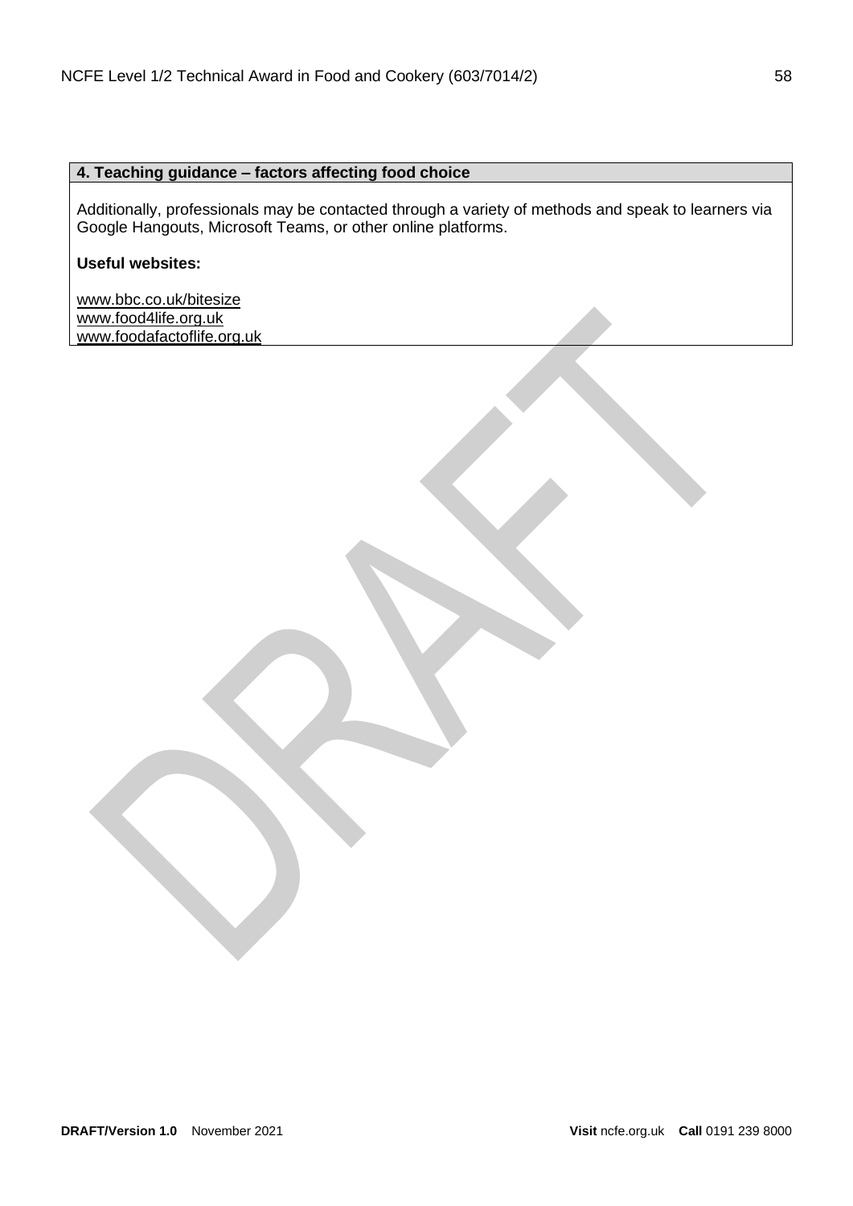| 4. Teaching guidance – factors affecting food choice |
| --- |
| Additionally, professionals may be contacted through a variety of methods and speak to learners via Google Hangouts, Microsoft Teams, or other online platforms.<br><br>**Useful websites:**<br><br>www.bbc.co.uk/bitesize<br>www.food4life.org.uk<br>www.foodafactoflife.org.uk |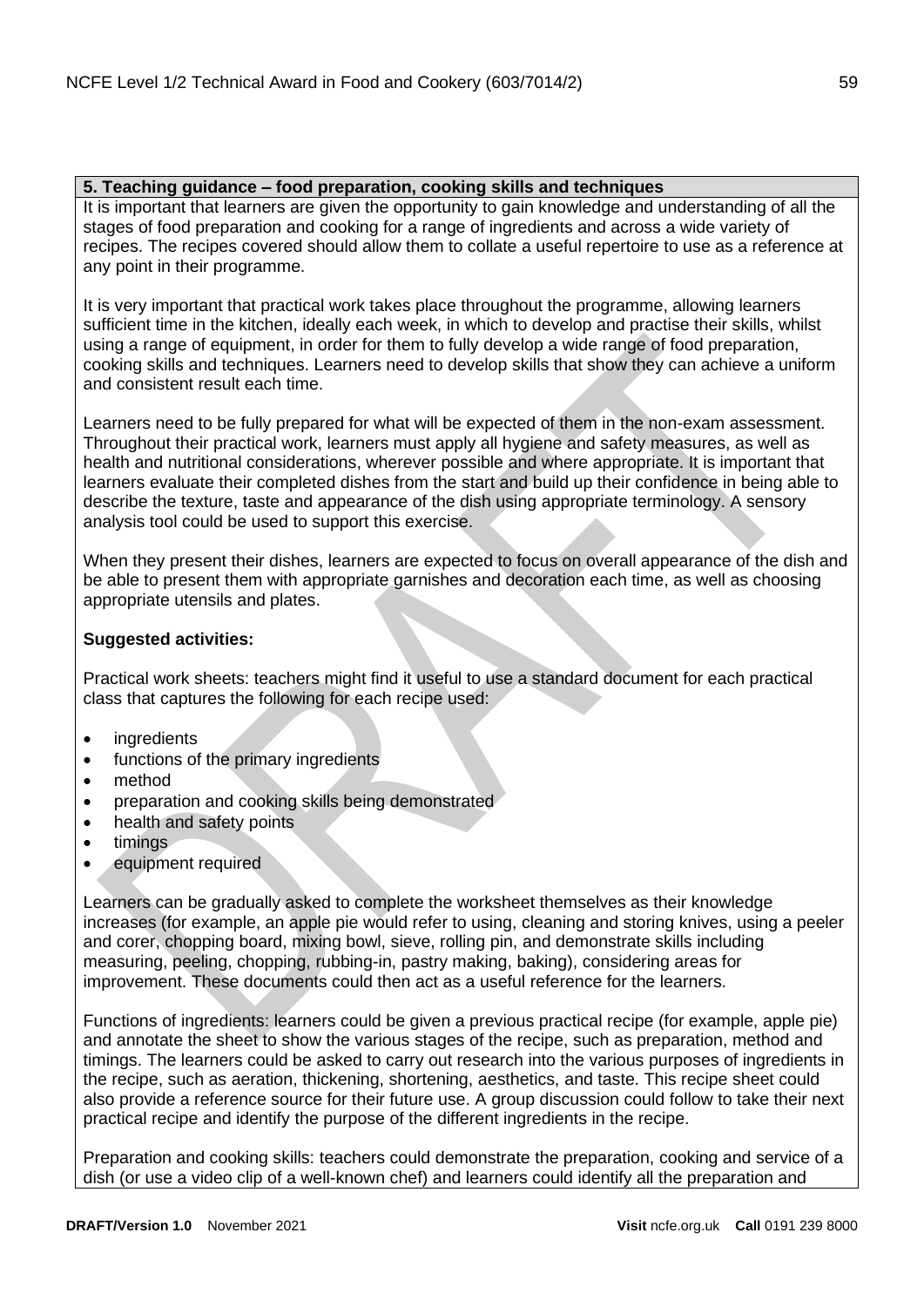**5. Teaching guidance – food preparation, cooking skills and techniques**

It is important that learners are given the opportunity to gain knowledge and understanding of all the stages of food preparation and cooking for a range of ingredients and across a wide variety of recipes. The recipes covered should allow them to collate a useful repertoire to use as a reference at any point in their programme.

It is very important that practical work takes place throughout the programme, allowing learners sufficient time in the kitchen, ideally each week, in which to develop and practise their skills, whilst using a range of equipment, in order for them to fully develop a wide range of food preparation, cooking skills and techniques. Learners need to develop skills that show they can achieve a uniform and consistent result each time.

Learners need to be fully prepared for what will be expected of them in the non-exam assessment. Throughout their practical work, learners must apply all hygiene and safety measures, as well as health and nutritional considerations, wherever possible and where appropriate. It is important that learners evaluate their completed dishes from the start and build up their confidence in being able to describe the texture, taste and appearance of the dish using appropriate terminology. A sensory analysis tool could be used to support this exercise.

When they present their dishes, learners are expected to focus on overall appearance of the dish and be able to present them with appropriate garnishes and decoration each time, as well as choosing appropriate utensils and plates.

**Suggested activities:**

Practical work sheets: teachers might find it useful to use a standard document for each practical class that captures the following for each recipe used:

- ingredients
- functions of the primary ingredients
- method
- preparation and cooking skills being demonstrated
- health and safety points
- timings
- equipment required

Learners can be gradually asked to complete the worksheet themselves as their knowledge increases (for example, an apple pie would refer to using, cleaning and storing knives, using a peeler and corer, chopping board, mixing bowl, sieve, rolling pin, and demonstrate skills including measuring, peeling, chopping, rubbing-in, pastry making, baking), considering areas for improvement. These documents could then act as a useful reference for the learners.

Functions of ingredients: learners could be given a previous practical recipe (for example, apple pie) and annotate the sheet to show the various stages of the recipe, such as preparation, method and timings. The learners could be asked to carry out research into the various purposes of ingredients in the recipe, such as aeration, thickening, shortening, aesthetics, and taste. This recipe sheet could also provide a reference source for their future use. A group discussion could follow to take their next practical recipe and identify the purpose of the different ingredients in the recipe.

Preparation and cooking skills: teachers could demonstrate the preparation, cooking and service of a dish (or use a video clip of a well-known chef) and learners could identify all the preparation and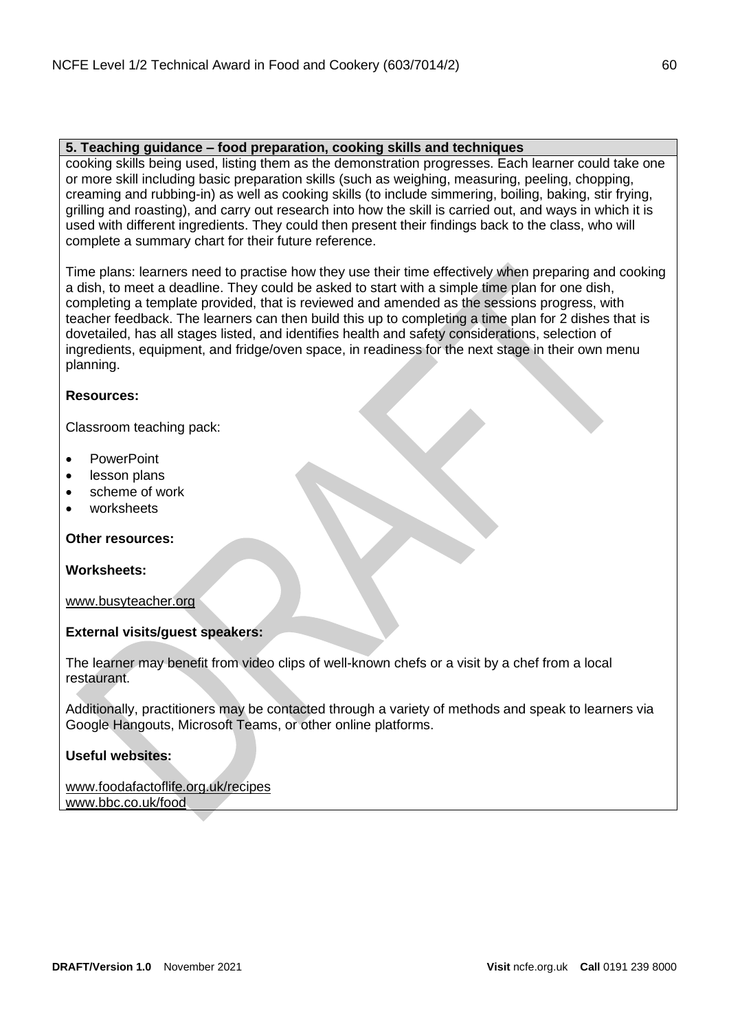**5. Teaching guidance – food preparation, cooking skills and techniques**

cooking skills being used, listing them as the demonstration progresses. Each learner could take one or more skill including basic preparation skills (such as weighing, measuring, peeling, chopping, creaming and rubbing-in) as well as cooking skills (to include simmering, boiling, baking, stir frying, grilling and roasting), and carry out research into how the skill is carried out, and ways in which it is used with different ingredients. They could then present their findings back to the class, who will complete a summary chart for their future reference.

Time plans: learners need to practise how they use their time effectively when preparing and cooking a dish, to meet a deadline. They could be asked to start with a simple time plan for one dish, completing a template provided, that is reviewed and amended as the sessions progress, with teacher feedback. The learners can then build this up to completing a time plan for 2 dishes that is dovetailed, has all stages listed, and identifies health and safety considerations, selection of ingredients, equipment, and fridge/oven space, in readiness for the next stage in their own menu planning.

**Resources:**

Classroom teaching pack:

- PowerPoint
- lesson plans
- scheme of work
- worksheets

**Other resources:**

**Worksheets:**

www.busyteacher.org

**External visits/guest speakers:**

The learner may benefit from video clips of well-known chefs or a visit by a chef from a local restaurant.

Additionally, practitioners may be contacted through a variety of methods and speak to learners via Google Hangouts, Microsoft Teams, or other online platforms.

**Useful websites:**

www.foodafactoflife.org.uk/recipes
www.bbc.co.uk/food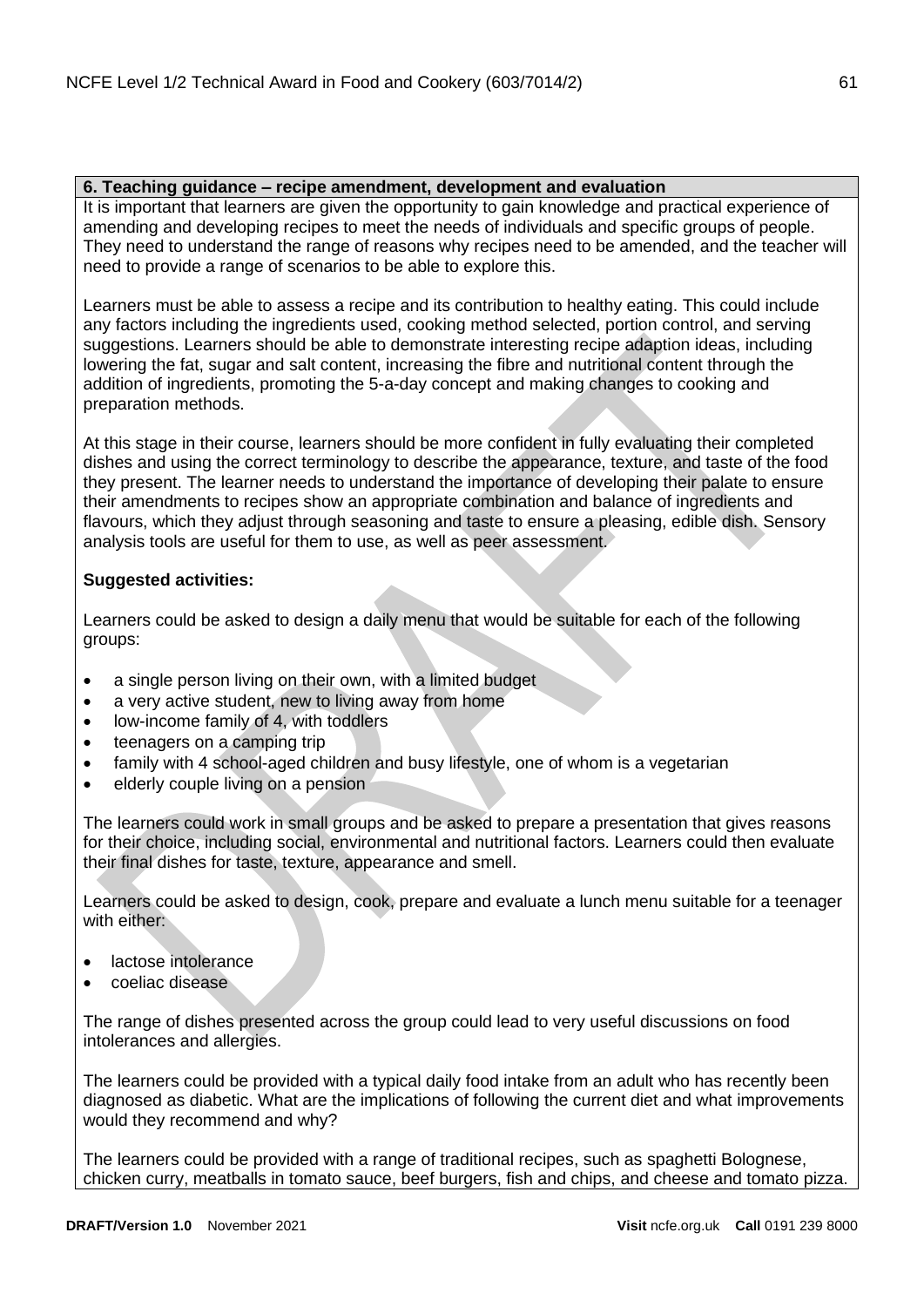**6. Teaching guidance – recipe amendment, development and evaluation**

It is important that learners are given the opportunity to gain knowledge and practical experience of amending and developing recipes to meet the needs of individuals and specific groups of people. They need to understand the range of reasons why recipes need to be amended, and the teacher will need to provide a range of scenarios to be able to explore this.

Learners must be able to assess a recipe and its contribution to healthy eating. This could include any factors including the ingredients used, cooking method selected, portion control, and serving suggestions. Learners should be able to demonstrate interesting recipe adaption ideas, including lowering the fat, sugar and salt content, increasing the fibre and nutritional content through the addition of ingredients, promoting the 5-a-day concept and making changes to cooking and preparation methods.

At this stage in their course, learners should be more confident in fully evaluating their completed dishes and using the correct terminology to describe the appearance, texture, and taste of the food they present. The learner needs to understand the importance of developing their palate to ensure their amendments to recipes show an appropriate combination and balance of ingredients and flavours, which they adjust through seasoning and taste to ensure a pleasing, edible dish. Sensory analysis tools are useful for them to use, as well as peer assessment.

**Suggested activities:**

Learners could be asked to design a daily menu that would be suitable for each of the following groups:

- a single person living on their own, with a limited budget
- a very active student, new to living away from home
- low-income family of 4, with toddlers
- teenagers on a camping trip
- family with 4 school-aged children and busy lifestyle, one of whom is a vegetarian
- elderly couple living on a pension

The learners could work in small groups and be asked to prepare a presentation that gives reasons for their choice, including social, environmental and nutritional factors. Learners could then evaluate their final dishes for taste, texture, appearance and smell.

Learners could be asked to design, cook, prepare and evaluate a lunch menu suitable for a teenager with either:

- lactose intolerance
- coeliac disease

The range of dishes presented across the group could lead to very useful discussions on food intolerances and allergies.

The learners could be provided with a typical daily food intake from an adult who has recently been diagnosed as diabetic. What are the implications of following the current diet and what improvements would they recommend and why?

The learners could be provided with a range of traditional recipes, such as spaghetti Bolognese, chicken curry, meatballs in tomato sauce, beef burgers, fish and chips, and cheese and tomato pizza.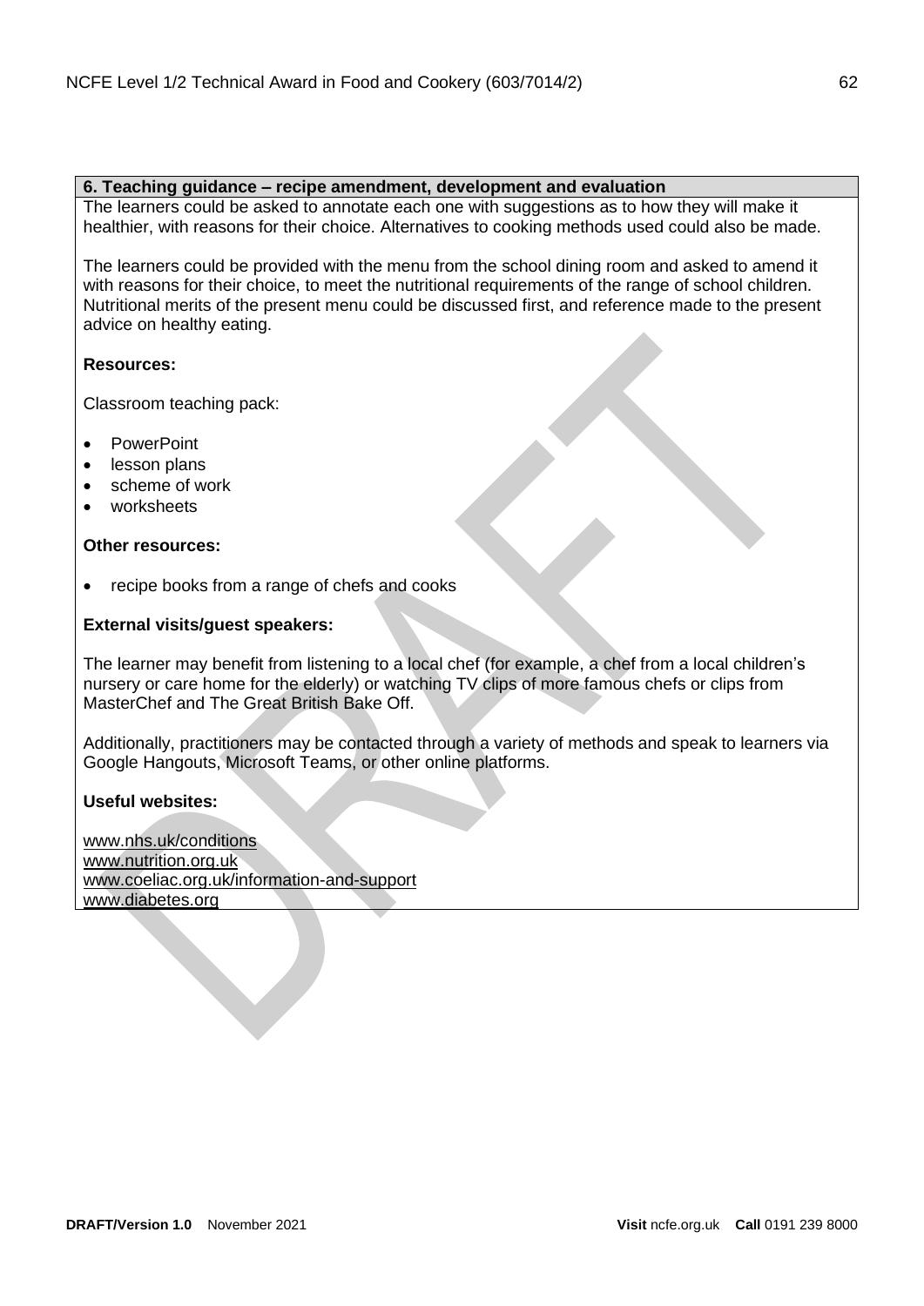**6. Teaching guidance – recipe amendment, development and evaluation**

The learners could be asked to annotate each one with suggestions as to how they will make it healthier, with reasons for their choice. Alternatives to cooking methods used could also be made.

The learners could be provided with the menu from the school dining room and asked to amend it with reasons for their choice, to meet the nutritional requirements of the range of school children. Nutritional merits of the present menu could be discussed first, and reference made to the present advice on healthy eating.

**Resources:**

Classroom teaching pack:

- PowerPoint
- lesson plans
- scheme of work
- worksheets

**Other resources:**

- recipe books from a range of chefs and cooks

**External visits/guest speakers:**

The learner may benefit from listening to a local chef (for example, a chef from a local children's nursery or care home for the elderly) or watching TV clips of more famous chefs or clips from MasterChef and The Great British Bake Off.

Additionally, practitioners may be contacted through a variety of methods and speak to learners via Google Hangouts, Microsoft Teams, or other online platforms.

**Useful websites:**

www.nhs.uk/conditions
www.nutrition.org.uk
www.coeliac.org.uk/information-and-support
www.diabetes.org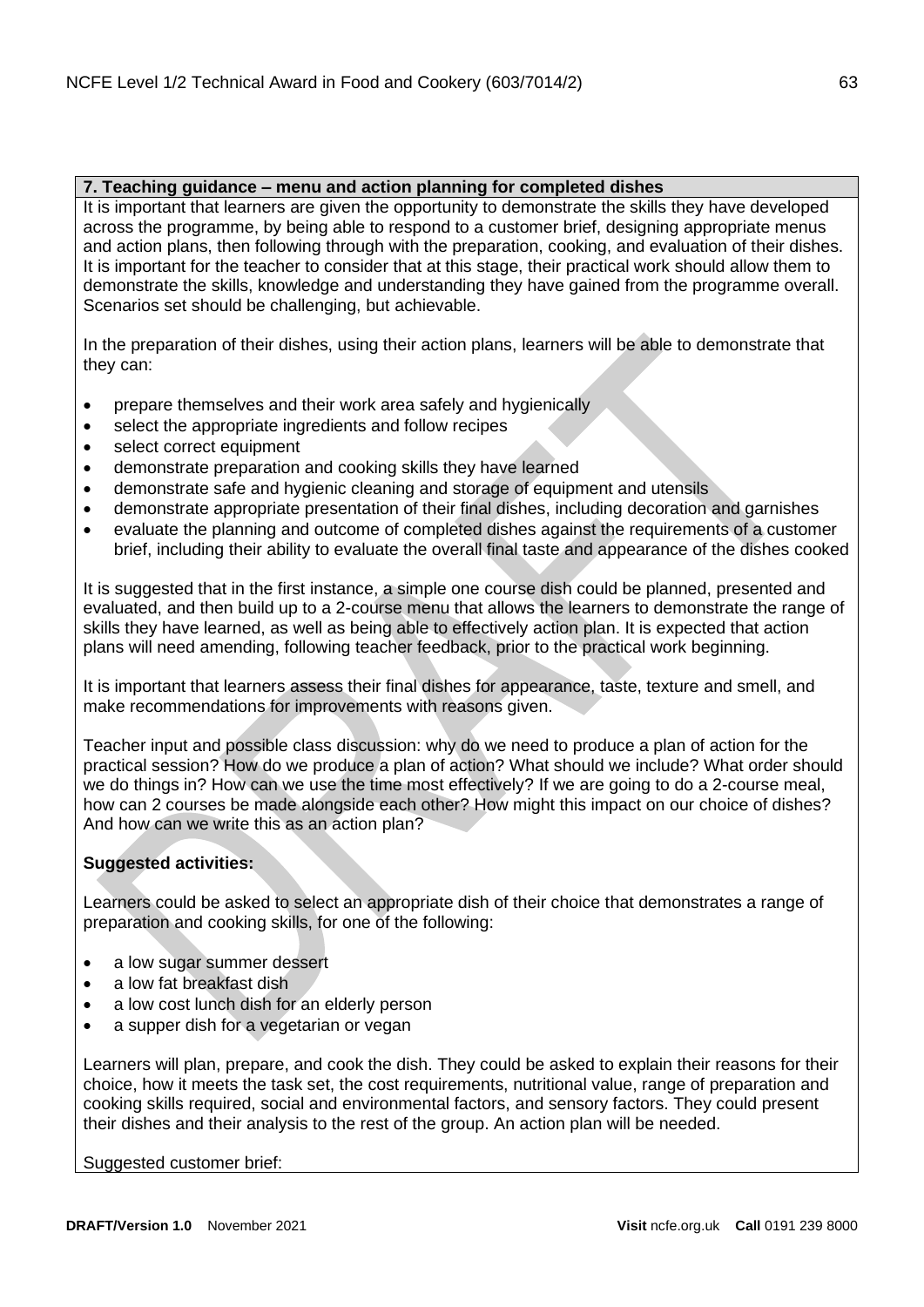**7. Teaching guidance – menu and action planning for completed dishes**

It is important that learners are given the opportunity to demonstrate the skills they have developed across the programme, by being able to respond to a customer brief, designing appropriate menus and action plans, then following through with the preparation, cooking, and evaluation of their dishes. It is important for the teacher to consider that at this stage, their practical work should allow them to demonstrate the skills, knowledge and understanding they have gained from the programme overall. Scenarios set should be challenging, but achievable.

In the preparation of their dishes, using their action plans, learners will be able to demonstrate that they can:

- prepare themselves and their work area safely and hygienically
- select the appropriate ingredients and follow recipes
- select correct equipment
- demonstrate preparation and cooking skills they have learned
- demonstrate safe and hygienic cleaning and storage of equipment and utensils
- demonstrate appropriate presentation of their final dishes, including decoration and garnishes
- evaluate the planning and outcome of completed dishes against the requirements of a customer brief, including their ability to evaluate the overall final taste and appearance of the dishes cooked

It is suggested that in the first instance, a simple one course dish could be planned, presented and evaluated, and then build up to a 2-course menu that allows the learners to demonstrate the range of skills they have learned, as well as being able to effectively action plan. It is expected that action plans will need amending, following teacher feedback, prior to the practical work beginning.

It is important that learners assess their final dishes for appearance, taste, texture and smell, and make recommendations for improvements with reasons given.

Teacher input and possible class discussion: why do we need to produce a plan of action for the practical session? How do we produce a plan of action? What should we include? What order should we do things in? How can we use the time most effectively? If we are going to do a 2-course meal, how can 2 courses be made alongside each other? How might this impact on our choice of dishes? And how can we write this as an action plan?

**Suggested activities:**

Learners could be asked to select an appropriate dish of their choice that demonstrates a range of preparation and cooking skills, for one of the following:

- a low sugar summer dessert
- a low fat breakfast dish
- a low cost lunch dish for an elderly person
- a supper dish for a vegetarian or vegan

Learners will plan, prepare, and cook the dish. They could be asked to explain their reasons for their choice, how it meets the task set, the cost requirements, nutritional value, range of preparation and cooking skills required, social and environmental factors, and sensory factors. They could present their dishes and their analysis to the rest of the group. An action plan will be needed.

Suggested customer brief: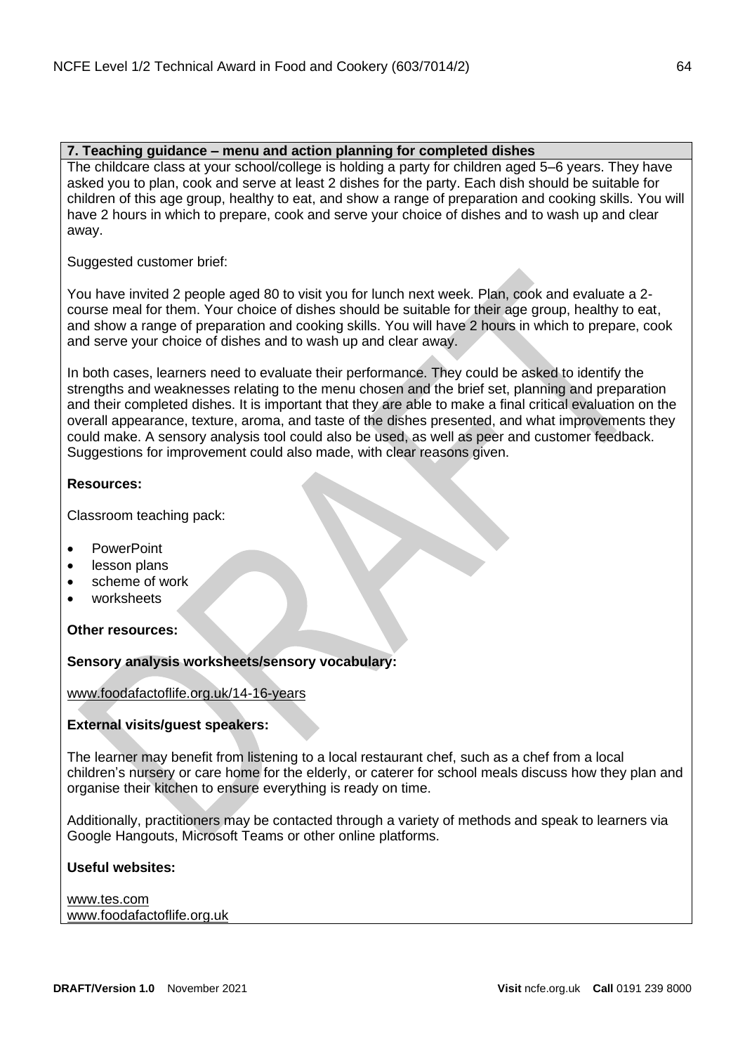**7. Teaching guidance – menu and action planning for completed dishes**

The childcare class at your school/college is holding a party for children aged 5–6 years. They have asked you to plan, cook and serve at least 2 dishes for the party. Each dish should be suitable for children of this age group, healthy to eat, and show a range of preparation and cooking skills. You will have 2 hours in which to prepare, cook and serve your choice of dishes and to wash up and clear away.

Suggested customer brief:

You have invited 2 people aged 80 to visit you for lunch next week. Plan, cook and evaluate a 2-course meal for them. Your choice of dishes should be suitable for their age group, healthy to eat, and show a range of preparation and cooking skills. You will have 2 hours in which to prepare, cook and serve your choice of dishes and to wash up and clear away.

In both cases, learners need to evaluate their performance. They could be asked to identify the strengths and weaknesses relating to the menu chosen and the brief set, planning and preparation and their completed dishes. It is important that they are able to make a final critical evaluation on the overall appearance, texture, aroma, and taste of the dishes presented, and what improvements they could make. A sensory analysis tool could also be used, as well as peer and customer feedback. Suggestions for improvement could also made, with clear reasons given.

**Resources:**

Classroom teaching pack:

- PowerPoint
- lesson plans
- scheme of work
- worksheets

**Other resources:**

**Sensory analysis worksheets/sensory vocabulary:**

www.foodafactoflife.org.uk/14-16-years

**External visits/guest speakers:**

The learner may benefit from listening to a local restaurant chef, such as a chef from a local children's nursery or care home for the elderly, or caterer for school meals discuss how they plan and organise their kitchen to ensure everything is ready on time.

Additionally, practitioners may be contacted through a variety of methods and speak to learners via Google Hangouts, Microsoft Teams or other online platforms.

**Useful websites:**

www.tes.com
www.foodafactoflife.org.uk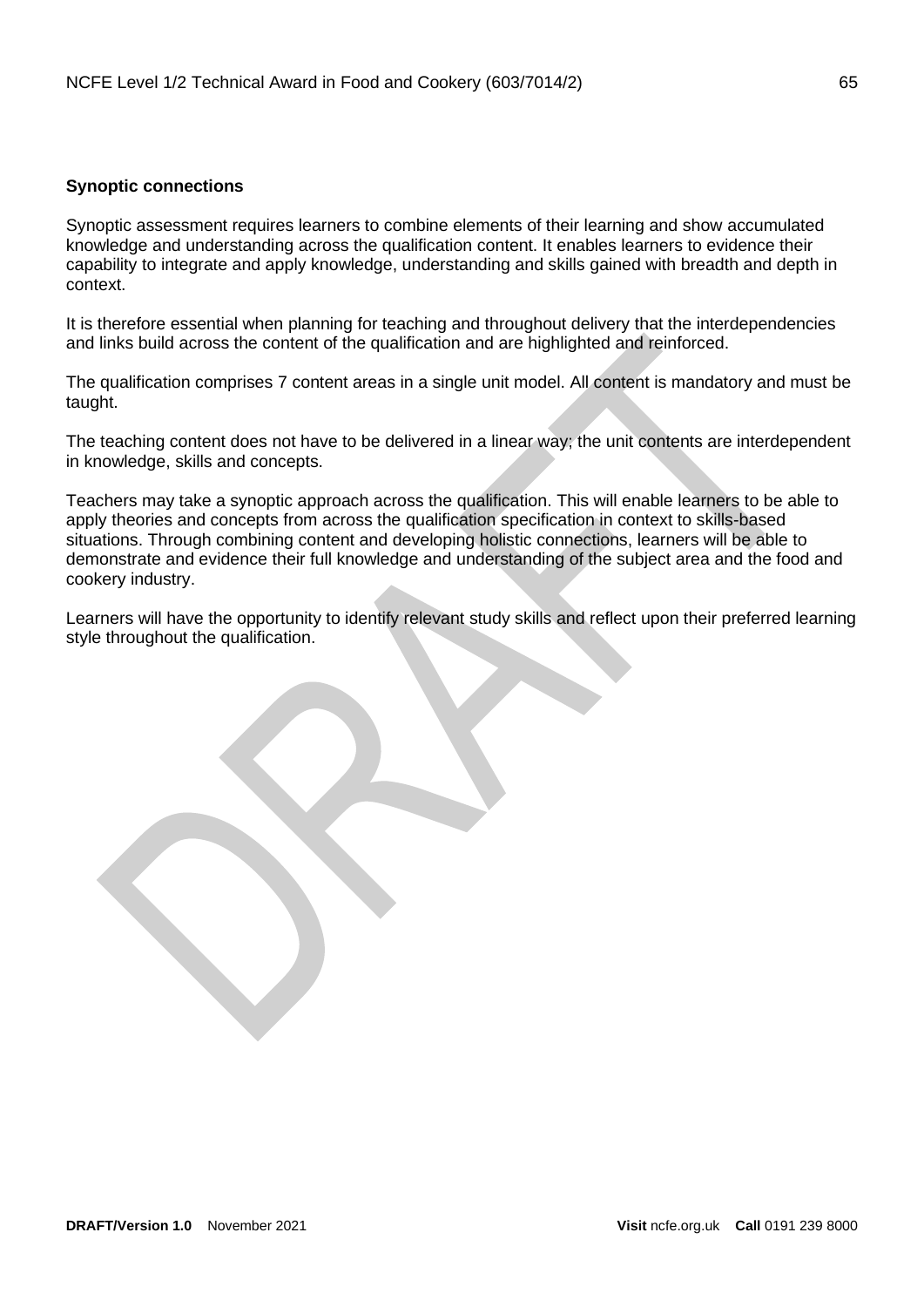**Synoptic connections**

Synoptic assessment requires learners to combine elements of their learning and show accumulated knowledge and understanding across the qualification content. It enables learners to evidence their capability to integrate and apply knowledge, understanding and skills gained with breadth and depth in context.

It is therefore essential when planning for teaching and throughout delivery that the interdependencies and links build across the content of the qualification and are highlighted and reinforced.

The qualification comprises 7 content areas in a single unit model. All content is mandatory and must be taught.

The teaching content does not have to be delivered in a linear way; the unit contents are interdependent in knowledge, skills and concepts.

Teachers may take a synoptic approach across the qualification. This will enable learners to be able to apply theories and concepts from across the qualification specification in context to skills-based situations. Through combining content and developing holistic connections, learners will be able to demonstrate and evidence their full knowledge and understanding of the subject area and the food and cookery industry.

Learners will have the opportunity to identify relevant study skills and reflect upon their preferred learning style throughout the qualification.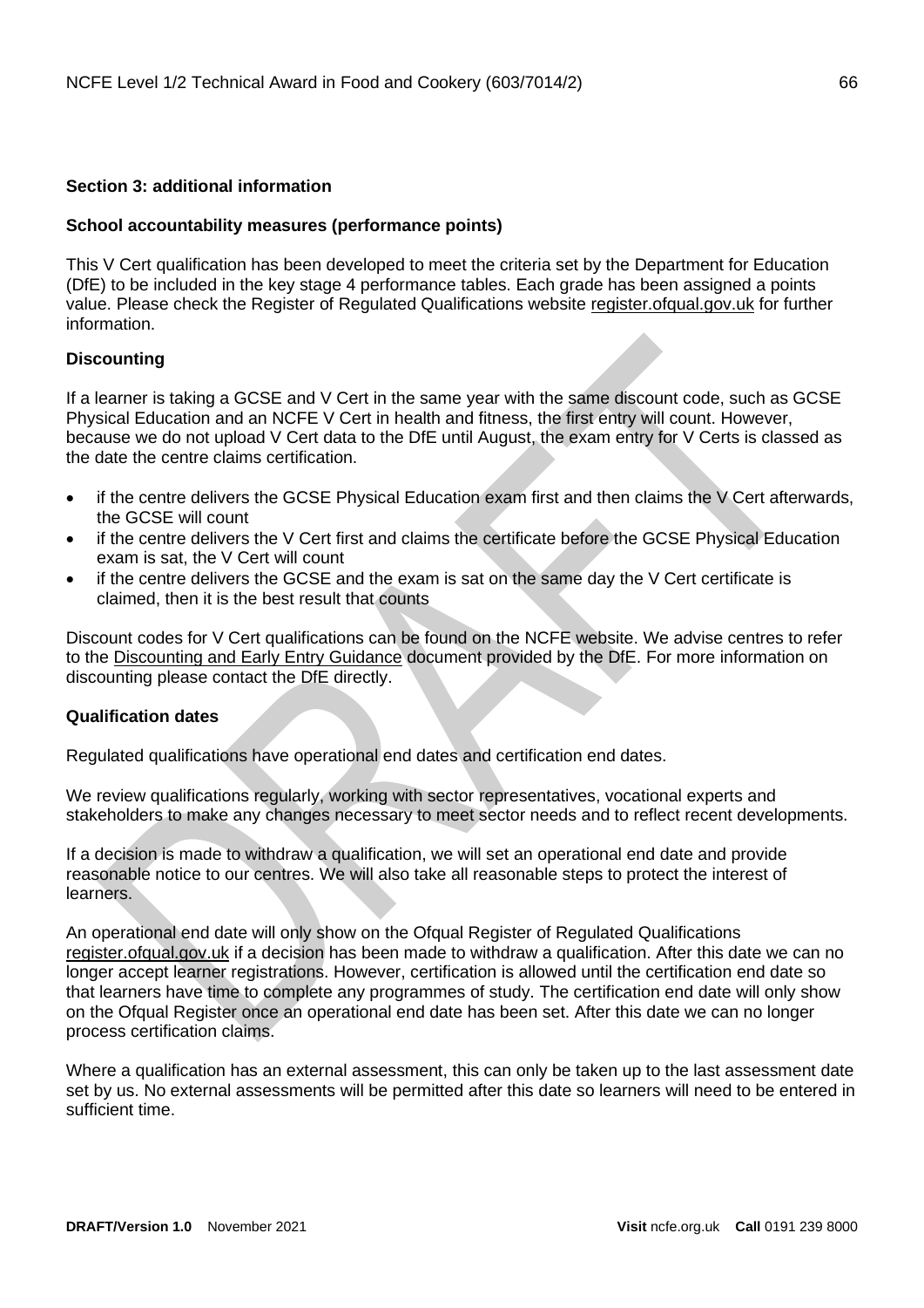## Section 3: additional information

### School accountability measures (performance points)

This V Cert qualification has been developed to meet the criteria set by the Department for Education (DfE) to be included in the key stage 4 performance tables. Each grade has been assigned a points value. Please check the Register of Regulated Qualifications website register.ofqual.gov.uk for further information.

### Discounting

If a learner is taking a GCSE and V Cert in the same year with the same discount code, such as GCSE Physical Education and an NCFE V Cert in health and fitness, the first entry will count. However, because we do not upload V Cert data to the DfE until August, the exam entry for V Certs is classed as the date the centre claims certification.

- if the centre delivers the GCSE Physical Education exam first and then claims the V Cert afterwards, the GCSE will count
- if the centre delivers the V Cert first and claims the certificate before the GCSE Physical Education exam is sat, the V Cert will count
- if the centre delivers the GCSE and the exam is sat on the same day the V Cert certificate is claimed, then it is the best result that counts

Discount codes for V Cert qualifications can be found on the NCFE website. We advise centres to refer to the Discounting and Early Entry Guidance document provided by the DfE. For more information on discounting please contact the DfE directly.

### Qualification dates

Regulated qualifications have operational end dates and certification end dates.

We review qualifications regularly, working with sector representatives, vocational experts and stakeholders to make any changes necessary to meet sector needs and to reflect recent developments.

If a decision is made to withdraw a qualification, we will set an operational end date and provide reasonable notice to our centres. We will also take all reasonable steps to protect the interest of learners.

An operational end date will only show on the Ofqual Register of Regulated Qualifications register.ofqual.gov.uk if a decision has been made to withdraw a qualification. After this date we can no longer accept learner registrations. However, certification is allowed until the certification end date so that learners have time to complete any programmes of study. The certification end date will only show on the Ofqual Register once an operational end date has been set. After this date we can no longer process certification claims.

Where a qualification has an external assessment, this can only be taken up to the last assessment date set by us. No external assessments will be permitted after this date so learners will need to be entered in sufficient time.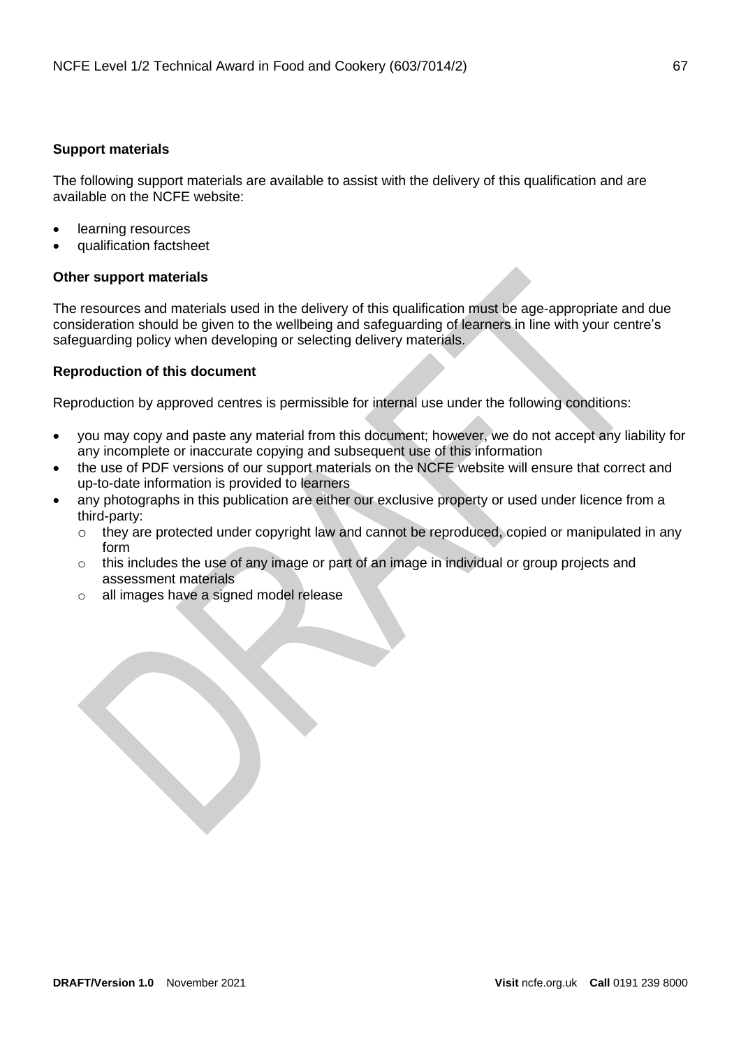**Support materials**

The following support materials are available to assist with the delivery of this qualification and are available on the NCFE website:

- learning resources
- qualification factsheet

**Other support materials**

The resources and materials used in the delivery of this qualification must be age-appropriate and due consideration should be given to the wellbeing and safeguarding of learners in line with your centre's safeguarding policy when developing or selecting delivery materials.

**Reproduction of this document**

Reproduction by approved centres is permissible for internal use under the following conditions:

- you may copy and paste any material from this document; however, we do not accept any liability for any incomplete or inaccurate copying and subsequent use of this information
- the use of PDF versions of our support materials on the NCFE website will ensure that correct and up-to-date information is provided to learners
- any photographs in this publication are either our exclusive property or used under licence from a third-party:
  - they are protected under copyright law and cannot be reproduced, copied or manipulated in any form
  - this includes the use of any image or part of an image in individual or group projects and assessment materials
  - all images have a signed model release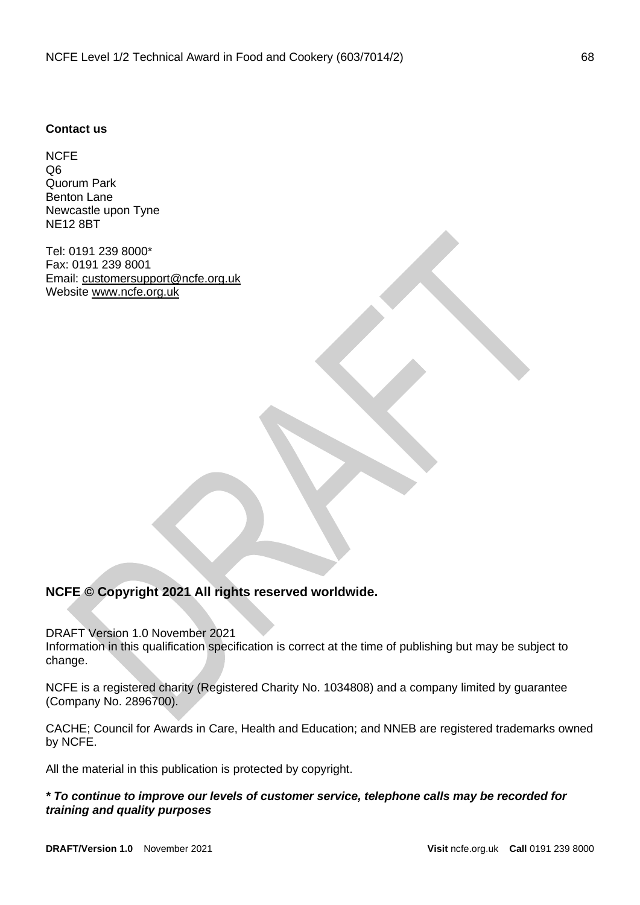**Contact us**

NCFE
Q6
Quorum Park
Benton Lane
Newcastle upon Tyne
NE12 8BT

Tel: 0191 239 8000*
Fax: 0191 239 8001
Email: customersupport@ncfe.org.uk
Website www.ncfe.org.uk

## NCFE © Copyright 2021 All rights reserved worldwide.

DRAFT Version 1.0 November 2021
Information in this qualification specification is correct at the time of publishing but may be subject to change.

NCFE is a registered charity (Registered Charity No. 1034808) and a company limited by guarantee (Company No. 2896700).

CACHE; Council for Awards in Care, Health and Education; and NNEB are registered trademarks owned by NCFE.

All the material in this publication is protected by copyright.

***** ***To continue to improve our levels of customer service, telephone calls may be recorded for training and quality purposes***